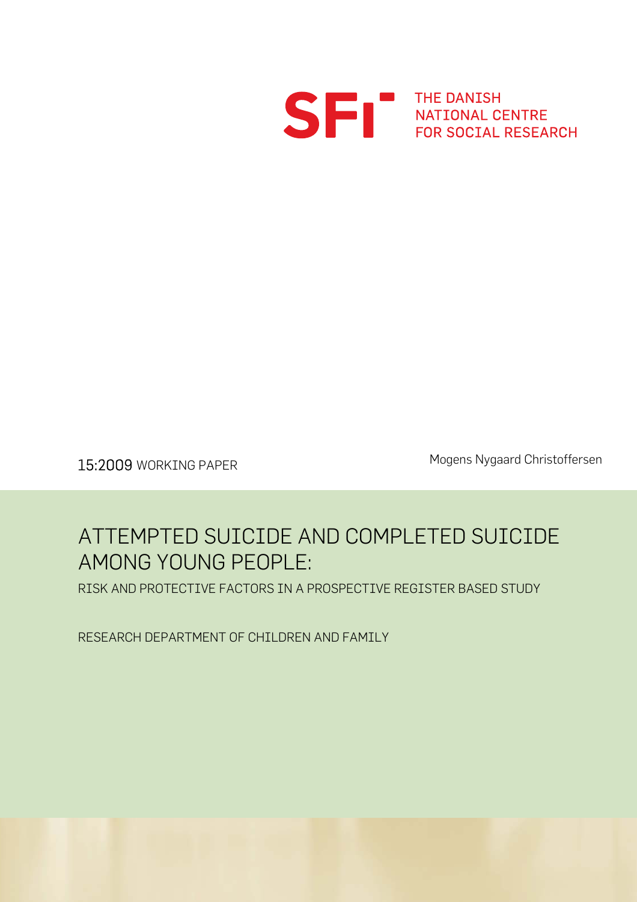SFI THE DANISH NATIONAL CENTRE FOR SOCIAL RESEARCH

15:2009 WORKING PAPER

Mogens Nygaard Christoffersen

# ATTEMPTED SUICIDE AND COMPLETED SUICIDE AMONG YOUNG PEOPLE:

RISK AND PROTECTIVE FACTORS IN A PROSPECTIVE REGISTER BASED STUDY

RESEARCH DEPARTMENT OF CHILDREN AND FAMILY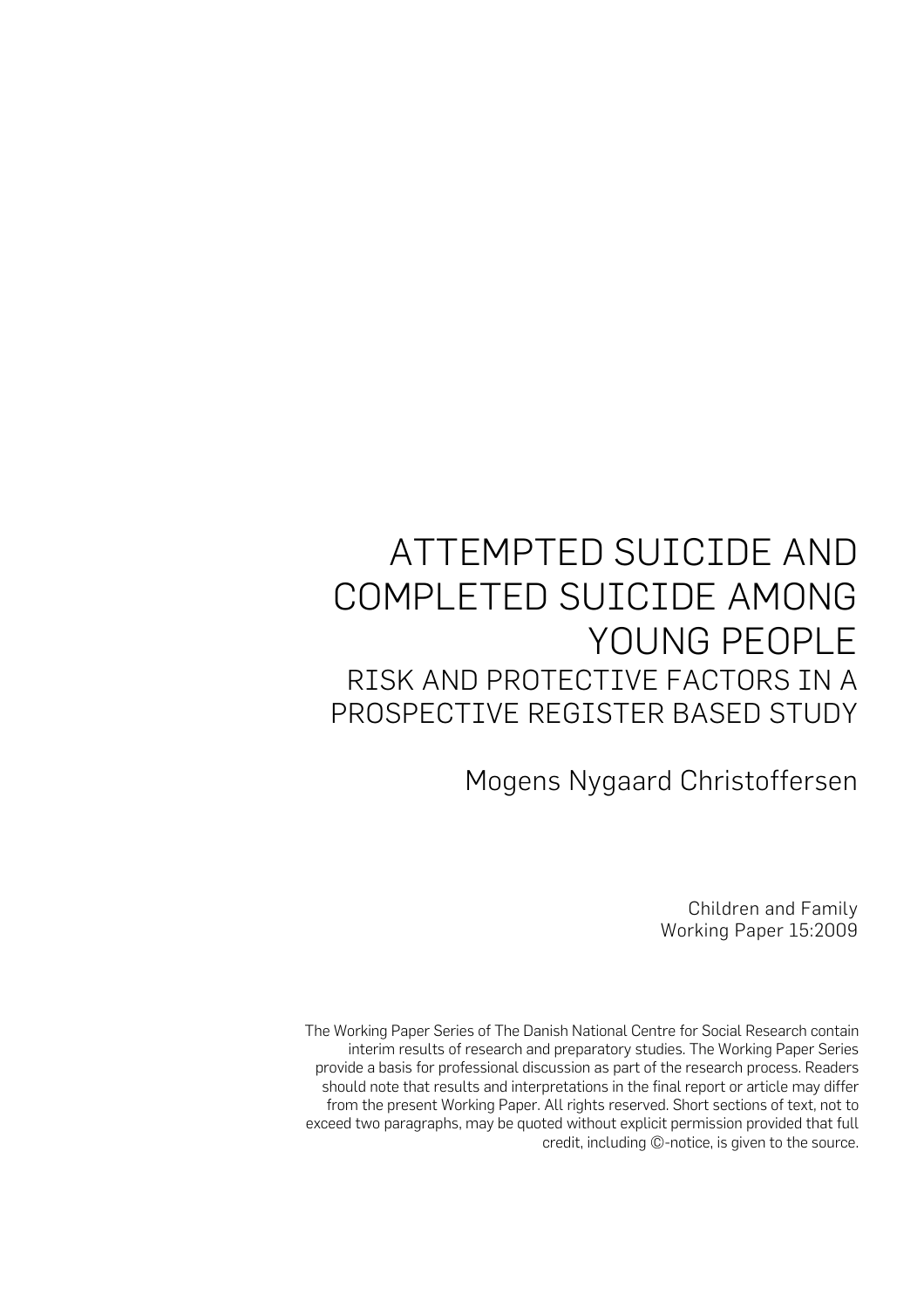# ATTEMPTED SUICIDE AND COMPLETED SUICIDE AMONG YOUNG PEOPLE

## RISK AND PROTECTIVE FACTORS IN A PROSPECTIVE REGISTER BASED STUDY

Mogens Nygaard Christoffersen

Children and Family
Working Paper 15:2009

The Working Paper Series of The Danish National Centre for Social Research contain interim results of research and preparatory studies. The Working Paper Series provide a basis for professional discussion as part of the research process. Readers should note that results and interpretations in the final report or article may differ from the present Working Paper. All rights reserved. Short sections of text, not to exceed two paragraphs, may be quoted without explicit permission provided that full credit, including ©-notice, is given to the source.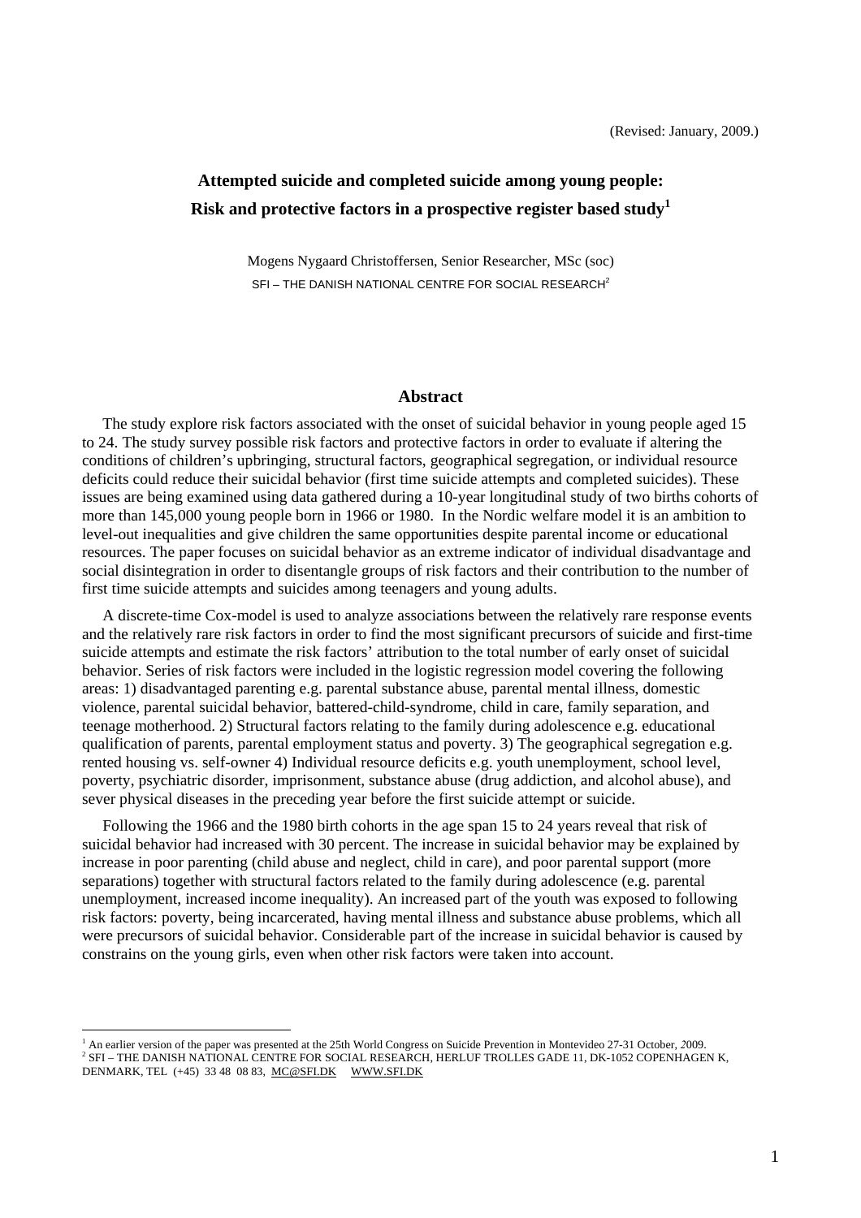(Revised: January, 2009.)

# Attempted suicide and completed suicide among young people: Risk and protective factors in a prospective register based study[1]

Mogens Nygaard Christoffersen, Senior Researcher, MSc (soc)

SFI – THE DANISH NATIONAL CENTRE FOR SOCIAL RESEARCH[2]

## Abstract

The study explore risk factors associated with the onset of suicidal behavior in young people aged 15 to 24. The study survey possible risk factors and protective factors in order to evaluate if altering the conditions of children's upbringing, structural factors, geographical segregation, or individual resource deficits could reduce their suicidal behavior (first time suicide attempts and completed suicides). These issues are being examined using data gathered during a 10-year longitudinal study of two births cohorts of more than 145,000 young people born in 1966 or 1980. In the Nordic welfare model it is an ambition to level-out inequalities and give children the same opportunities despite parental income or educational resources. The paper focuses on suicidal behavior as an extreme indicator of individual disadvantage and social disintegration in order to disentangle groups of risk factors and their contribution to the number of first time suicide attempts and suicides among teenagers and young adults.

A discrete-time Cox-model is used to analyze associations between the relatively rare response events and the relatively rare risk factors in order to find the most significant precursors of suicide and first-time suicide attempts and estimate the risk factors' attribution to the total number of early onset of suicidal behavior. Series of risk factors were included in the logistic regression model covering the following areas: 1) disadvantaged parenting e.g. parental substance abuse, parental mental illness, domestic violence, parental suicidal behavior, battered-child-syndrome, child in care, family separation, and teenage motherhood. 2) Structural factors relating to the family during adolescence e.g. educational qualification of parents, parental employment status and poverty. 3) The geographical segregation e.g. rented housing vs. self-owner 4) Individual resource deficits e.g. youth unemployment, school level, poverty, psychiatric disorder, imprisonment, substance abuse (drug addiction, and alcohol abuse), and sever physical diseases in the preceding year before the first suicide attempt or suicide.

Following the 1966 and the 1980 birth cohorts in the age span 15 to 24 years reveal that risk of suicidal behavior had increased with 30 percent. The increase in suicidal behavior may be explained by increase in poor parenting (child abuse and neglect, child in care), and poor parental support (more separations) together with structural factors related to the family during adolescence (e.g. parental unemployment, increased income inequality). An increased part of the youth was exposed to following risk factors: poverty, being incarcerated, having mental illness and substance abuse problems, which all were precursors of suicidal behavior. Considerable part of the increase in suicidal behavior is caused by constrains on the young girls, even when other risk factors were taken into account.

---

[1] An earlier version of the paper was presented at the 25th World Congress on Suicide Prevention in Montevideo 27-31 October, 2009.

[2] SFI – THE DANISH NATIONAL CENTRE FOR SOCIAL RESEARCH, HERLUF TROLLES GADE 11, DK-1052 COPENHAGEN K, DENMARK, TEL (+45) 33 48 08 83, MC@SFI.DK WWW.SFI.DK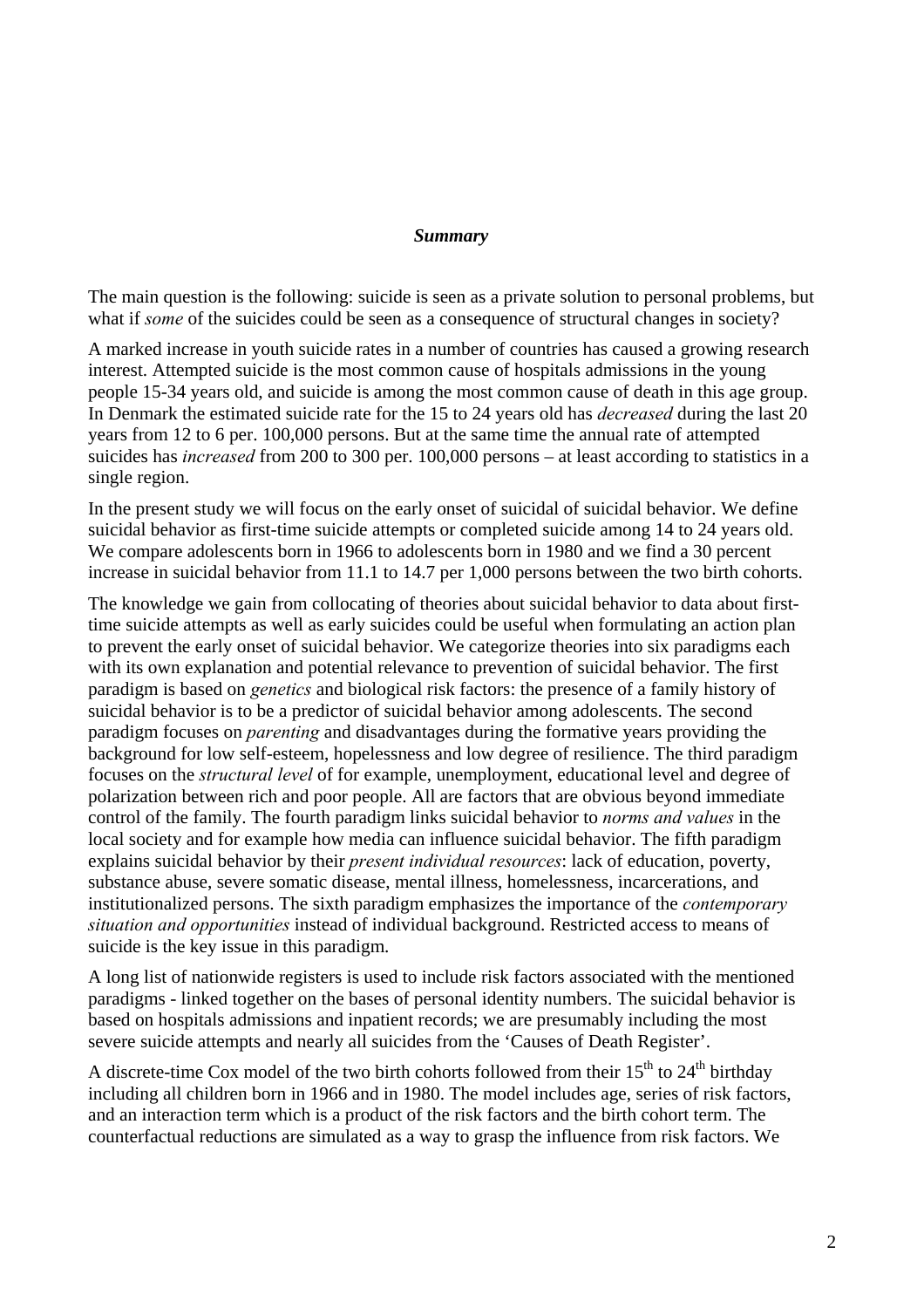## *Summary*

The main question is the following: suicide is seen as a private solution to personal problems, but what if *some* of the suicides could be seen as a consequence of structural changes in society?

A marked increase in youth suicide rates in a number of countries has caused a growing research interest. Attempted suicide is the most common cause of hospitals admissions in the young people 15-34 years old, and suicide is among the most common cause of death in this age group. In Denmark the estimated suicide rate for the 15 to 24 years old has *decreased* during the last 20 years from 12 to 6 per. 100,000 persons. But at the same time the annual rate of attempted suicides has *increased* from 200 to 300 per. 100,000 persons – at least according to statistics in a single region.

In the present study we will focus on the early onset of suicidal of suicidal behavior. We define suicidal behavior as first-time suicide attempts or completed suicide among 14 to 24 years old. We compare adolescents born in 1966 to adolescents born in 1980 and we find a 30 percent increase in suicidal behavior from 11.1 to 14.7 per 1,000 persons between the two birth cohorts.

The knowledge we gain from collocating of theories about suicidal behavior to data about first-time suicide attempts as well as early suicides could be useful when formulating an action plan to prevent the early onset of suicidal behavior. We categorize theories into six paradigms each with its own explanation and potential relevance to prevention of suicidal behavior. The first paradigm is based on *genetics* and biological risk factors: the presence of a family history of suicidal behavior is to be a predictor of suicidal behavior among adolescents. The second paradigm focuses on *parenting* and disadvantages during the formative years providing the background for low self-esteem, hopelessness and low degree of resilience. The third paradigm focuses on the *structural level* of for example, unemployment, educational level and degree of polarization between rich and poor people. All are factors that are obvious beyond immediate control of the family. The fourth paradigm links suicidal behavior to *norms and values* in the local society and for example how media can influence suicidal behavior. The fifth paradigm explains suicidal behavior by their *present individual resources*: lack of education, poverty, substance abuse, severe somatic disease, mental illness, homelessness, incarcerations, and institutionalized persons. The sixth paradigm emphasizes the importance of the *contemporary situation and opportunities* instead of individual background. Restricted access to means of suicide is the key issue in this paradigm.

A long list of nationwide registers is used to include risk factors associated with the mentioned paradigms - linked together on the bases of personal identity numbers. The suicidal behavior is based on hospitals admissions and inpatient records; we are presumably including the most severe suicide attempts and nearly all suicides from the 'Causes of Death Register'.

A discrete-time Cox model of the two birth cohorts followed from their $15^{th}$ to $24^{th}$ birthday including all children born in 1966 and in 1980. The model includes age, series of risk factors, and an interaction term which is a product of the risk factors and the birth cohort term. The counterfactual reductions are simulated as a way to grasp the influence from risk factors. We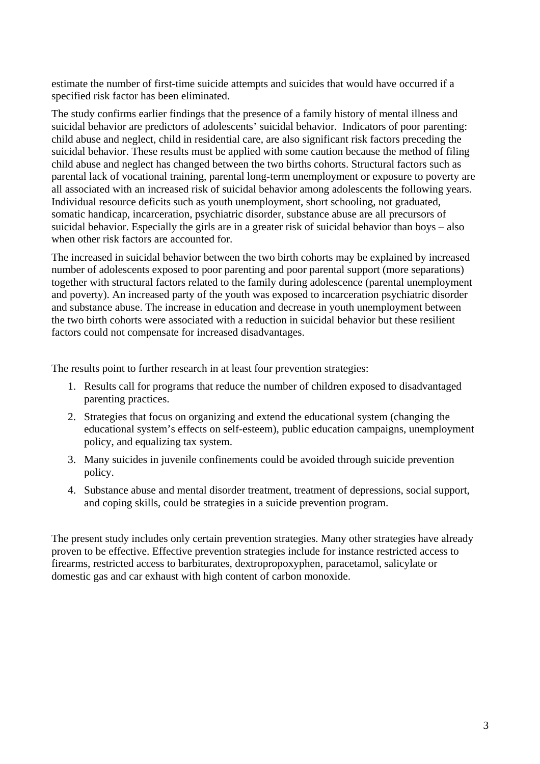estimate the number of first-time suicide attempts and suicides that would have occurred if a specified risk factor has been eliminated.

The study confirms earlier findings that the presence of a family history of mental illness and suicidal behavior are predictors of adolescents' suicidal behavior. Indicators of poor parenting: child abuse and neglect, child in residential care, are also significant risk factors preceding the suicidal behavior. These results must be applied with some caution because the method of filing child abuse and neglect has changed between the two births cohorts. Structural factors such as parental lack of vocational training, parental long-term unemployment or exposure to poverty are all associated with an increased risk of suicidal behavior among adolescents the following years. Individual resource deficits such as youth unemployment, short schooling, not graduated, somatic handicap, incarceration, psychiatric disorder, substance abuse are all precursors of suicidal behavior. Especially the girls are in a greater risk of suicidal behavior than boys – also when other risk factors are accounted for.

The increased in suicidal behavior between the two birth cohorts may be explained by increased number of adolescents exposed to poor parenting and poor parental support (more separations) together with structural factors related to the family during adolescence (parental unemployment and poverty). An increased party of the youth was exposed to incarceration psychiatric disorder and substance abuse. The increase in education and decrease in youth unemployment between the two birth cohorts were associated with a reduction in suicidal behavior but these resilient factors could not compensate for increased disadvantages.

The results point to further research in at least four prevention strategies:

1. Results call for programs that reduce the number of children exposed to disadvantaged parenting practices.
2. Strategies that focus on organizing and extend the educational system (changing the educational system's effects on self-esteem), public education campaigns, unemployment policy, and equalizing tax system.
3. Many suicides in juvenile confinements could be avoided through suicide prevention policy.
4. Substance abuse and mental disorder treatment, treatment of depressions, social support, and coping skills, could be strategies in a suicide prevention program.

The present study includes only certain prevention strategies. Many other strategies have already proven to be effective. Effective prevention strategies include for instance restricted access to firearms, restricted access to barbiturates, dextropropoxyphen, paracetamol, salicylate or domestic gas and car exhaust with high content of carbon monoxide.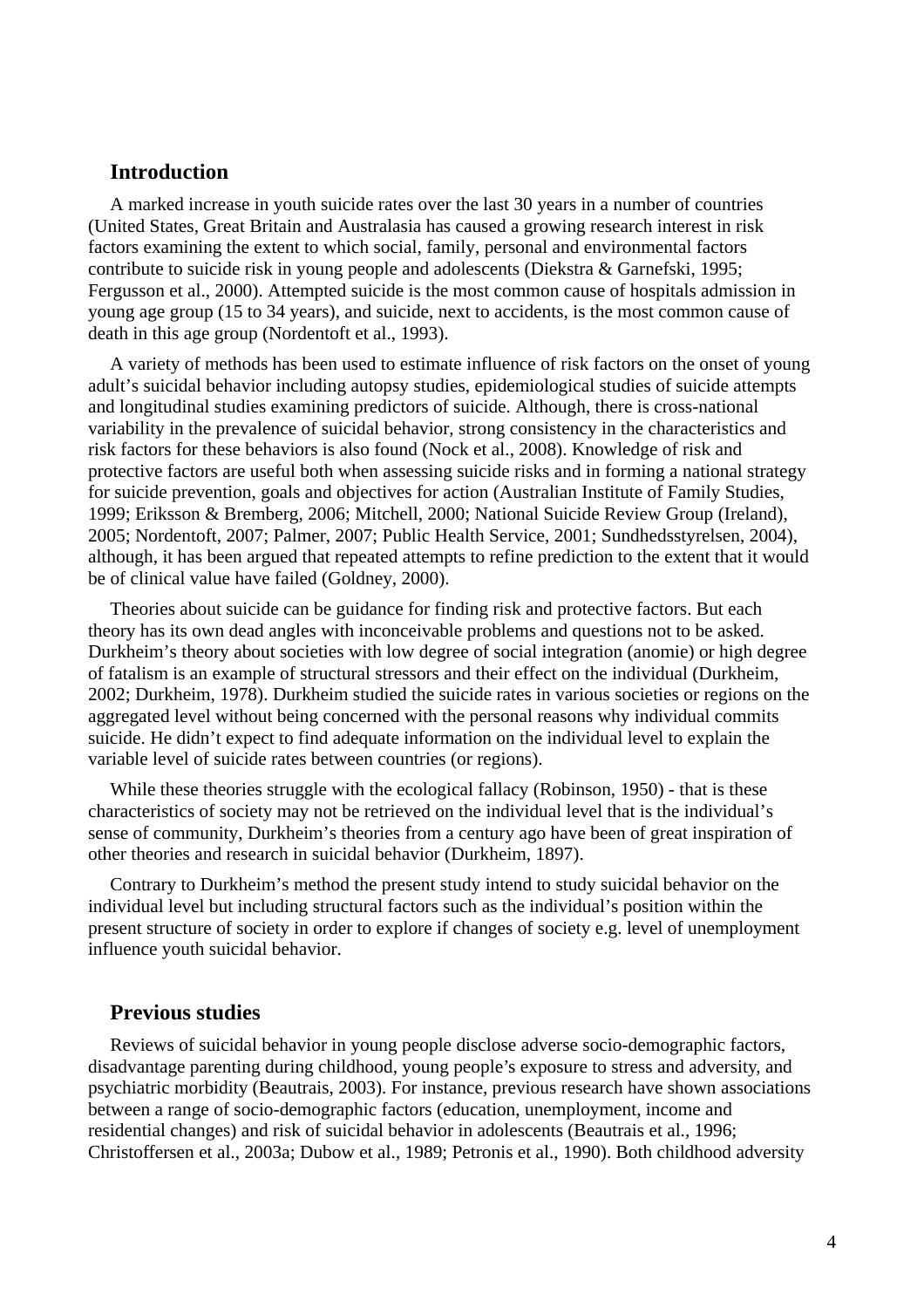## Introduction

A marked increase in youth suicide rates over the last 30 years in a number of countries (United States, Great Britain and Australasia has caused a growing research interest in risk factors examining the extent to which social, family, personal and environmental factors contribute to suicide risk in young people and adolescents (Diekstra & Garnefski, 1995; Fergusson et al., 2000). Attempted suicide is the most common cause of hospitals admission in young age group (15 to 34 years), and suicide, next to accidents, is the most common cause of death in this age group (Nordentoft et al., 1993).

A variety of methods has been used to estimate influence of risk factors on the onset of young adult's suicidal behavior including autopsy studies, epidemiological studies of suicide attempts and longitudinal studies examining predictors of suicide. Although, there is cross-national variability in the prevalence of suicidal behavior, strong consistency in the characteristics and risk factors for these behaviors is also found (Nock et al., 2008). Knowledge of risk and protective factors are useful both when assessing suicide risks and in forming a national strategy for suicide prevention, goals and objectives for action (Australian Institute of Family Studies, 1999; Eriksson & Bremberg, 2006; Mitchell, 2000; National Suicide Review Group (Ireland), 2005; Nordentoft, 2007; Palmer, 2007; Public Health Service, 2001; Sundhedsstyrelsen, 2004), although, it has been argued that repeated attempts to refine prediction to the extent that it would be of clinical value have failed (Goldney, 2000).

Theories about suicide can be guidance for finding risk and protective factors. But each theory has its own dead angles with inconceivable problems and questions not to be asked. Durkheim's theory about societies with low degree of social integration (anomie) or high degree of fatalism is an example of structural stressors and their effect on the individual (Durkheim, 2002; Durkheim, 1978). Durkheim studied the suicide rates in various societies or regions on the aggregated level without being concerned with the personal reasons why individual commits suicide. He didn't expect to find adequate information on the individual level to explain the variable level of suicide rates between countries (or regions).

While these theories struggle with the ecological fallacy (Robinson, 1950) - that is these characteristics of society may not be retrieved on the individual level that is the individual's sense of community, Durkheim's theories from a century ago have been of great inspiration of other theories and research in suicidal behavior (Durkheim, 1897).

Contrary to Durkheim's method the present study intend to study suicidal behavior on the individual level but including structural factors such as the individual's position within the present structure of society in order to explore if changes of society e.g. level of unemployment influence youth suicidal behavior.

## Previous studies

Reviews of suicidal behavior in young people disclose adverse socio-demographic factors, disadvantage parenting during childhood, young people's exposure to stress and adversity, and psychiatric morbidity (Beautrais, 2003). For instance, previous research have shown associations between a range of socio-demographic factors (education, unemployment, income and residential changes) and risk of suicidal behavior in adolescents (Beautrais et al., 1996; Christoffersen et al., 2003a; Dubow et al., 1989; Petronis et al., 1990). Both childhood adversity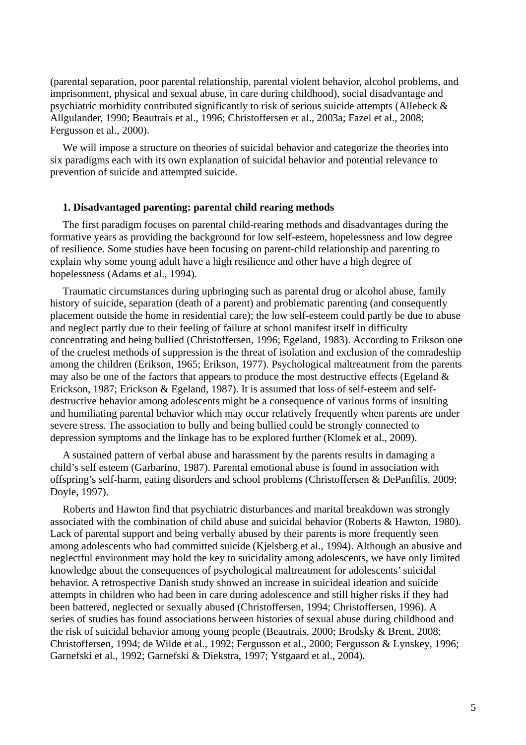(parental separation, poor parental relationship, parental violent behavior, alcohol problems, and imprisonment, physical and sexual abuse, in care during childhood), social disadvantage and psychiatric morbidity contributed significantly to risk of serious suicide attempts (Allebeck & Allgulander, 1990; Beautrais et al., 1996; Christoffersen et al., 2003a; Fazel et al., 2008; Fergusson et al., 2000).

We will impose a structure on theories of suicidal behavior and categorize the theories into six paradigms each with its own explanation of suicidal behavior and potential relevance to prevention of suicide and attempted suicide.

### 1. Disadvantaged parenting: parental child rearing methods

The first paradigm focuses on parental child-rearing methods and disadvantages during the formative years as providing the background for low self-esteem, hopelessness and low degree of resilience. Some studies have been focusing on parent-child relationship and parenting to explain why some young adult have a high resilience and other have a high degree of hopelessness (Adams et al., 1994).

Traumatic circumstances during upbringing such as parental drug or alcohol abuse, family history of suicide, separation (death of a parent) and problematic parenting (and consequently placement outside the home in residential care); the low self-esteem could partly be due to abuse and neglect partly due to their feeling of failure at school manifest itself in difficulty concentrating and being bullied (Christoffersen, 1996; Egeland, 1983). According to Erikson one of the cruelest methods of suppression is the threat of isolation and exclusion of the comradeship among the children (Erikson, 1965; Erikson, 1977). Psychological maltreatment from the parents may also be one of the factors that appears to produce the most destructive effects (Egeland & Erickson, 1987; Erickson & Egeland, 1987). It is assumed that loss of self-esteem and self-destructive behavior among adolescents might be a consequence of various forms of insulting and humiliating parental behavior which may occur relatively frequently when parents are under severe stress. The association to bully and being bullied could be strongly connected to depression symptoms and the linkage has to be explored further (Klomek et al., 2009).

A sustained pattern of verbal abuse and harassment by the parents results in damaging a child's self esteem (Garbarino, 1987). Parental emotional abuse is found in association with offspring's self-harm, eating disorders and school problems (Christoffersen & DePanfilis, 2009; Doyle, 1997).

Roberts and Hawton find that psychiatric disturbances and marital breakdown was strongly associated with the combination of child abuse and suicidal behavior (Roberts & Hawton, 1980). Lack of parental support and being verbally abused by their parents is more frequently seen among adolescents who had committed suicide (Kjelsberg et al., 1994). Although an abusive and neglectful environment may hold the key to suicidality among adolescents, we have only limited knowledge about the consequences of psychological maltreatment for adolescents' suicidal behavior. A retrospective Danish study showed an increase in suicideal ideation and suicide attempts in children who had been in care during adolescence and still higher risks if they had been battered, neglected or sexually abused (Christoffersen, 1994; Christoffersen, 1996). A series of studies has found associations between histories of sexual abuse during childhood and the risk of suicidal behavior among young people (Beautrais, 2000; Brodsky & Brent, 2008; Christoffersen, 1994; de Wilde et al., 1992; Fergusson et al., 2000; Fergusson & Lynskey, 1996; Garnefski et al., 1992; Garnefski & Diekstra, 1997; Ystgaard et al., 2004).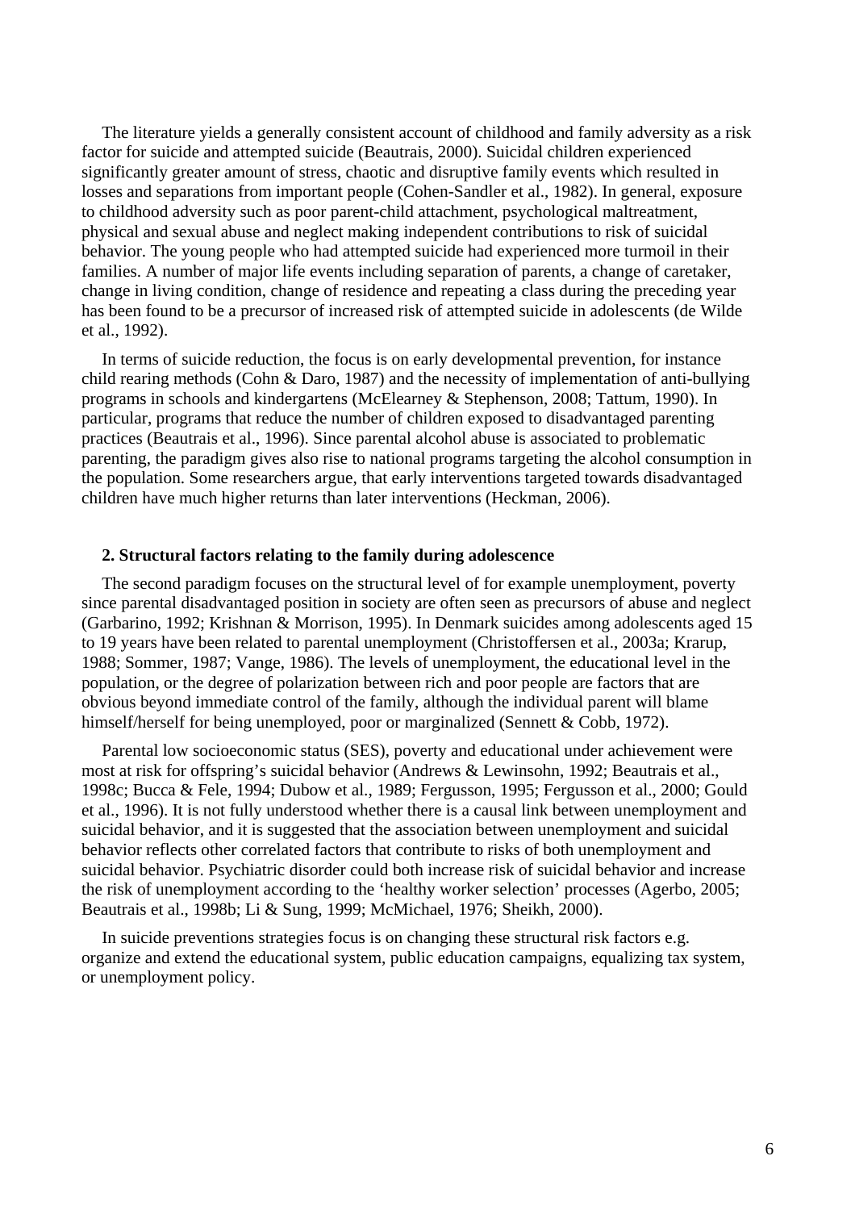The literature yields a generally consistent account of childhood and family adversity as a risk factor for suicide and attempted suicide (Beautrais, 2000). Suicidal children experienced significantly greater amount of stress, chaotic and disruptive family events which resulted in losses and separations from important people (Cohen-Sandler et al., 1982). In general, exposure to childhood adversity such as poor parent-child attachment, psychological maltreatment, physical and sexual abuse and neglect making independent contributions to risk of suicidal behavior. The young people who had attempted suicide had experienced more turmoil in their families. A number of major life events including separation of parents, a change of caretaker, change in living condition, change of residence and repeating a class during the preceding year has been found to be a precursor of increased risk of attempted suicide in adolescents (de Wilde et al., 1992).

In terms of suicide reduction, the focus is on early developmental prevention, for instance child rearing methods (Cohn & Daro, 1987) and the necessity of implementation of anti-bullying programs in schools and kindergartens (McElearney & Stephenson, 2008; Tattum, 1990). In particular, programs that reduce the number of children exposed to disadvantaged parenting practices (Beautrais et al., 1996). Since parental alcohol abuse is associated to problematic parenting, the paradigm gives also rise to national programs targeting the alcohol consumption in the population. Some researchers argue, that early interventions targeted towards disadvantaged children have much higher returns than later interventions (Heckman, 2006).

**2. Structural factors relating to the family during adolescence**

The second paradigm focuses on the structural level of for example unemployment, poverty since parental disadvantaged position in society are often seen as precursors of abuse and neglect (Garbarino, 1992; Krishnan & Morrison, 1995). In Denmark suicides among adolescents aged 15 to 19 years have been related to parental unemployment (Christoffersen et al., 2003a; Krarup, 1988; Sommer, 1987; Vange, 1986). The levels of unemployment, the educational level in the population, or the degree of polarization between rich and poor people are factors that are obvious beyond immediate control of the family, although the individual parent will blame himself/herself for being unemployed, poor or marginalized (Sennett & Cobb, 1972).

Parental low socioeconomic status (SES), poverty and educational under achievement were most at risk for offspring's suicidal behavior (Andrews & Lewinsohn, 1992; Beautrais et al., 1998c; Bucca & Fele, 1994; Dubow et al., 1989; Fergusson, 1995; Fergusson et al., 2000; Gould et al., 1996). It is not fully understood whether there is a causal link between unemployment and suicidal behavior, and it is suggested that the association between unemployment and suicidal behavior reflects other correlated factors that contribute to risks of both unemployment and suicidal behavior. Psychiatric disorder could both increase risk of suicidal behavior and increase the risk of unemployment according to the 'healthy worker selection' processes (Agerbo, 2005; Beautrais et al., 1998b; Li & Sung, 1999; McMichael, 1976; Sheikh, 2000).

In suicide preventions strategies focus is on changing these structural risk factors e.g. organize and extend the educational system, public education campaigns, equalizing tax system, or unemployment policy.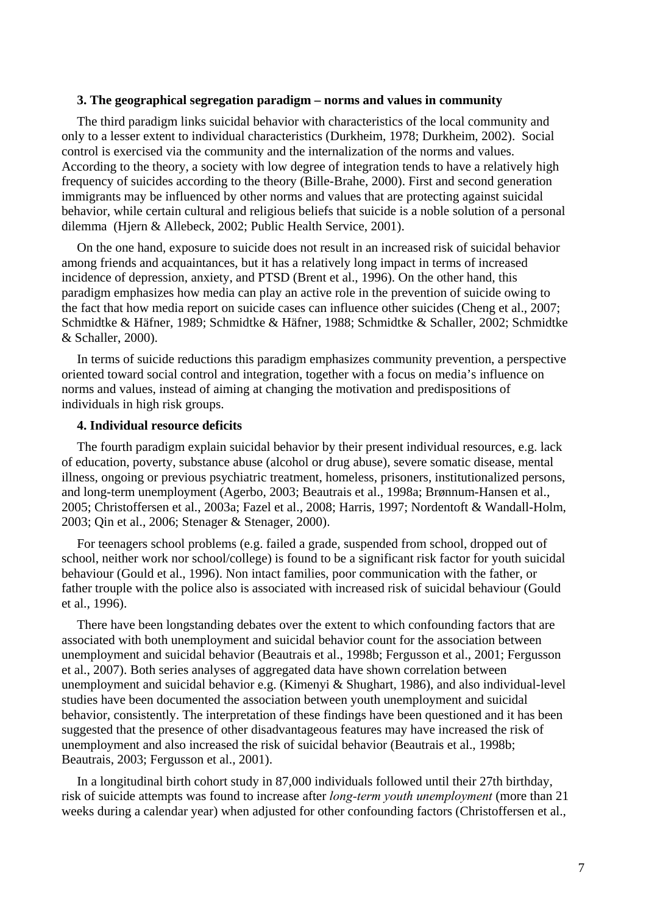### 3. The geographical segregation paradigm – norms and values in community

The third paradigm links suicidal behavior with characteristics of the local community and only to a lesser extent to individual characteristics (Durkheim, 1978; Durkheim, 2002). Social control is exercised via the community and the internalization of the norms and values. According to the theory, a society with low degree of integration tends to have a relatively high frequency of suicides according to the theory (Bille-Brahe, 2000). First and second generation immigrants may be influenced by other norms and values that are protecting against suicidal behavior, while certain cultural and religious beliefs that suicide is a noble solution of a personal dilemma (Hjern & Allebeck, 2002; Public Health Service, 2001).

On the one hand, exposure to suicide does not result in an increased risk of suicidal behavior among friends and acquaintances, but it has a relatively long impact in terms of increased incidence of depression, anxiety, and PTSD (Brent et al., 1996). On the other hand, this paradigm emphasizes how media can play an active role in the prevention of suicide owing to the fact that how media report on suicide cases can influence other suicides (Cheng et al., 2007; Schmidtke & Häfner, 1989; Schmidtke & Häfner, 1988; Schmidtke & Schaller, 2002; Schmidtke & Schaller, 2000).

In terms of suicide reductions this paradigm emphasizes community prevention, a perspective oriented toward social control and integration, together with a focus on media's influence on norms and values, instead of aiming at changing the motivation and predispositions of individuals in high risk groups.

### 4. Individual resource deficits

The fourth paradigm explain suicidal behavior by their present individual resources, e.g. lack of education, poverty, substance abuse (alcohol or drug abuse), severe somatic disease, mental illness, ongoing or previous psychiatric treatment, homeless, prisoners, institutionalized persons, and long-term unemployment (Agerbo, 2003; Beautrais et al., 1998a; Brønnum-Hansen et al., 2005; Christoffersen et al., 2003a; Fazel et al., 2008; Harris, 1997; Nordentoft & Wandall-Holm, 2003; Qin et al., 2006; Stenager & Stenager, 2000).

For teenagers school problems (e.g. failed a grade, suspended from school, dropped out of school, neither work nor school/college) is found to be a significant risk factor for youth suicidal behaviour (Gould et al., 1996). Non intact families, poor communication with the father, or father trouple with the police also is associated with increased risk of suicidal behaviour (Gould et al., 1996).

There have been longstanding debates over the extent to which confounding factors that are associated with both unemployment and suicidal behavior count for the association between unemployment and suicidal behavior (Beautrais et al., 1998b; Fergusson et al., 2001; Fergusson et al., 2007). Both series analyses of aggregated data have shown correlation between unemployment and suicidal behavior e.g. (Kimenyi & Shughart, 1986), and also individual-level studies have been documented the association between youth unemployment and suicidal behavior, consistently. The interpretation of these findings have been questioned and it has been suggested that the presence of other disadvantageous features may have increased the risk of unemployment and also increased the risk of suicidal behavior (Beautrais et al., 1998b; Beautrais, 2003; Fergusson et al., 2001).

In a longitudinal birth cohort study in 87,000 individuals followed until their 27th birthday, risk of suicide attempts was found to increase after *long-term youth unemployment* (more than 21 weeks during a calendar year) when adjusted for other confounding factors (Christoffersen et al.,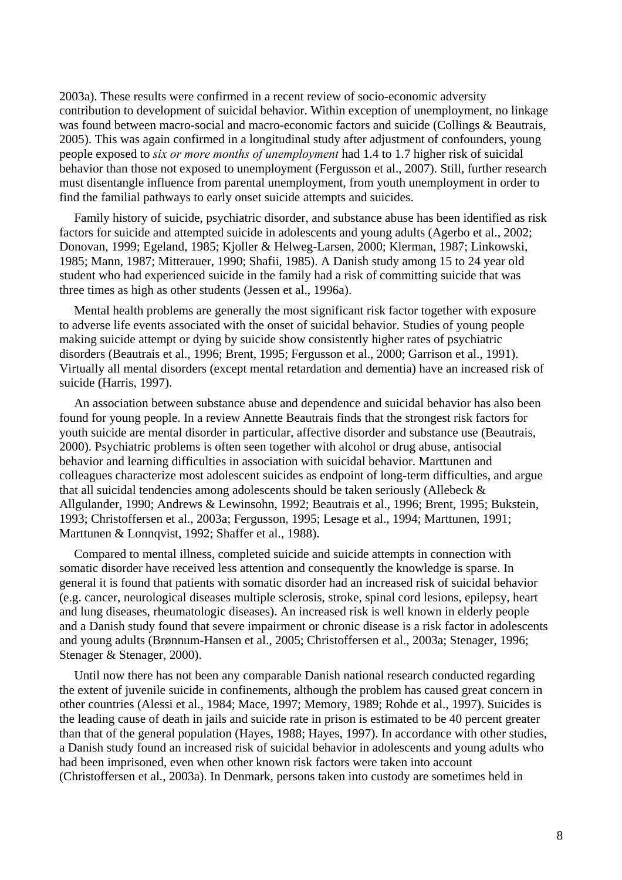2003a). These results were confirmed in a recent review of socio-economic adversity contribution to development of suicidal behavior. Within exception of unemployment, no linkage was found between macro-social and macro-economic factors and suicide (Collings & Beautrais, 2005). This was again confirmed in a longitudinal study after adjustment of confounders, young people exposed to *six or more months of unemployment* had 1.4 to 1.7 higher risk of suicidal behavior than those not exposed to unemployment (Fergusson et al., 2007). Still, further research must disentangle influence from parental unemployment, from youth unemployment in order to find the familial pathways to early onset suicide attempts and suicides.

Family history of suicide, psychiatric disorder, and substance abuse has been identified as risk factors for suicide and attempted suicide in adolescents and young adults (Agerbo et al., 2002; Donovan, 1999; Egeland, 1985; Kjoller & Helweg-Larsen, 2000; Klerman, 1987; Linkowski, 1985; Mann, 1987; Mitterauer, 1990; Shafii, 1985). A Danish study among 15 to 24 year old student who had experienced suicide in the family had a risk of committing suicide that was three times as high as other students (Jessen et al., 1996a).

Mental health problems are generally the most significant risk factor together with exposure to adverse life events associated with the onset of suicidal behavior. Studies of young people making suicide attempt or dying by suicide show consistently higher rates of psychiatric disorders (Beautrais et al., 1996; Brent, 1995; Fergusson et al., 2000; Garrison et al., 1991). Virtually all mental disorders (except mental retardation and dementia) have an increased risk of suicide (Harris, 1997).

An association between substance abuse and dependence and suicidal behavior has also been found for young people. In a review Annette Beautrais finds that the strongest risk factors for youth suicide are mental disorder in particular, affective disorder and substance use (Beautrais, 2000). Psychiatric problems is often seen together with alcohol or drug abuse, antisocial behavior and learning difficulties in association with suicidal behavior. Marttunen and colleagues characterize most adolescent suicides as endpoint of long-term difficulties, and argue that all suicidal tendencies among adolescents should be taken seriously (Allebeck & Allgulander, 1990; Andrews & Lewinsohn, 1992; Beautrais et al., 1996; Brent, 1995; Bukstein, 1993; Christoffersen et al., 2003a; Fergusson, 1995; Lesage et al., 1994; Marttunen, 1991; Marttunen & Lonnqvist, 1992; Shaffer et al., 1988).

Compared to mental illness, completed suicide and suicide attempts in connection with somatic disorder have received less attention and consequently the knowledge is sparse. In general it is found that patients with somatic disorder had an increased risk of suicidal behavior (e.g. cancer, neurological diseases multiple sclerosis, stroke, spinal cord lesions, epilepsy, heart and lung diseases, rheumatologic diseases). An increased risk is well known in elderly people and a Danish study found that severe impairment or chronic disease is a risk factor in adolescents and young adults (Brønnum-Hansen et al., 2005; Christoffersen et al., 2003a; Stenager, 1996; Stenager & Stenager, 2000).

Until now there has not been any comparable Danish national research conducted regarding the extent of juvenile suicide in confinements, although the problem has caused great concern in other countries (Alessi et al., 1984; Mace, 1997; Memory, 1989; Rohde et al., 1997). Suicides is the leading cause of death in jails and suicide rate in prison is estimated to be 40 percent greater than that of the general population (Hayes, 1988; Hayes, 1997). In accordance with other studies, a Danish study found an increased risk of suicidal behavior in adolescents and young adults who had been imprisoned, even when other known risk factors were taken into account (Christoffersen et al., 2003a). In Denmark, persons taken into custody are sometimes held in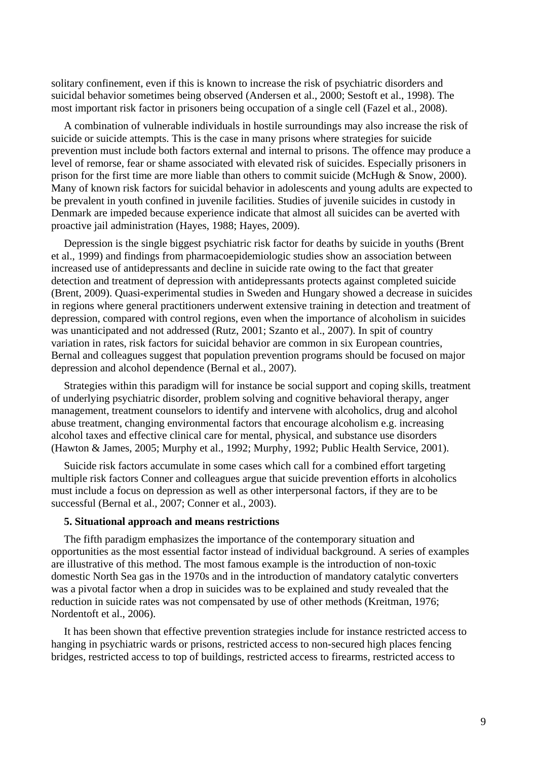solitary confinement, even if this is known to increase the risk of psychiatric disorders and suicidal behavior sometimes being observed (Andersen et al., 2000; Sestoft et al., 1998). The most important risk factor in prisoners being occupation of a single cell (Fazel et al., 2008).

A combination of vulnerable individuals in hostile surroundings may also increase the risk of suicide or suicide attempts. This is the case in many prisons where strategies for suicide prevention must include both factors external and internal to prisons. The offence may produce a level of remorse, fear or shame associated with elevated risk of suicides. Especially prisoners in prison for the first time are more liable than others to commit suicide (McHugh & Snow, 2000). Many of known risk factors for suicidal behavior in adolescents and young adults are expected to be prevalent in youth confined in juvenile facilities. Studies of juvenile suicides in custody in Denmark are impeded because experience indicate that almost all suicides can be averted with proactive jail administration (Hayes, 1988; Hayes, 2009).

Depression is the single biggest psychiatric risk factor for deaths by suicide in youths (Brent et al., 1999) and findings from pharmacoepidemiologic studies show an association between increased use of antidepressants and decline in suicide rate owing to the fact that greater detection and treatment of depression with antidepressants protects against completed suicide (Brent, 2009). Quasi-experimental studies in Sweden and Hungary showed a decrease in suicides in regions where general practitioners underwent extensive training in detection and treatment of depression, compared with control regions, even when the importance of alcoholism in suicides was unanticipated and not addressed (Rutz, 2001; Szanto et al., 2007). In spit of country variation in rates, risk factors for suicidal behavior are common in six European countries, Bernal and colleagues suggest that population prevention programs should be focused on major depression and alcohol dependence (Bernal et al., 2007).

Strategies within this paradigm will for instance be social support and coping skills, treatment of underlying psychiatric disorder, problem solving and cognitive behavioral therapy, anger management, treatment counselors to identify and intervene with alcoholics, drug and alcohol abuse treatment, changing environmental factors that encourage alcoholism e.g. increasing alcohol taxes and effective clinical care for mental, physical, and substance use disorders (Hawton & James, 2005; Murphy et al., 1992; Murphy, 1992; Public Health Service, 2001).

Suicide risk factors accumulate in some cases which call for a combined effort targeting multiple risk factors Conner and colleagues argue that suicide prevention efforts in alcoholics must include a focus on depression as well as other interpersonal factors, if they are to be successful (Bernal et al., 2007; Conner et al., 2003).

**5. Situational approach and means restrictions**

The fifth paradigm emphasizes the importance of the contemporary situation and opportunities as the most essential factor instead of individual background. A series of examples are illustrative of this method. The most famous example is the introduction of non-toxic domestic North Sea gas in the 1970s and in the introduction of mandatory catalytic converters was a pivotal factor when a drop in suicides was to be explained and study revealed that the reduction in suicide rates was not compensated by use of other methods (Kreitman, 1976; Nordentoft et al., 2006).

It has been shown that effective prevention strategies include for instance restricted access to hanging in psychiatric wards or prisons, restricted access to non-secured high places fencing bridges, restricted access to top of buildings, restricted access to firearms, restricted access to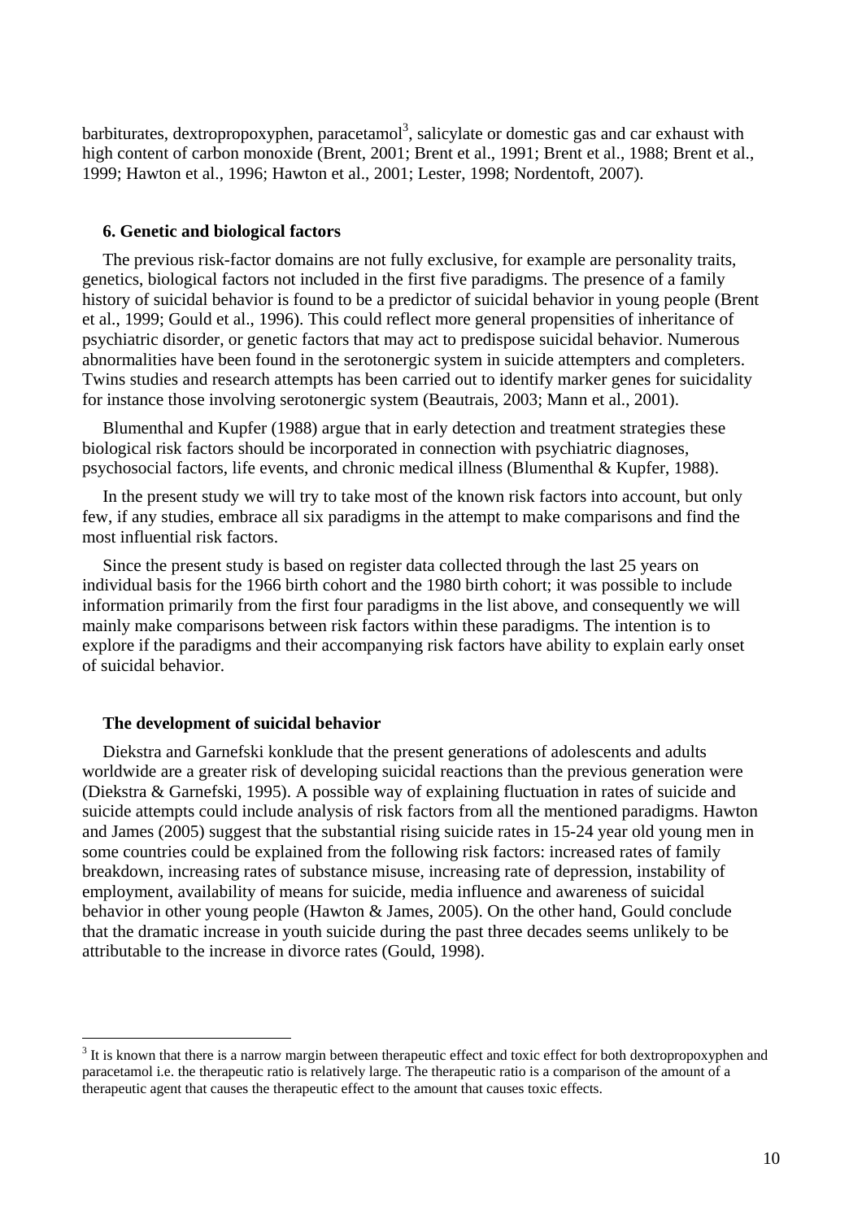barbiturates, dextropropoxyphen, paracetamol[3], salicylate or domestic gas and car exhaust with high content of carbon monoxide (Brent, 2001; Brent et al., 1991; Brent et al., 1988; Brent et al., 1999; Hawton et al., 1996; Hawton et al., 2001; Lester, 1998; Nordentoft, 2007).

**6. Genetic and biological factors**

The previous risk-factor domains are not fully exclusive, for example are personality traits, genetics, biological factors not included in the first five paradigms. The presence of a family history of suicidal behavior is found to be a predictor of suicidal behavior in young people (Brent et al., 1999; Gould et al., 1996). This could reflect more general propensities of inheritance of psychiatric disorder, or genetic factors that may act to predispose suicidal behavior. Numerous abnormalities have been found in the serotonergic system in suicide attempters and completers. Twins studies and research attempts has been carried out to identify marker genes for suicidality for instance those involving serotonergic system (Beautrais, 2003; Mann et al., 2001).

Blumenthal and Kupfer (1988) argue that in early detection and treatment strategies these biological risk factors should be incorporated in connection with psychiatric diagnoses, psychosocial factors, life events, and chronic medical illness (Blumenthal & Kupfer, 1988).

In the present study we will try to take most of the known risk factors into account, but only few, if any studies, embrace all six paradigms in the attempt to make comparisons and find the most influential risk factors.

Since the present study is based on register data collected through the last 25 years on individual basis for the 1966 birth cohort and the 1980 birth cohort; it was possible to include information primarily from the first four paradigms in the list above, and consequently we will mainly make comparisons between risk factors within these paradigms. The intention is to explore if the paradigms and their accompanying risk factors have ability to explain early onset of suicidal behavior.

**The development of suicidal behavior**

Diekstra and Garnefski konklude that the present generations of adolescents and adults worldwide are a greater risk of developing suicidal reactions than the previous generation were (Diekstra & Garnefski, 1995). A possible way of explaining fluctuation in rates of suicide and suicide attempts could include analysis of risk factors from all the mentioned paradigms. Hawton and James (2005) suggest that the substantial rising suicide rates in 15-24 year old young men in some countries could be explained from the following risk factors: increased rates of family breakdown, increasing rates of substance misuse, increasing rate of depression, instability of employment, availability of means for suicide, media influence and awareness of suicidal behavior in other young people (Hawton & James, 2005). On the other hand, Gould conclude that the dramatic increase in youth suicide during the past three decades seems unlikely to be attributable to the increase in divorce rates (Gould, 1998).

[3] It is known that there is a narrow margin between therapeutic effect and toxic effect for both dextropropoxyphen and paracetamol i.e. the therapeutic ratio is relatively large. The therapeutic ratio is a comparison of the amount of a therapeutic agent that causes the therapeutic effect to the amount that causes toxic effects.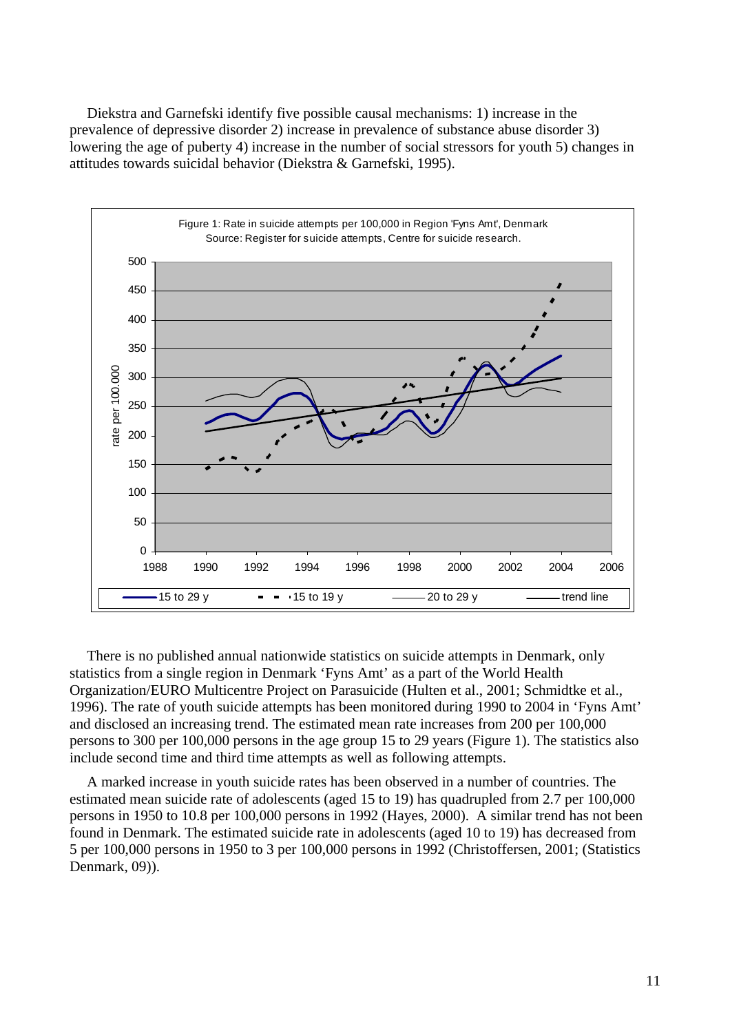Diekstra and Garnefski identify five possible causal mechanisms: 1) increase in the prevalence of depressive disorder 2) increase in prevalence of substance abuse disorder 3) lowering the age of puberty 4) increase in the number of social stressors for youth 5) changes in attitudes towards suicidal behavior (Diekstra & Garnefski, 1995).

Figure 1: Rate in suicide attempts per 100,000 in Region 'Fyns Amt', Denmark
Source: Register for suicide attempts, Centre for suicide research.

There is no published annual nationwide statistics on suicide attempts in Denmark, only statistics from a single region in Denmark 'Fyns Amt' as a part of the World Health Organization/EURO Multicentre Project on Parasuicide (Hulten et al., 2001; Schmidtke et al., 1996). The rate of youth suicide attempts has been monitored during 1990 to 2004 in 'Fyns Amt' and disclosed an increasing trend. The estimated mean rate increases from 200 per 100,000 persons to 300 per 100,000 persons in the age group 15 to 29 years (Figure 1). The statistics also include second time and third time attempts as well as following attempts.

A marked increase in youth suicide rates has been observed in a number of countries. The estimated mean suicide rate of adolescents (aged 15 to 19) has quadrupled from 2.7 per 100,000 persons in 1950 to 10.8 per 100,000 persons in 1992 (Hayes, 2000). A similar trend has not been found in Denmark. The estimated suicide rate in adolescents (aged 10 to 19) has decreased from 5 per 100,000 persons in 1950 to 3 per 100,000 persons in 1992 (Christoffersen, 2001; (Statistics Denmark, 09)).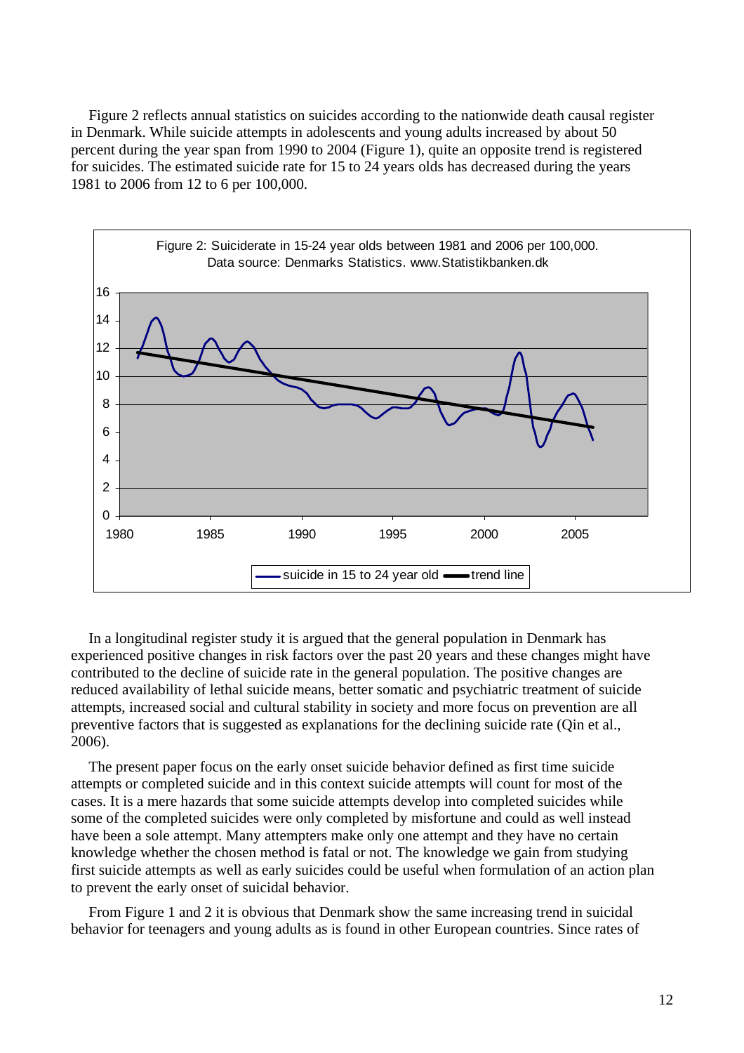Figure 2 reflects annual statistics on suicides according to the nationwide death causal register in Denmark. While suicide attempts in adolescents and young adults increased by about 50 percent during the year span from 1990 to 2004 (Figure 1), quite an opposite trend is registered for suicides. The estimated suicide rate for 15 to 24 years olds has decreased during the years 1981 to 2006 from 12 to 6 per 100,000.

Figure 2: Suiciderate in 15-24 year olds between 1981 and 2006 per 100,000. Data source: Denmarks Statistics. www.Statistikbanken.dk

In a longitudinal register study it is argued that the general population in Denmark has experienced positive changes in risk factors over the past 20 years and these changes might have contributed to the decline of suicide rate in the general population. The positive changes are reduced availability of lethal suicide means, better somatic and psychiatric treatment of suicide attempts, increased social and cultural stability in society and more focus on prevention are all preventive factors that is suggested as explanations for the declining suicide rate (Qin et al., 2006).

The present paper focus on the early onset suicide behavior defined as first time suicide attempts or completed suicide and in this context suicide attempts will count for most of the cases. It is a mere hazards that some suicide attempts develop into completed suicides while some of the completed suicides were only completed by misfortune and could as well instead have been a sole attempt. Many attempters make only one attempt and they have no certain knowledge whether the chosen method is fatal or not. The knowledge we gain from studying first suicide attempts as well as early suicides could be useful when formulation of an action plan to prevent the early onset of suicidal behavior.

From Figure 1 and 2 it is obvious that Denmark show the same increasing trend in suicidal behavior for teenagers and young adults as is found in other European countries. Since rates of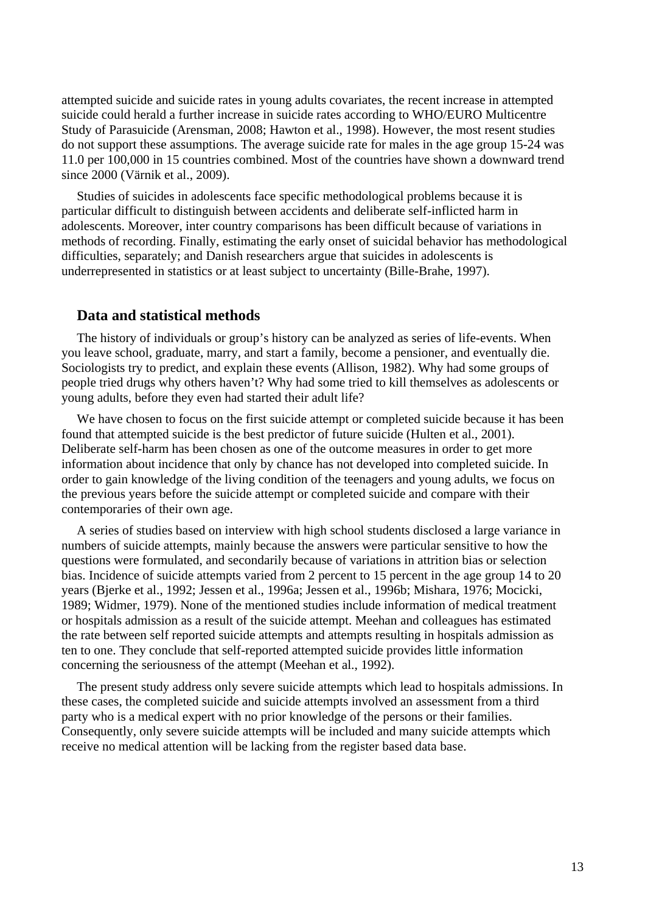attempted suicide and suicide rates in young adults covariates, the recent increase in attempted suicide could herald a further increase in suicide rates according to WHO/EURO Multicentre Study of Parasuicide (Arensman, 2008; Hawton et al., 1998). However, the most resent studies do not support these assumptions. The average suicide rate for males in the age group 15-24 was 11.0 per 100,000 in 15 countries combined. Most of the countries have shown a downward trend since 2000 (Värnik et al., 2009).

Studies of suicides in adolescents face specific methodological problems because it is particular difficult to distinguish between accidents and deliberate self-inflicted harm in adolescents. Moreover, inter country comparisons has been difficult because of variations in methods of recording. Finally, estimating the early onset of suicidal behavior has methodological difficulties, separately; and Danish researchers argue that suicides in adolescents is underrepresented in statistics or at least subject to uncertainty (Bille-Brahe, 1997).

## Data and statistical methods

The history of individuals or group's history can be analyzed as series of life-events. When you leave school, graduate, marry, and start a family, become a pensioner, and eventually die. Sociologists try to predict, and explain these events (Allison, 1982). Why had some groups of people tried drugs why others haven't? Why had some tried to kill themselves as adolescents or young adults, before they even had started their adult life?

We have chosen to focus on the first suicide attempt or completed suicide because it has been found that attempted suicide is the best predictor of future suicide (Hulten et al., 2001). Deliberate self-harm has been chosen as one of the outcome measures in order to get more information about incidence that only by chance has not developed into completed suicide. In order to gain knowledge of the living condition of the teenagers and young adults, we focus on the previous years before the suicide attempt or completed suicide and compare with their contemporaries of their own age.

A series of studies based on interview with high school students disclosed a large variance in numbers of suicide attempts, mainly because the answers were particular sensitive to how the questions were formulated, and secondarily because of variations in attrition bias or selection bias. Incidence of suicide attempts varied from 2 percent to 15 percent in the age group 14 to 20 years (Bjerke et al., 1992; Jessen et al., 1996a; Jessen et al., 1996b; Mishara, 1976; Mocicki, 1989; Widmer, 1979). None of the mentioned studies include information of medical treatment or hospitals admission as a result of the suicide attempt. Meehan and colleagues has estimated the rate between self reported suicide attempts and attempts resulting in hospitals admission as ten to one. They conclude that self-reported attempted suicide provides little information concerning the seriousness of the attempt (Meehan et al., 1992).

The present study address only severe suicide attempts which lead to hospitals admissions. In these cases, the completed suicide and suicide attempts involved an assessment from a third party who is a medical expert with no prior knowledge of the persons or their families. Consequently, only severe suicide attempts will be included and many suicide attempts which receive no medical attention will be lacking from the register based data base.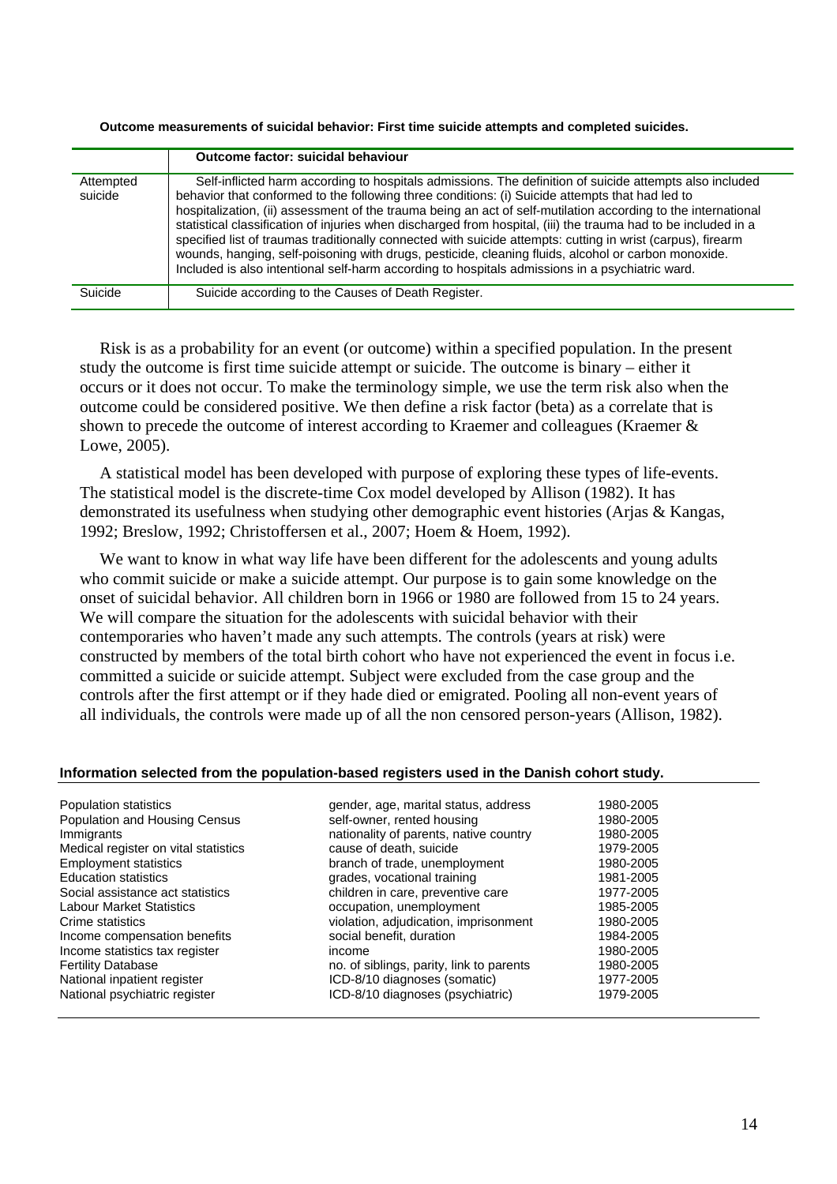**Outcome measurements of suicidal behavior: First time suicide attempts and completed suicides.**

| | Outcome factor: suicidal behaviour |
|---|---|
| Attempted suicide | Self-inflicted harm according to hospitals admissions. The definition of suicide attempts also included behavior that conformed to the following three conditions: (i) Suicide attempts that had led to hospitalization, (ii) assessment of the trauma being an act of self-mutilation according to the international statistical classification of injuries when discharged from hospital, (iii) the trauma had to be included in a specified list of traumas traditionally connected with suicide attempts: cutting in wrist (carpus), firearm wounds, hanging, self-poisoning with drugs, pesticide, cleaning fluids, alcohol or carbon monoxide. Included is also intentional self-harm according to hospitals admissions in a psychiatric ward. |
| Suicide | Suicide according to the Causes of Death Register. |

Risk is as a probability for an event (or outcome) within a specified population. In the present study the outcome is first time suicide attempt or suicide. The outcome is binary – either it occurs or it does not occur. To make the terminology simple, we use the term risk also when the outcome could be considered positive. We then define a risk factor (beta) as a correlate that is shown to precede the outcome of interest according to Kraemer and colleagues (Kraemer & Lowe, 2005).

A statistical model has been developed with purpose of exploring these types of life-events. The statistical model is the discrete-time Cox model developed by Allison (1982). It has demonstrated its usefulness when studying other demographic event histories (Arjas & Kangas, 1992; Breslow, 1992; Christoffersen et al., 2007; Hoem & Hoem, 1992).

We want to know in what way life have been different for the adolescents and young adults who commit suicide or make a suicide attempt. Our purpose is to gain some knowledge on the onset of suicidal behavior. All children born in 1966 or 1980 are followed from 15 to 24 years. We will compare the situation for the adolescents with suicidal behavior with their contemporaries who haven't made any such attempts. The controls (years at risk) were constructed by members of the total birth cohort who have not experienced the event in focus i.e. committed a suicide or suicide attempt. Subject were excluded from the case group and the controls after the first attempt or if they hade died or emigrated. Pooling all non-event years of all individuals, the controls were made up of all the non censored person-years (Allison, 1982).

**Information selected from the population-based registers used in the Danish cohort study.**

| | | |
|---|---|---|
| Population statistics | gender, age, marital status, address | 1980-2005 |
| Population and Housing Census | self-owner, rented housing | 1980-2005 |
| Immigrants | nationality of parents, native country | 1980-2005 |
| Medical register on vital statistics | cause of death, suicide | 1979-2005 |
| Employment statistics | branch of trade, unemployment | 1980-2005 |
| Education statistics | grades, vocational training | 1981-2005 |
| Social assistance act statistics | children in care, preventive care | 1977-2005 |
| Labour Market Statistics | occupation, unemployment | 1985-2005 |
| Crime statistics | violation, adjudication, imprisonment | 1980-2005 |
| Income compensation benefits | social benefit, duration | 1984-2005 |
| Income statistics tax register | income | 1980-2005 |
| Fertility Database | no. of siblings, parity, link to parents | 1980-2005 |
| National inpatient register | ICD-8/10 diagnoses (somatic) | 1977-2005 |
| National psychiatric register | ICD-8/10 diagnoses (psychiatric) | 1979-2005 |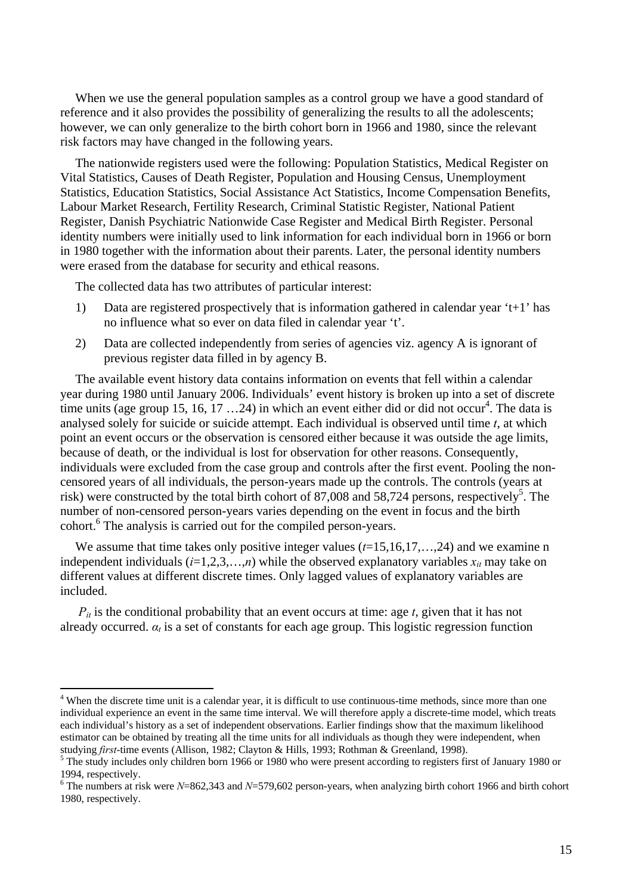When we use the general population samples as a control group we have a good standard of reference and it also provides the possibility of generalizing the results to all the adolescents; however, we can only generalize to the birth cohort born in 1966 and 1980, since the relevant risk factors may have changed in the following years.

The nationwide registers used were the following: Population Statistics, Medical Register on Vital Statistics, Causes of Death Register, Population and Housing Census, Unemployment Statistics, Education Statistics, Social Assistance Act Statistics, Income Compensation Benefits, Labour Market Research, Fertility Research, Criminal Statistic Register, National Patient Register, Danish Psychiatric Nationwide Case Register and Medical Birth Register. Personal identity numbers were initially used to link information for each individual born in 1966 or born in 1980 together with the information about their parents. Later, the personal identity numbers were erased from the database for security and ethical reasons.

The collected data has two attributes of particular interest:

1) Data are registered prospectively that is information gathered in calendar year 't+1' has no influence what so ever on data filed in calendar year 't'.

2) Data are collected independently from series of agencies viz. agency A is ignorant of previous register data filled in by agency B.

The available event history data contains information on events that fell within a calendar year during 1980 until January 2006. Individuals' event history is broken up into a set of discrete time units (age group 15, 16, 17 …24) in which an event either did or did not occur[4]. The data is analysed solely for suicide or suicide attempt. Each individual is observed until time $t$, at which point an event occurs or the observation is censored either because it was outside the age limits, because of death, or the individual is lost for observation for other reasons. Consequently, individuals were excluded from the case group and controls after the first event. Pooling the non-censored years of all individuals, the person-years made up the controls. The controls (years at risk) were constructed by the total birth cohort of 87,008 and 58,724 persons, respectively[5]. The number of non-censored person-years varies depending on the event in focus and the birth cohort.[6] The analysis is carried out for the compiled person-years.

We assume that time takes only positive integer values ($t$=15,16,17,…,24) and we examine n independent individuals ($i$=1,2,3,…,$n$) while the observed explanatory variables $x_{it}$ may take on different values at different discrete times. Only lagged values of explanatory variables are included.

$P_{it}$ is the conditional probability that an event occurs at time: age $t$, given that it has not already occurred. $\alpha_t$ is a set of constants for each age group. This logistic regression function

---

[4] When the discrete time unit is a calendar year, it is difficult to use continuous-time methods, since more than one individual experience an event in the same time interval. We will therefore apply a discrete-time model, which treats each individual's history as a set of independent observations. Earlier findings show that the maximum likelihood estimator can be obtained by treating all the time units for all individuals as though they were independent, when studying *first*-time events (Allison, 1982; Clayton & Hills, 1993; Rothman & Greenland, 1998).

[5] The study includes only children born 1966 or 1980 who were present according to registers first of January 1980 or 1994, respectively.

[6] The numbers at risk were $N$=862,343 and $N$=579,602 person-years, when analyzing birth cohort 1966 and birth cohort 1980, respectively.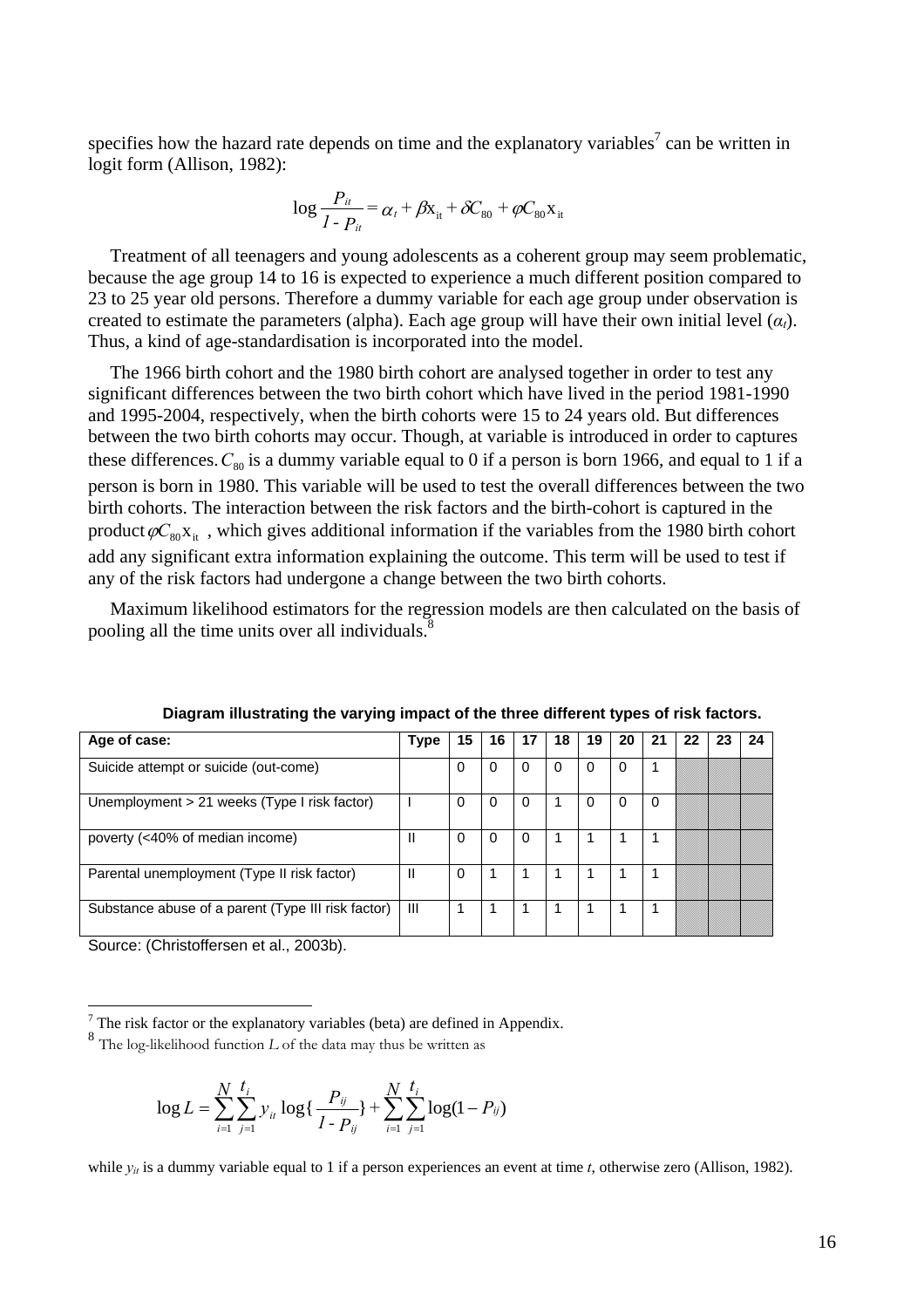specifies how the hazard rate depends on time and the explanatory variables[7] can be written in logit form (Allison, 1982):

$$\log \frac{P_{it}}{1 - P_{it}} = \alpha_t + \beta \mathrm{x}_{it} + \delta C_{80} + \varphi C_{80} \mathrm{x}_{it}$$

Treatment of all teenagers and young adolescents as a coherent group may seem problematic, because the age group 14 to 16 is expected to experience a much different position compared to 23 to 25 year old persons. Therefore a dummy variable for each age group under observation is created to estimate the parameters (alpha). Each age group will have their own initial level ($\alpha_t$). Thus, a kind of age-standardisation is incorporated into the model.

The 1966 birth cohort and the 1980 birth cohort are analysed together in order to test any significant differences between the two birth cohort which have lived in the period 1981-1990 and 1995-2004, respectively, when the birth cohorts were 15 to 24 years old. But differences between the two birth cohorts may occur. Though, at variable is introduced in order to captures these differences. $C_{80}$ is a dummy variable equal to 0 if a person is born 1966, and equal to 1 if a person is born in 1980. This variable will be used to test the overall differences between the two birth cohorts. The interaction between the risk factors and the birth-cohort is captured in the product $\varphi C_{80} \mathrm{x}_{it}$ , which gives additional information if the variables from the 1980 birth cohort add any significant extra information explaining the outcome. This term will be used to test if any of the risk factors had undergone a change between the two birth cohorts.

Maximum likelihood estimators for the regression models are then calculated on the basis of pooling all the time units over all individuals.[8]

**Diagram illustrating the varying impact of the three different types of risk factors.**

| Age of case: | Type | 15 | 16 | 17 | 18 | 19 | 20 | 21 | 22 | 23 | 24 |
|---|---|---|---|---|---|---|---|---|---|---|---|
| Suicide attempt or suicide (out-come) | | 0 | 0 | 0 | 0 | 0 | 0 | 1 | | | |
| Unemployment > 21 weeks (Type I risk factor) | I | 0 | 0 | 0 | 1 | 0 | 0 | 0 | | | |
| poverty (<40% of median income) | II | 0 | 0 | 0 | 1 | 1 | 1 | 1 | | | |
| Parental unemployment (Type II risk factor) | II | 0 | 1 | 1 | 1 | 1 | 1 | 1 | | | |
| Substance abuse of a parent (Type III risk factor) | III | 1 | 1 | 1 | 1 | 1 | 1 | 1 | | | |

Source: (Christoffersen et al., 2003b).

[7] The risk factor or the explanatory variables (beta) are defined in Appendix.

[8] The log-likelihood function $L$ of the data may thus be written as

$$\log L = \sum_{i=1}^{N} \sum_{j=1}^{t_i} y_{it} \log\{ \frac{P_{ij}}{1 - P_{ij}} \} + \sum_{i=1}^{N} \sum_{j=1}^{t_i} \log(1 - P_{ij})$$

while $y_{it}$ is a dummy variable equal to 1 if a person experiences an event at time $t$, otherwise zero (Allison, 1982).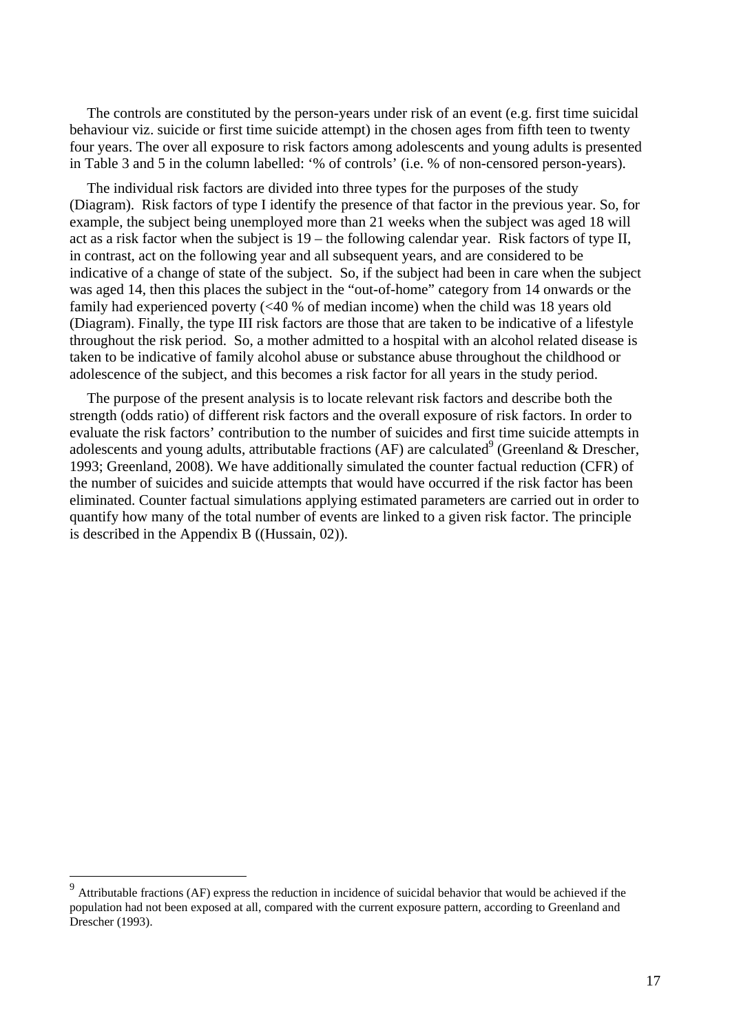The controls are constituted by the person-years under risk of an event (e.g. first time suicidal behaviour viz. suicide or first time suicide attempt) in the chosen ages from fifth teen to twenty four years. The over all exposure to risk factors among adolescents and young adults is presented in Table 3 and 5 in the column labelled: '% of controls' (i.e. % of non-censored person-years).

The individual risk factors are divided into three types for the purposes of the study (Diagram). Risk factors of type I identify the presence of that factor in the previous year. So, for example, the subject being unemployed more than 21 weeks when the subject was aged 18 will act as a risk factor when the subject is 19 – the following calendar year. Risk factors of type II, in contrast, act on the following year and all subsequent years, and are considered to be indicative of a change of state of the subject. So, if the subject had been in care when the subject was aged 14, then this places the subject in the "out-of-home" category from 14 onwards or the family had experienced poverty (<40 % of median income) when the child was 18 years old (Diagram). Finally, the type III risk factors are those that are taken to be indicative of a lifestyle throughout the risk period. So, a mother admitted to a hospital with an alcohol related disease is taken to be indicative of family alcohol abuse or substance abuse throughout the childhood or adolescence of the subject, and this becomes a risk factor for all years in the study period.

The purpose of the present analysis is to locate relevant risk factors and describe both the strength (odds ratio) of different risk factors and the overall exposure of risk factors. In order to evaluate the risk factors' contribution to the number of suicides and first time suicide attempts in adolescents and young adults, attributable fractions (AF) are calculated[9] (Greenland & Drescher, 1993; Greenland, 2008). We have additionally simulated the counter factual reduction (CFR) of the number of suicides and suicide attempts that would have occurred if the risk factor has been eliminated. Counter factual simulations applying estimated parameters are carried out in order to quantify how many of the total number of events are linked to a given risk factor. The principle is described in the Appendix B ((Hussain, 02)).

---

[9] Attributable fractions (AF) express the reduction in incidence of suicidal behavior that would be achieved if the population had not been exposed at all, compared with the current exposure pattern, according to Greenland and Drescher (1993).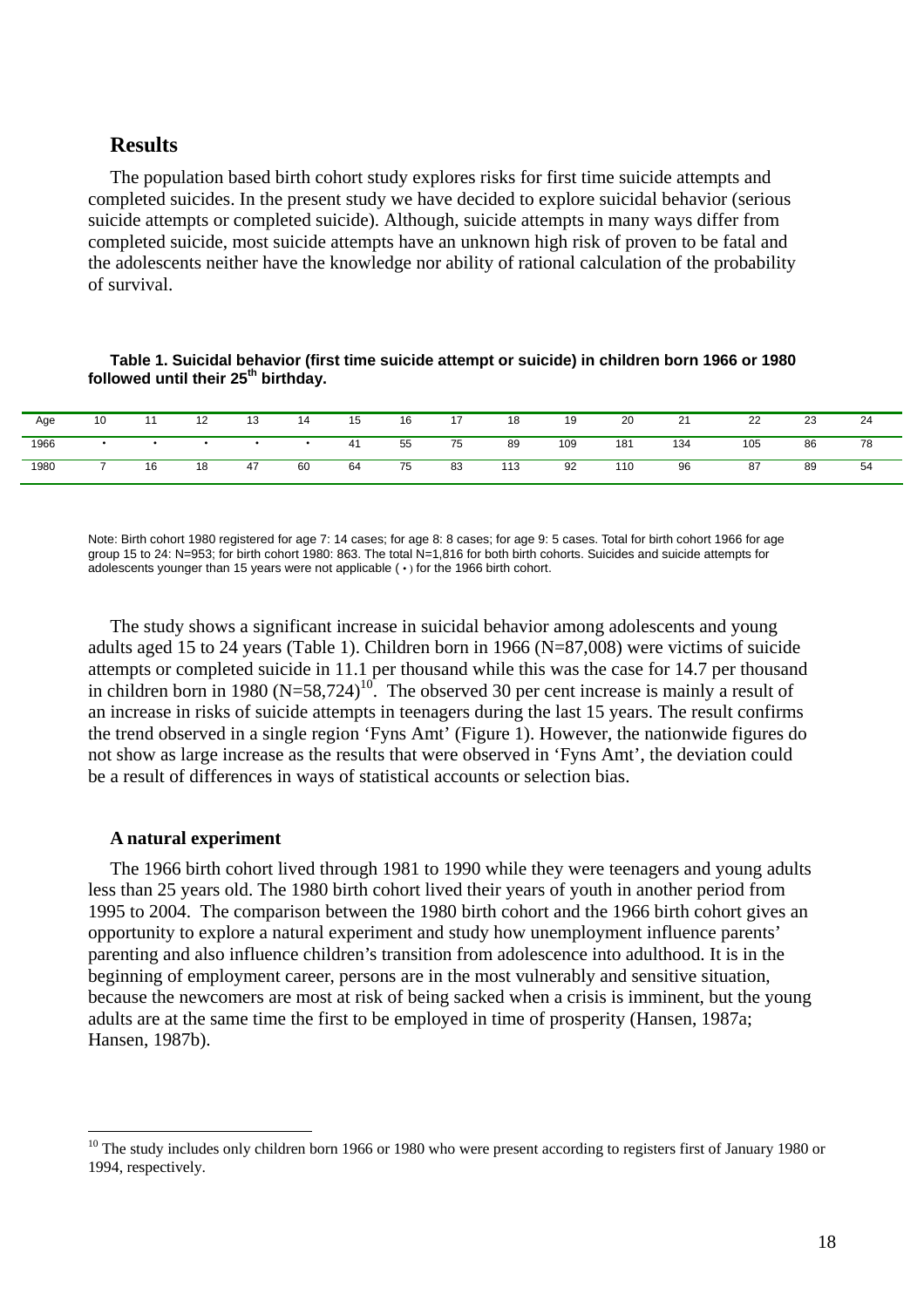## Results

The population based birth cohort study explores risks for first time suicide attempts and completed suicides. In the present study we have decided to explore suicidal behavior (serious suicide attempts or completed suicide). Although, suicide attempts in many ways differ from completed suicide, most suicide attempts have an unknown high risk of proven to be fatal and the adolescents neither have the knowledge nor ability of rational calculation of the probability of survival.

**Table 1. Suicidal behavior (first time suicide attempt or suicide) in children born 1966 or 1980 followed until their 25th birthday.**

| Age | 10 | 11 | 12 | 13 | 14 | 15 | 16 | 17 | 18 | 19 | 20 | 21 | 22 | 23 | 24 |
|---|---|---|---|---|---|---|---|---|---|---|---|---|---|---|---|
| 1966 | • | • | • | • | • | 41 | 55 | 75 | 89 | 109 | 181 | 134 | 105 | 86 | 78 |
| 1980 | 7 | 16 | 18 | 47 | 60 | 64 | 75 | 83 | 113 | 92 | 110 | 96 | 87 | 89 | 54 |

Note: Birth cohort 1980 registered for age 7: 14 cases; for age 8: 8 cases; for age 9: 5 cases. Total for birth cohort 1966 for age group 15 to 24: N=953; for birth cohort 1980: 863. The total N=1,816 for both birth cohorts. Suicides and suicide attempts for adolescents younger than 15 years were not applicable ( • ) for the 1966 birth cohort.

The study shows a significant increase in suicidal behavior among adolescents and young adults aged 15 to 24 years (Table 1). Children born in 1966 (N=87,008) were victims of suicide attempts or completed suicide in 11.1 per thousand while this was the case for 14.7 per thousand in children born in 1980 (N=58,724)[10]. The observed 30 per cent increase is mainly a result of an increase in risks of suicide attempts in teenagers during the last 15 years. The result confirms the trend observed in a single region 'Fyns Amt' (Figure 1). However, the nationwide figures do not show as large increase as the results that were observed in 'Fyns Amt', the deviation could be a result of differences in ways of statistical accounts or selection bias.

### A natural experiment

The 1966 birth cohort lived through 1981 to 1990 while they were teenagers and young adults less than 25 years old. The 1980 birth cohort lived their years of youth in another period from 1995 to 2004. The comparison between the 1980 birth cohort and the 1966 birth cohort gives an opportunity to explore a natural experiment and study how unemployment influence parents' parenting and also influence children's transition from adolescence into adulthood. It is in the beginning of employment career, persons are in the most vulnerably and sensitive situation, because the newcomers are most at risk of being sacked when a crisis is imminent, but the young adults are at the same time the first to be employed in time of prosperity (Hansen, 1987a; Hansen, 1987b).

[10] The study includes only children born 1966 or 1980 who were present according to registers first of January 1980 or 1994, respectively.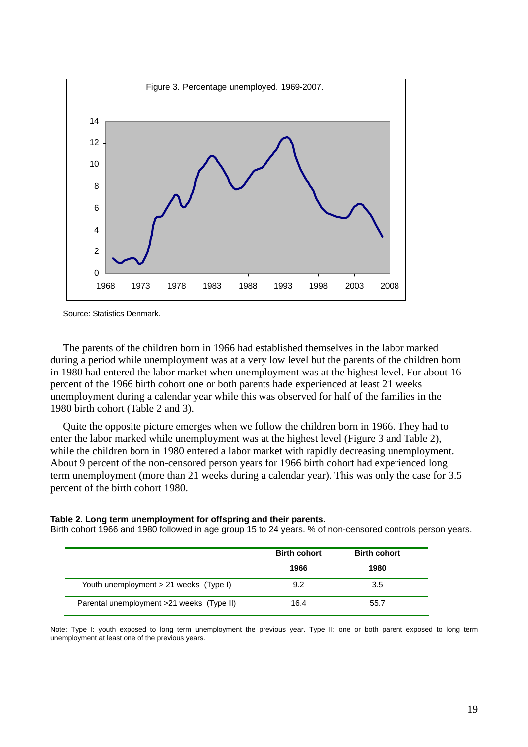Figure 3. Percentage unemployed. 1969-2007.

Source: Statistics Denmark.

The parents of the children born in 1966 had established themselves in the labor marked during a period while unemployment was at a very low level but the parents of the children born in 1980 had entered the labor market when unemployment was at the highest level. For about 16 percent of the 1966 birth cohort one or both parents hade experienced at least 21 weeks unemployment during a calendar year while this was observed for half of the families in the 1980 birth cohort (Table 2 and 3).

Quite the opposite picture emerges when we follow the children born in 1966. They had to enter the labor marked while unemployment was at the highest level (Figure 3 and Table 2), while the children born in 1980 entered a labor market with rapidly decreasing unemployment. About 9 percent of the non-censored person years for 1966 birth cohort had experienced long term unemployment (more than 21 weeks during a calendar year). This was only the case for 3.5 percent of the birth cohort 1980.

**Table 2. Long term unemployment for offspring and their parents.**
Birth cohort 1966 and 1980 followed in age group 15 to 24 years. % of non-censored controls person years.

| | Birth cohort 1966 | Birth cohort 1980 |
|---|---|---|
| Youth unemployment > 21 weeks (Type I) | 9.2 | 3.5 |
| Parental unemployment >21 weeks (Type II) | 16.4 | 55.7 |

Note: Type I: youth exposed to long term unemployment the previous year. Type II: one or both parent exposed to long term unemployment at least one of the previous years.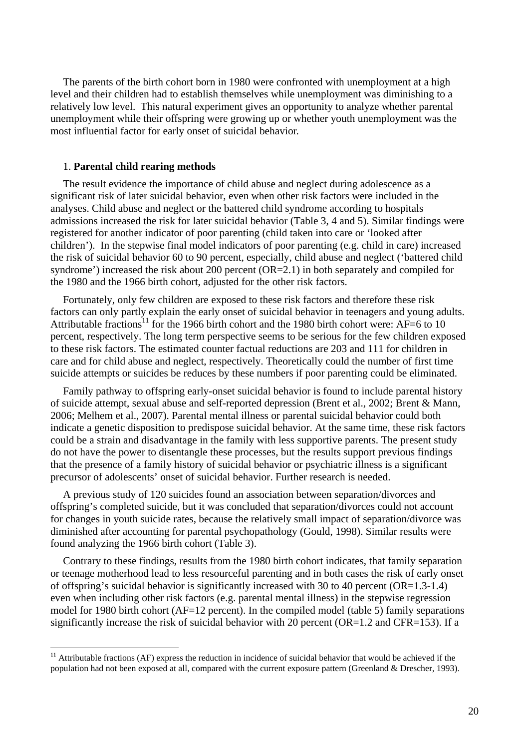The parents of the birth cohort born in 1980 were confronted with unemployment at a high level and their children had to establish themselves while unemployment was diminishing to a relatively low level. This natural experiment gives an opportunity to analyze whether parental unemployment while their offspring were growing up or whether youth unemployment was the most influential factor for early onset of suicidal behavior.

1. **Parental child rearing methods**

The result evidence the importance of child abuse and neglect during adolescence as a significant risk of later suicidal behavior, even when other risk factors were included in the analyses. Child abuse and neglect or the battered child syndrome according to hospitals admissions increased the risk for later suicidal behavior (Table 3, 4 and 5). Similar findings were registered for another indicator of poor parenting (child taken into care or 'looked after children'). In the stepwise final model indicators of poor parenting (e.g. child in care) increased the risk of suicidal behavior 60 to 90 percent, especially, child abuse and neglect ('battered child syndrome') increased the risk about 200 percent (OR=2.1) in both separately and compiled for the 1980 and the 1966 birth cohort, adjusted for the other risk factors.

Fortunately, only few children are exposed to these risk factors and therefore these risk factors can only partly explain the early onset of suicidal behavior in teenagers and young adults. Attributable fractions[11] for the 1966 birth cohort and the 1980 birth cohort were: AF=6 to 10 percent, respectively. The long term perspective seems to be serious for the few children exposed to these risk factors. The estimated counter factual reductions are 203 and 111 for children in care and for child abuse and neglect, respectively. Theoretically could the number of first time suicide attempts or suicides be reduces by these numbers if poor parenting could be eliminated.

Family pathway to offspring early-onset suicidal behavior is found to include parental history of suicide attempt, sexual abuse and self-reported depression (Brent et al., 2002; Brent & Mann, 2006; Melhem et al., 2007). Parental mental illness or parental suicidal behavior could both indicate a genetic disposition to predispose suicidal behavior. At the same time, these risk factors could be a strain and disadvantage in the family with less supportive parents. The present study do not have the power to disentangle these processes, but the results support previous findings that the presence of a family history of suicidal behavior or psychiatric illness is a significant precursor of adolescents' onset of suicidal behavior. Further research is needed.

A previous study of 120 suicides found an association between separation/divorces and offspring's completed suicide, but it was concluded that separation/divorces could not account for changes in youth suicide rates, because the relatively small impact of separation/divorce was diminished after accounting for parental psychopathology (Gould, 1998). Similar results were found analyzing the 1966 birth cohort (Table 3).

Contrary to these findings, results from the 1980 birth cohort indicates, that family separation or teenage motherhood lead to less resourceful parenting and in both cases the risk of early onset of offspring's suicidal behavior is significantly increased with 30 to 40 percent (OR=1.3-1.4) even when including other risk factors (e.g. parental mental illness) in the stepwise regression model for 1980 birth cohort (AF=12 percent). In the compiled model (table 5) family separations significantly increase the risk of suicidal behavior with 20 percent (OR=1.2 and CFR=153). If a

[11] Attributable fractions (AF) express the reduction in incidence of suicidal behavior that would be achieved if the population had not been exposed at all, compared with the current exposure pattern (Greenland & Drescher, 1993).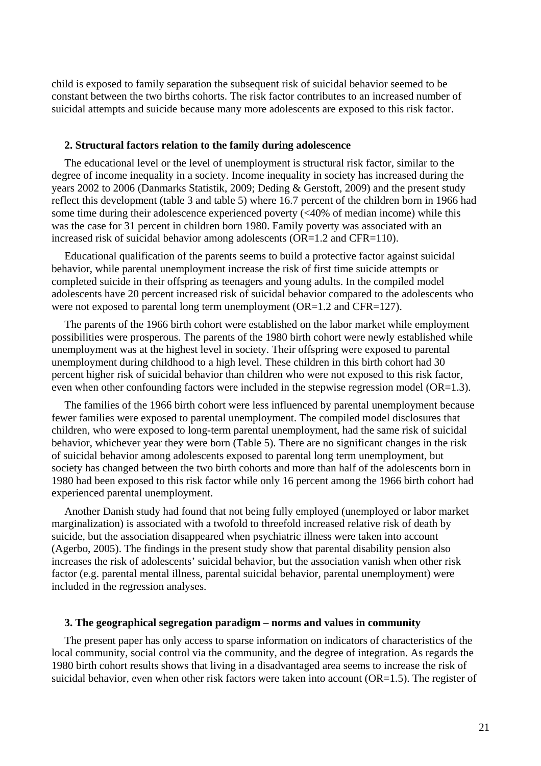child is exposed to family separation the subsequent risk of suicidal behavior seemed to be constant between the two births cohorts. The risk factor contributes to an increased number of suicidal attempts and suicide because many more adolescents are exposed to this risk factor.

### 2. Structural factors relation to the family during adolescence

The educational level or the level of unemployment is structural risk factor, similar to the degree of income inequality in a society. Income inequality in society has increased during the years 2002 to 2006 (Danmarks Statistik, 2009; Deding & Gerstoft, 2009) and the present study reflect this development (table 3 and table 5) where 16.7 percent of the children born in 1966 had some time during their adolescence experienced poverty (<40% of median income) while this was the case for 31 percent in children born 1980. Family poverty was associated with an increased risk of suicidal behavior among adolescents (OR=1.2 and CFR=110).

Educational qualification of the parents seems to build a protective factor against suicidal behavior, while parental unemployment increase the risk of first time suicide attempts or completed suicide in their offspring as teenagers and young adults. In the compiled model adolescents have 20 percent increased risk of suicidal behavior compared to the adolescents who were not exposed to parental long term unemployment (OR=1.2 and CFR=127).

The parents of the 1966 birth cohort were established on the labor market while employment possibilities were prosperous. The parents of the 1980 birth cohort were newly established while unemployment was at the highest level in society. Their offspring were exposed to parental unemployment during childhood to a high level. These children in this birth cohort had 30 percent higher risk of suicidal behavior than children who were not exposed to this risk factor, even when other confounding factors were included in the stepwise regression model (OR=1.3).

The families of the 1966 birth cohort were less influenced by parental unemployment because fewer families were exposed to parental unemployment. The compiled model disclosures that children, who were exposed to long-term parental unemployment, had the same risk of suicidal behavior, whichever year they were born (Table 5). There are no significant changes in the risk of suicidal behavior among adolescents exposed to parental long term unemployment, but society has changed between the two birth cohorts and more than half of the adolescents born in 1980 had been exposed to this risk factor while only 16 percent among the 1966 birth cohort had experienced parental unemployment.

Another Danish study had found that not being fully employed (unemployed or labor market marginalization) is associated with a twofold to threefold increased relative risk of death by suicide, but the association disappeared when psychiatric illness were taken into account (Agerbo, 2005). The findings in the present study show that parental disability pension also increases the risk of adolescents' suicidal behavior, but the association vanish when other risk factor (e.g. parental mental illness, parental suicidal behavior, parental unemployment) were included in the regression analyses.

### 3. The geographical segregation paradigm – norms and values in community

The present paper has only access to sparse information on indicators of characteristics of the local community, social control via the community, and the degree of integration. As regards the 1980 birth cohort results shows that living in a disadvantaged area seems to increase the risk of suicidal behavior, even when other risk factors were taken into account (OR=1.5). The register of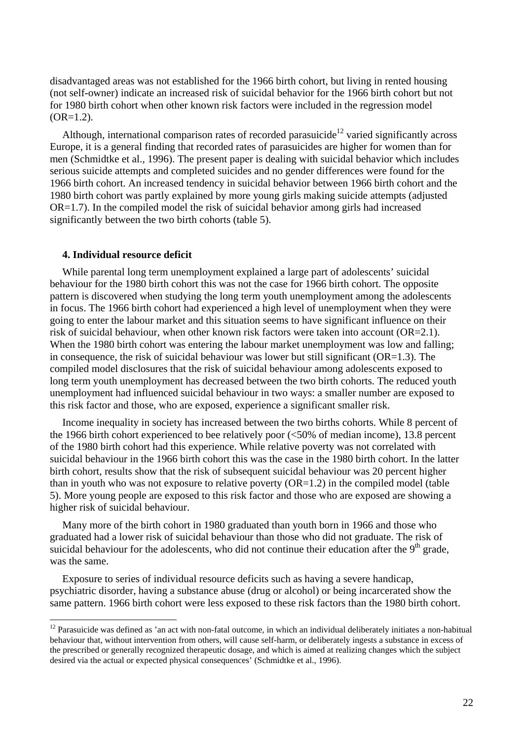disadvantaged areas was not established for the 1966 birth cohort, but living in rented housing (not self-owner) indicate an increased risk of suicidal behavior for the 1966 birth cohort but not for 1980 birth cohort when other known risk factors were included in the regression model (OR=1.2).

Although, international comparison rates of recorded parasuicide[12] varied significantly across Europe, it is a general finding that recorded rates of parasuicides are higher for women than for men (Schmidtke et al., 1996). The present paper is dealing with suicidal behavior which includes serious suicide attempts and completed suicides and no gender differences were found for the 1966 birth cohort. An increased tendency in suicidal behavior between 1966 birth cohort and the 1980 birth cohort was partly explained by more young girls making suicide attempts (adjusted OR=1.7). In the compiled model the risk of suicidal behavior among girls had increased significantly between the two birth cohorts (table 5).

### 4. Individual resource deficit

While parental long term unemployment explained a large part of adolescents' suicidal behaviour for the 1980 birth cohort this was not the case for 1966 birth cohort. The opposite pattern is discovered when studying the long term youth unemployment among the adolescents in focus. The 1966 birth cohort had experienced a high level of unemployment when they were going to enter the labour market and this situation seems to have significant influence on their risk of suicidal behaviour, when other known risk factors were taken into account (OR=2.1). When the 1980 birth cohort was entering the labour market unemployment was low and falling; in consequence, the risk of suicidal behaviour was lower but still significant (OR=1.3). The compiled model disclosures that the risk of suicidal behaviour among adolescents exposed to long term youth unemployment has decreased between the two birth cohorts. The reduced youth unemployment had influenced suicidal behaviour in two ways: a smaller number are exposed to this risk factor and those, who are exposed, experience a significant smaller risk.

Income inequality in society has increased between the two births cohorts. While 8 percent of the 1966 birth cohort experienced to bee relatively poor (<50% of median income), 13.8 percent of the 1980 birth cohort had this experience. While relative poverty was not correlated with suicidal behaviour in the 1966 birth cohort this was the case in the 1980 birth cohort. In the latter birth cohort, results show that the risk of subsequent suicidal behaviour was 20 percent higher than in youth who was not exposure to relative poverty (OR=1.2) in the compiled model (table 5). More young people are exposed to this risk factor and those who are exposed are showing a higher risk of suicidal behaviour.

Many more of the birth cohort in 1980 graduated than youth born in 1966 and those who graduated had a lower risk of suicidal behaviour than those who did not graduate. The risk of suicidal behaviour for the adolescents, who did not continue their education after the 9th grade, was the same.

Exposure to series of individual resource deficits such as having a severe handicap, psychiatric disorder, having a substance abuse (drug or alcohol) or being incarcerated show the same pattern. 1966 birth cohort were less exposed to these risk factors than the 1980 birth cohort.

[12] Parasuicide was defined as 'an act with non-fatal outcome, in which an individual deliberately initiates a non-habitual behaviour that, without intervention from others, will cause self-harm, or deliberately ingests a substance in excess of the prescribed or generally recognized therapeutic dosage, and which is aimed at realizing changes which the subject desired via the actual or expected physical consequences' (Schmidtke et al., 1996).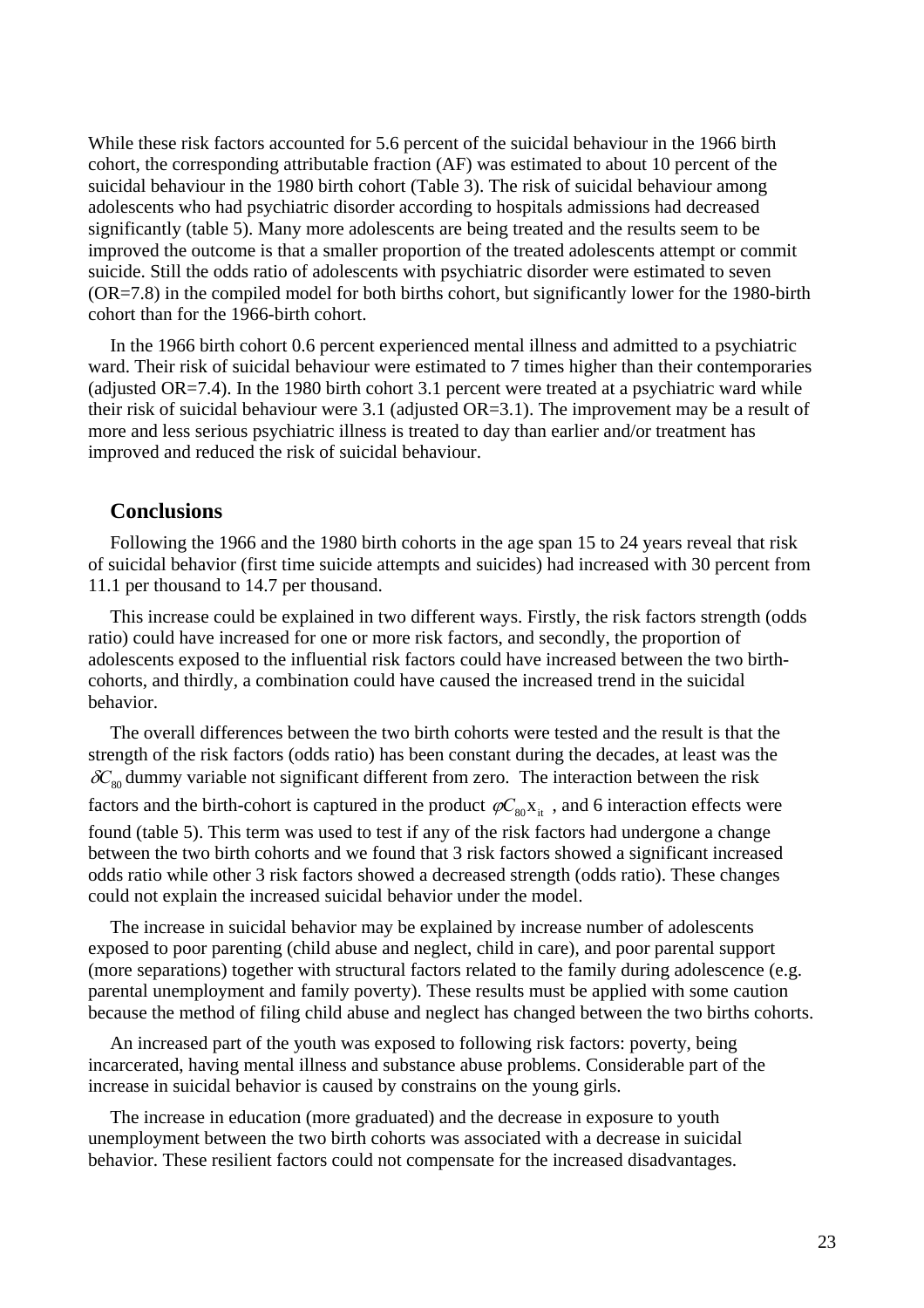While these risk factors accounted for 5.6 percent of the suicidal behaviour in the 1966 birth cohort, the corresponding attributable fraction (AF) was estimated to about 10 percent of the suicidal behaviour in the 1980 birth cohort (Table 3). The risk of suicidal behaviour among adolescents who had psychiatric disorder according to hospitals admissions had decreased significantly (table 5). Many more adolescents are being treated and the results seem to be improved the outcome is that a smaller proportion of the treated adolescents attempt or commit suicide. Still the odds ratio of adolescents with psychiatric disorder were estimated to seven (OR=7.8) in the compiled model for both births cohort, but significantly lower for the 1980-birth cohort than for the 1966-birth cohort.

In the 1966 birth cohort 0.6 percent experienced mental illness and admitted to a psychiatric ward. Their risk of suicidal behaviour were estimated to 7 times higher than their contemporaries (adjusted OR=7.4). In the 1980 birth cohort 3.1 percent were treated at a psychiatric ward while their risk of suicidal behaviour were 3.1 (adjusted OR=3.1). The improvement may be a result of more and less serious psychiatric illness is treated to day than earlier and/or treatment has improved and reduced the risk of suicidal behaviour.

### Conclusions

Following the 1966 and the 1980 birth cohorts in the age span 15 to 24 years reveal that risk of suicidal behavior (first time suicide attempts and suicides) had increased with 30 percent from 11.1 per thousand to 14.7 per thousand.

This increase could be explained in two different ways. Firstly, the risk factors strength (odds ratio) could have increased for one or more risk factors, and secondly, the proportion of adolescents exposed to the influential risk factors could have increased between the two birth-cohorts, and thirdly, a combination could have caused the increased trend in the suicidal behavior.

The overall differences between the two birth cohorts were tested and the result is that the strength of the risk factors (odds ratio) has been constant during the decades, at least was the $\delta C_{80}$ dummy variable not significant different from zero. The interaction between the risk factors and the birth-cohort is captured in the product $\varphi C_{80} x_{it}$ , and 6 interaction effects were found (table 5). This term was used to test if any of the risk factors had undergone a change between the two birth cohorts and we found that 3 risk factors showed a significant increased odds ratio while other 3 risk factors showed a decreased strength (odds ratio). These changes could not explain the increased suicidal behavior under the model.

The increase in suicidal behavior may be explained by increase number of adolescents exposed to poor parenting (child abuse and neglect, child in care), and poor parental support (more separations) together with structural factors related to the family during adolescence (e.g. parental unemployment and family poverty). These results must be applied with some caution because the method of filing child abuse and neglect has changed between the two births cohorts.

An increased part of the youth was exposed to following risk factors: poverty, being incarcerated, having mental illness and substance abuse problems. Considerable part of the increase in suicidal behavior is caused by constrains on the young girls.

The increase in education (more graduated) and the decrease in exposure to youth unemployment between the two birth cohorts was associated with a decrease in suicidal behavior. These resilient factors could not compensate for the increased disadvantages.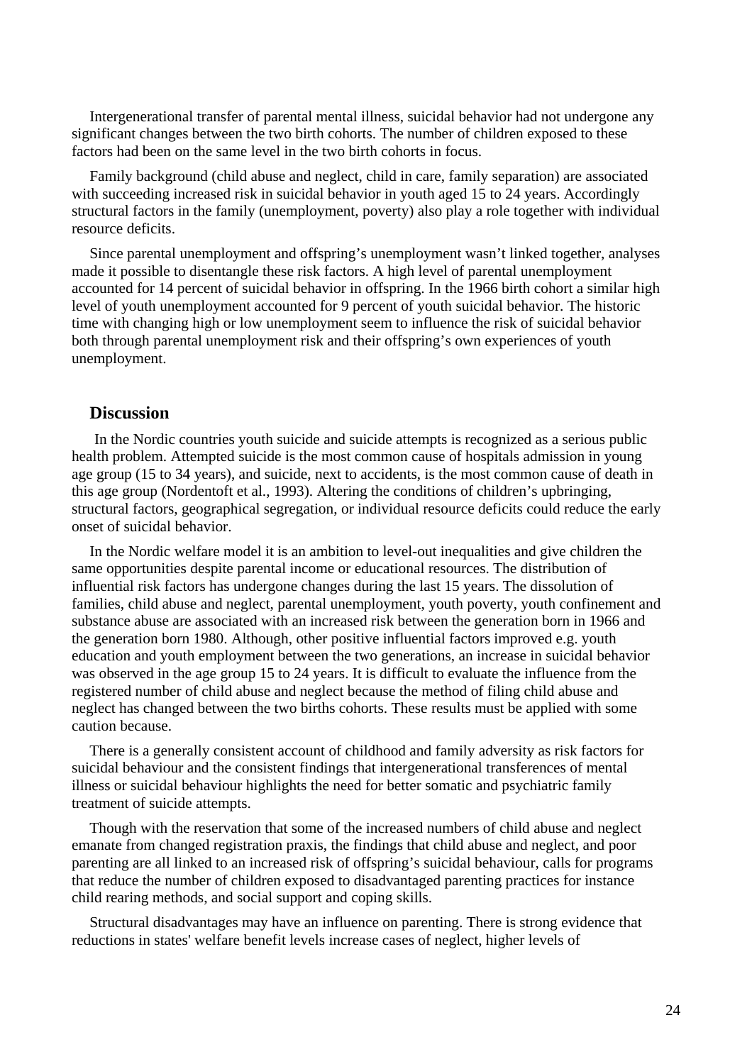Intergenerational transfer of parental mental illness, suicidal behavior had not undergone any significant changes between the two birth cohorts. The number of children exposed to these factors had been on the same level in the two birth cohorts in focus.

Family background (child abuse and neglect, child in care, family separation) are associated with succeeding increased risk in suicidal behavior in youth aged 15 to 24 years. Accordingly structural factors in the family (unemployment, poverty) also play a role together with individual resource deficits.

Since parental unemployment and offspring's unemployment wasn't linked together, analyses made it possible to disentangle these risk factors. A high level of parental unemployment accounted for 14 percent of suicidal behavior in offspring. In the 1966 birth cohort a similar high level of youth unemployment accounted for 9 percent of youth suicidal behavior. The historic time with changing high or low unemployment seem to influence the risk of suicidal behavior both through parental unemployment risk and their offspring's own experiences of youth unemployment.

## Discussion

In the Nordic countries youth suicide and suicide attempts is recognized as a serious public health problem. Attempted suicide is the most common cause of hospitals admission in young age group (15 to 34 years), and suicide, next to accidents, is the most common cause of death in this age group (Nordentoft et al., 1993). Altering the conditions of children's upbringing, structural factors, geographical segregation, or individual resource deficits could reduce the early onset of suicidal behavior.

In the Nordic welfare model it is an ambition to level-out inequalities and give children the same opportunities despite parental income or educational resources. The distribution of influential risk factors has undergone changes during the last 15 years. The dissolution of families, child abuse and neglect, parental unemployment, youth poverty, youth confinement and substance abuse are associated with an increased risk between the generation born in 1966 and the generation born 1980. Although, other positive influential factors improved e.g. youth education and youth employment between the two generations, an increase in suicidal behavior was observed in the age group 15 to 24 years. It is difficult to evaluate the influence from the registered number of child abuse and neglect because the method of filing child abuse and neglect has changed between the two births cohorts. These results must be applied with some caution because.

There is a generally consistent account of childhood and family adversity as risk factors for suicidal behaviour and the consistent findings that intergenerational transferences of mental illness or suicidal behaviour highlights the need for better somatic and psychiatric family treatment of suicide attempts.

Though with the reservation that some of the increased numbers of child abuse and neglect emanate from changed registration praxis, the findings that child abuse and neglect, and poor parenting are all linked to an increased risk of offspring's suicidal behaviour, calls for programs that reduce the number of children exposed to disadvantaged parenting practices for instance child rearing methods, and social support and coping skills.

Structural disadvantages may have an influence on parenting. There is strong evidence that reductions in states' welfare benefit levels increase cases of neglect, higher levels of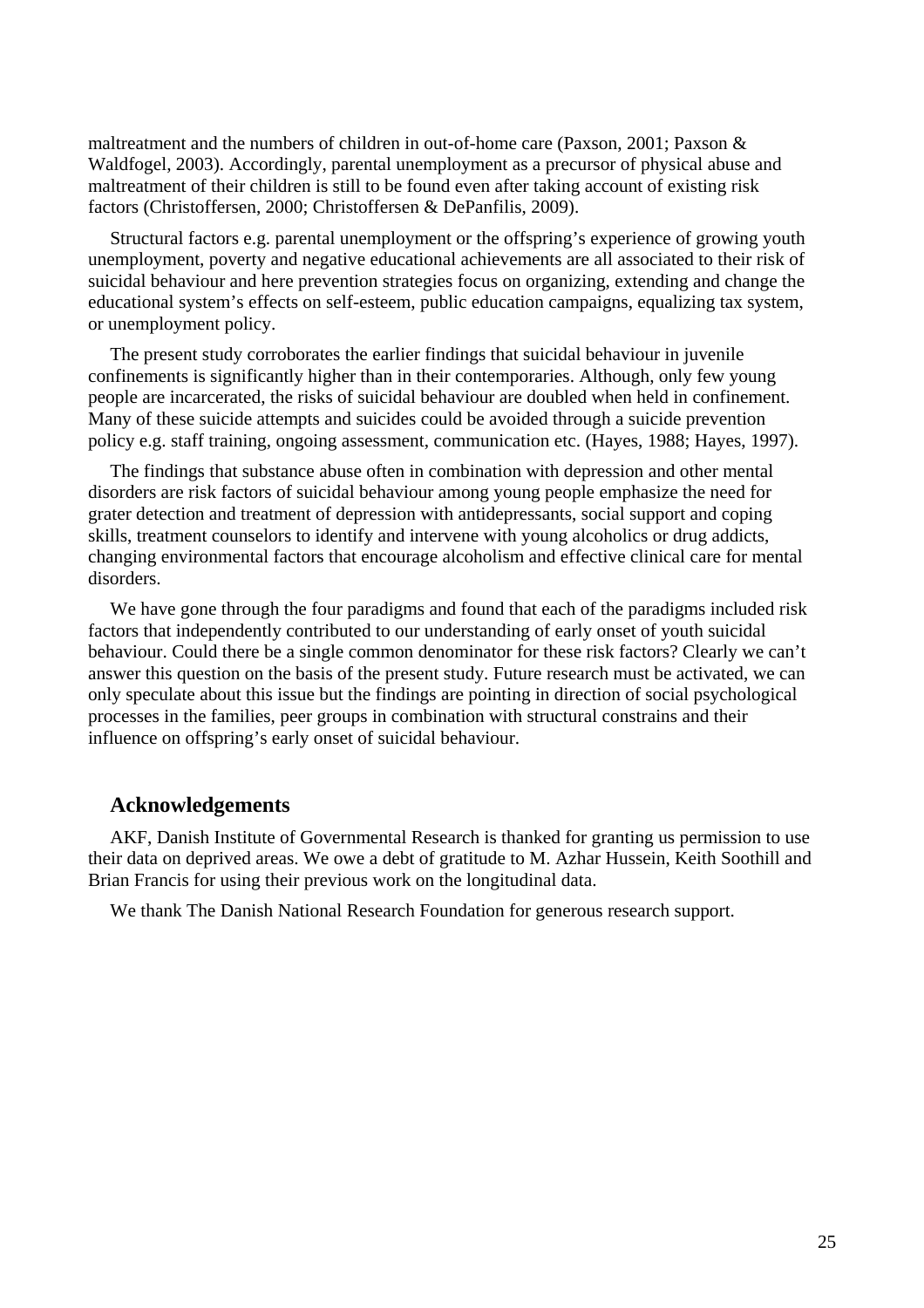maltreatment and the numbers of children in out-of-home care (Paxson, 2001; Paxson & Waldfogel, 2003). Accordingly, parental unemployment as a precursor of physical abuse and maltreatment of their children is still to be found even after taking account of existing risk factors (Christoffersen, 2000; Christoffersen & DePanfilis, 2009).

Structural factors e.g. parental unemployment or the offspring's experience of growing youth unemployment, poverty and negative educational achievements are all associated to their risk of suicidal behaviour and here prevention strategies focus on organizing, extending and change the educational system's effects on self-esteem, public education campaigns, equalizing tax system, or unemployment policy.

The present study corroborates the earlier findings that suicidal behaviour in juvenile confinements is significantly higher than in their contemporaries. Although, only few young people are incarcerated, the risks of suicidal behaviour are doubled when held in confinement. Many of these suicide attempts and suicides could be avoided through a suicide prevention policy e.g. staff training, ongoing assessment, communication etc. (Hayes, 1988; Hayes, 1997).

The findings that substance abuse often in combination with depression and other mental disorders are risk factors of suicidal behaviour among young people emphasize the need for grater detection and treatment of depression with antidepressants, social support and coping skills, treatment counselors to identify and intervene with young alcoholics or drug addicts, changing environmental factors that encourage alcoholism and effective clinical care for mental disorders.

We have gone through the four paradigms and found that each of the paradigms included risk factors that independently contributed to our understanding of early onset of youth suicidal behaviour. Could there be a single common denominator for these risk factors? Clearly we can't answer this question on the basis of the present study. Future research must be activated, we can only speculate about this issue but the findings are pointing in direction of social psychological processes in the families, peer groups in combination with structural constrains and their influence on offspring's early onset of suicidal behaviour.

## Acknowledgements

AKF, Danish Institute of Governmental Research is thanked for granting us permission to use their data on deprived areas. We owe a debt of gratitude to M. Azhar Hussein, Keith Soothill and Brian Francis for using their previous work on the longitudinal data.

We thank The Danish National Research Foundation for generous research support.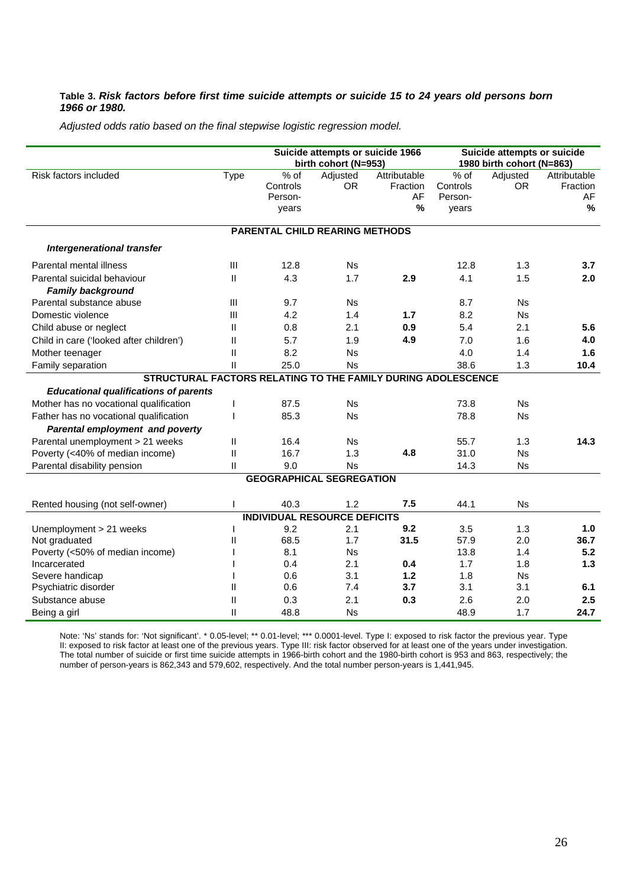**Table 3.** ***Risk factors before first time suicide attempts or suicide 15 to 24 years old persons born 1966 or 1980.***

*Adjusted odds ratio based on the final stepwise logistic regression model.*

| | | Suicide attempts or suicide 1966 birth cohort (N=953) | | | Suicide attempts or suicide 1980 birth cohort (N=863) | | |
|---|---|---|---|---|---|---|---|
| Risk factors included | Type | % of Controls Person-years | Adjusted OR | Attributable Fraction AF % | % of Controls Person-years | Adjusted OR | Attributable Fraction AF % |
| **PARENTAL CHILD REARING METHODS** | | | | | | | |
| ***Intergenerational transfer*** | | | | | | | |
| Parental mental illness | III | 12.8 | Ns | | 12.8 | 1.3 | **3.7** |
| Parental suicidal behaviour | II | 4.3 | 1.7 | **2.9** | 4.1 | 1.5 | **2.0** |
| ***Family background*** | | | | | | | |
| Parental substance abuse | III | 9.7 | Ns | | 8.7 | Ns | |
| Domestic violence | III | 4.2 | 1.4 | **1.7** | 8.2 | Ns | |
| Child abuse or neglect | II | 0.8 | 2.1 | **0.9** | 5.4 | 2.1 | **5.6** |
| Child in care ('looked after children') | II | 5.7 | 1.9 | **4.9** | 7.0 | 1.6 | **4.0** |
| Mother teenager | II | 8.2 | Ns | | 4.0 | 1.4 | **1.6** |
| Family separation | II | 25.0 | Ns | | 38.6 | 1.3 | **10.4** |
| **STRUCTURAL FACTORS RELATING TO THE FAMILY DURING ADOLESCENCE** | | | | | | | |
| ***Educational qualifications of parents*** | | | | | | | |
| Mother has no vocational qualification | I | 87.5 | Ns | | 73.8 | Ns | |
| Father has no vocational qualification | I | 85.3 | Ns | | 78.8 | Ns | |
| ***Parental employment and poverty*** | | | | | | | |
| Parental unemployment > 21 weeks | II | 16.4 | Ns | | 55.7 | 1.3 | **14.3** |
| Poverty (<40% of median income) | II | 16.7 | 1.3 | **4.8** | 31.0 | Ns | |
| Parental disability pension | II | 9.0 | Ns | | 14.3 | Ns | |
| **GEOGRAPHICAL SEGREGATION** | | | | | | | |
| Rented housing (not self-owner) | I | 40.3 | 1.2 | **7.5** | 44.1 | Ns | |
| **INDIVIDUAL RESOURCE DEFICITS** | | | | | | | |
| Unemployment > 21 weeks | I | 9.2 | 2.1 | **9.2** | 3.5 | 1.3 | **1.0** |
| Not graduated | II | 68.5 | 1.7 | **31.5** | 57.9 | 2.0 | **36.7** |
| Poverty (<50% of median income) | I | 8.1 | Ns | | 13.8 | 1.4 | **5.2** |
| Incarcerated | I | 0.4 | 2.1 | **0.4** | 1.7 | 1.8 | **1.3** |
| Severe handicap | I | 0.6 | 3.1 | **1.2** | 1.8 | Ns | |
| Psychiatric disorder | II | 0.6 | 7.4 | **3.7** | 3.1 | 3.1 | **6.1** |
| Substance abuse | II | 0.3 | 2.1 | **0.3** | 2.6 | 2.0 | **2.5** |
| Being a girl | II | 48.8 | Ns | | 48.9 | 1.7 | **24.7** |

Note: 'Ns' stands for: 'Not significant'. * 0.05-level; ** 0.01-level; *** 0.0001-level. Type I: exposed to risk factor the previous year. Type II: exposed to risk factor at least one of the previous years. Type III: risk factor observed for at least one of the years under investigation. The total number of suicide or first time suicide attempts in 1966-birth cohort and the 1980-birth cohort is 953 and 863, respectively; the number of person-years is 862,343 and 579,602, respectively. And the total number person-years is 1,441,945.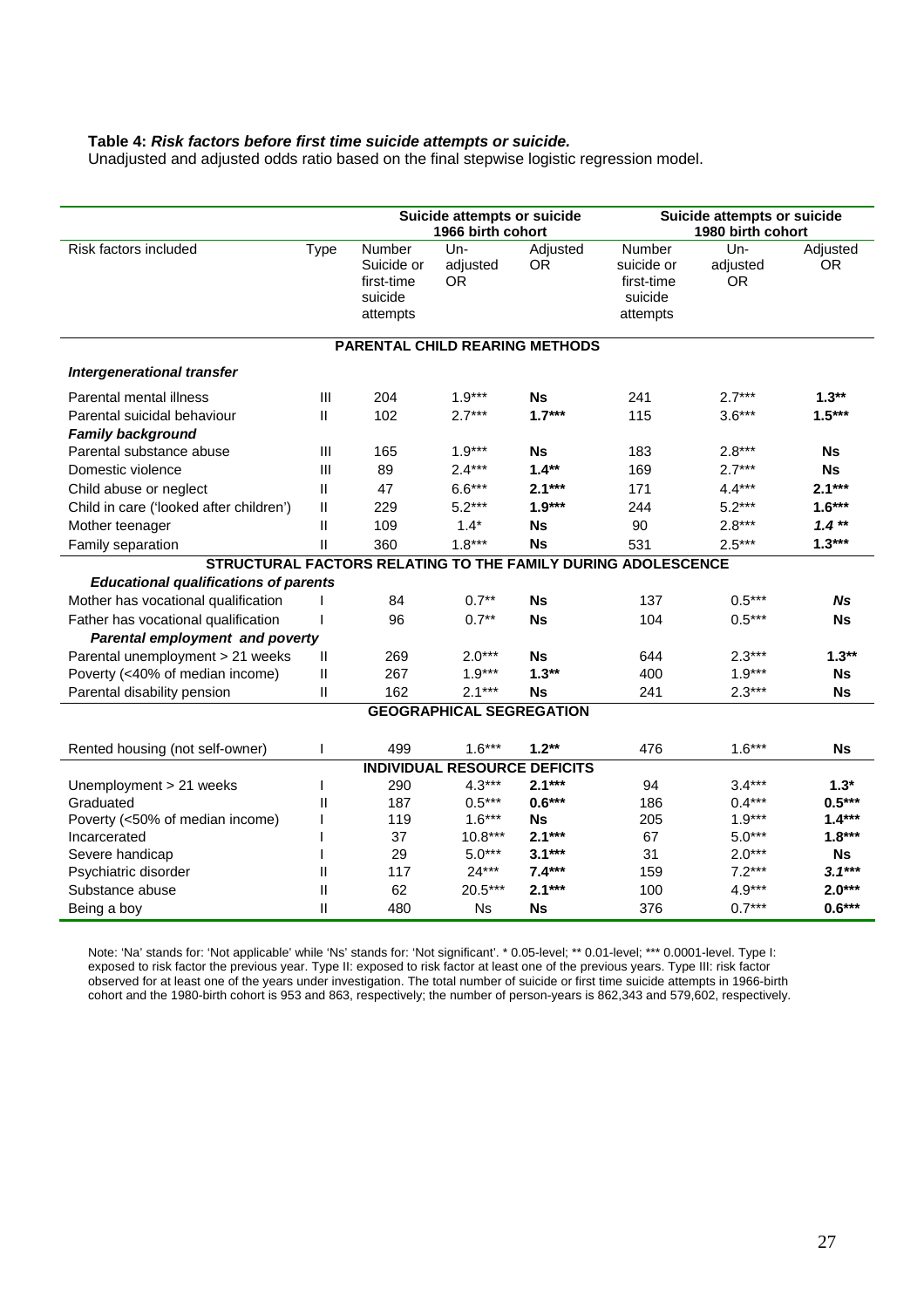**Table 4:** ***Risk factors before first time suicide attempts or suicide.***
Unadjusted and adjusted odds ratio based on the final stepwise logistic regression model.

| | | Suicide attempts or suicide 1966 birth cohort | | | Suicide attempts or suicide 1980 birth cohort | | |
|---|---|---|---|---|---|---|---|
| Risk factors included | Type | Number Suicide or first-time suicide attempts | Un-adjusted OR | Adjusted OR | Number suicide or first-time suicide attempts | Un-adjusted OR | Adjusted OR |
| **PARENTAL CHILD REARING METHODS** | | | | | | | |
| ***Intergenerational transfer*** | | | | | | | |
| Parental mental illness | III | 204 | 1.9*** | **Ns** | 241 | 2.7*** | **1.3**** |
| Parental suicidal behaviour | II | 102 | 2.7*** | **1.7***** | 115 | 3.6*** | **1.5***** |
| ***Family background*** | | | | | | | |
| Parental substance abuse | III | 165 | 1.9*** | **Ns** | 183 | 2.8*** | **Ns** |
| Domestic violence | III | 89 | 2.4*** | **1.4**** | 169 | 2.7*** | **Ns** |
| Child abuse or neglect | II | 47 | 6.6*** | **2.1***** | 171 | 4.4*** | **2.1***** |
| Child in care ('looked after children') | II | 229 | 5.2*** | **1.9***** | 244 | 5.2*** | **1.6***** |
| Mother teenager | II | 109 | 1.4* | **Ns** | 90 | 2.8*** | ***1.4 ***** |
| Family separation | II | 360 | 1.8*** | **Ns** | 531 | 2.5*** | **1.3***** |
| **STRUCTURAL FACTORS RELATING TO THE FAMILY DURING ADOLESCENCE** | | | | | | | |
| ***Educational qualifications of parents*** | | | | | | | |
| Mother has vocational qualification | I | 84 | 0.7** | **Ns** | 137 | 0.5*** | ***Ns*** |
| Father has vocational qualification | I | 96 | 0.7** | **Ns** | 104 | 0.5*** | **Ns** |
| ***Parental employment and poverty*** | | | | | | | |
| Parental unemployment > 21 weeks | II | 269 | 2.0*** | **Ns** | 644 | 2.3*** | **1.3**** |
| Poverty (<40% of median income) | II | 267 | 1.9*** | **1.3**** | 400 | 1.9*** | **Ns** |
| Parental disability pension | II | 162 | 2.1*** | **Ns** | 241 | 2.3*** | **Ns** |
| **GEOGRAPHICAL SEGREGATION** | | | | | | | |
| Rented housing (not self-owner) | I | 499 | 1.6*** | **1.2**** | 476 | 1.6*** | **Ns** |
| **INDIVIDUAL RESOURCE DEFICITS** | | | | | | | |
| Unemployment > 21 weeks | I | 290 | 4.3*** | **2.1***** | 94 | 3.4*** | **1.3*** |
| Graduated | II | 187 | 0.5*** | **0.6***** | 186 | 0.4*** | **0.5***** |
| Poverty (<50% of median income) | I | 119 | 1.6*** | **Ns** | 205 | 1.9*** | **1.4***** |
| Incarcerated | I | 37 | 10.8*** | **2.1***** | 67 | 5.0*** | **1.8***** |
| Severe handicap | I | 29 | 5.0*** | **3.1***** | 31 | 2.0*** | **Ns** |
| Psychiatric disorder | II | 117 | 24*** | **7.4***** | 159 | 7.2*** | ***3.1***** |
| Substance abuse | II | 62 | 20.5*** | **2.1***** | 100 | 4.9*** | **2.0***** |
| Being a boy | II | 480 | Ns | **Ns** | 376 | 0.7*** | **0.6***** |

Note: 'Na' stands for: 'Not applicable' while 'Ns' stands for: 'Not significant'. * 0.05-level; ** 0.01-level; *** 0.0001-level. Type I: exposed to risk factor the previous year. Type II: exposed to risk factor at least one of the previous years. Type III: risk factor observed for at least one of the years under investigation. The total number of suicide or first time suicide attempts in 1966-birth cohort and the 1980-birth cohort is 953 and 863, respectively; the number of person-years is 862,343 and 579,602, respectively.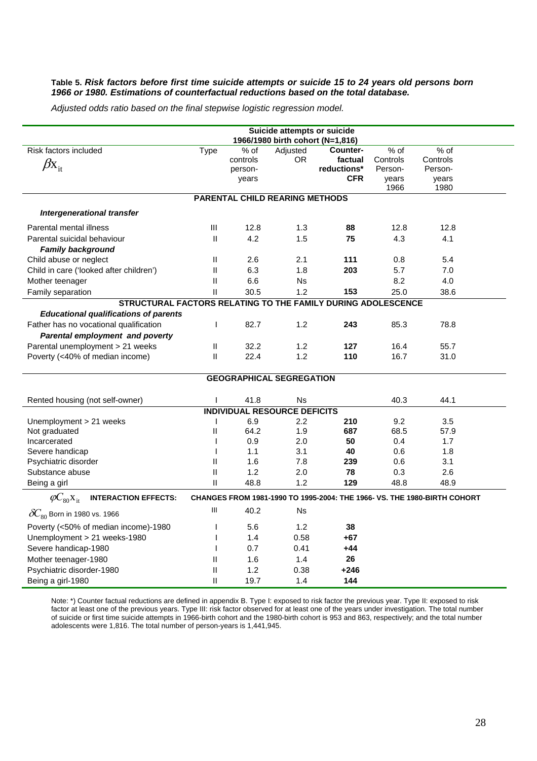**Table 5.** ***Risk factors before first time suicide attempts or suicide 15 to 24 years old persons born 1966 or 1980. Estimations of counterfactual reductions based on the total database.***

*Adjusted odds ratio based on the final stepwise logistic regression model.*

| Risk factors included $\beta x_{it}$ | Type | % of controls person-years | Adjusted OR | **Counter-factual reductions* CFR** | % of Controls Person-years 1966 | % of Controls Person-years 1980 |
|---|---|---|---|---|---|---|
| | | Suicide attempts or suicide 1966/1980 birth cohort (N=1,816) | | | | |
| **PARENTAL CHILD REARING METHODS** | | | | | | |
| ***Intergenerational transfer*** | | | | | | |
| Parental mental illness | III | 12.8 | 1.3 | **88** | 12.8 | 12.8 |
| Parental suicidal behaviour | II | 4.2 | 1.5 | **75** | 4.3 | 4.1 |
| ***Family background*** | | | | | | |
| Child abuse or neglect | II | 2.6 | 2.1 | **111** | 0.8 | 5.4 |
| Child in care ('looked after children') | II | 6.3 | 1.8 | **203** | 5.7 | 7.0 |
| Mother teenager | II | 6.6 | Ns | | 8.2 | 4.0 |
| Family separation | II | 30.5 | 1.2 | **153** | 25.0 | 38.6 |
| **STRUCTURAL FACTORS RELATING TO THE FAMILY DURING ADOLESCENCE** | | | | | | |
| ***Educational qualifications of parents*** | | | | | | |
| Father has no vocational qualification | I | 82.7 | 1.2 | **243** | 85.3 | 78.8 |
| ***Parental employment and poverty*** | | | | | | |
| Parental unemployment > 21 weeks | II | 32.2 | 1.2 | **127** | 16.4 | 55.7 |
| Poverty (<40% of median income) | II | 22.4 | 1.2 | **110** | 16.7 | 31.0 |
| **GEOGRAPHICAL SEGREGATION** | | | | | | |
| Rented housing (not self-owner) | I | 41.8 | Ns | | 40.3 | 44.1 |
| **INDIVIDUAL RESOURCE DEFICITS** | | | | | | |
| Unemployment > 21 weeks | I | 6.9 | 2.2 | **210** | 9.2 | 3.5 |
| Not graduated | II | 64.2 | 1.9 | **687** | 68.5 | 57.9 |
| Incarcerated | I | 0.9 | 2.0 | **50** | 0.4 | 1.7 |
| Severe handicap | I | 1.1 | 3.1 | **40** | 0.6 | 1.8 |
| Psychiatric disorder | II | 1.6 | 7.8 | **239** | 0.6 | 3.1 |
| Substance abuse | II | 1.2 | 2.0 | **78** | 0.3 | 2.6 |
| Being a girl | II | 48.8 | 1.2 | **129** | 48.8 | 48.9 |
| $\varphi C_{80} x_{it}$ **INTERACTION EFFECTS:** | **CHANGES FROM 1981-1990 TO 1995-2004: THE 1966- VS. THE 1980-BIRTH COHORT** | | | | | |
| $\delta C_{80}$ Born in 1980 vs. 1966 | III | 40.2 | Ns | | | |
| Poverty (<50% of median income)-1980 | I | 5.6 | 1.2 | **38** | | |
| Unemployment > 21 weeks-1980 | I | 1.4 | 0.58 | **+67** | | |
| Severe handicap-1980 | I | 0.7 | 0.41 | **+44** | | |
| Mother teenager-1980 | II | 1.6 | 1.4 | **26** | | |
| Psychiatric disorder-1980 | II | 1.2 | 0.38 | **+246** | | |
| Being a girl-1980 | II | 19.7 | 1.4 | **144** | | |

Note: *) Counter factual reductions are defined in appendix B. Type I: exposed to risk factor the previous year. Type II: exposed to risk factor at least one of the previous years. Type III: risk factor observed for at least one of the years under investigation. The total number of suicide or first time suicide attempts in 1966-birth cohort and the 1980-birth cohort is 953 and 863, respectively; and the total number adolescents were 1,816. The total number of person-years is 1,441,945.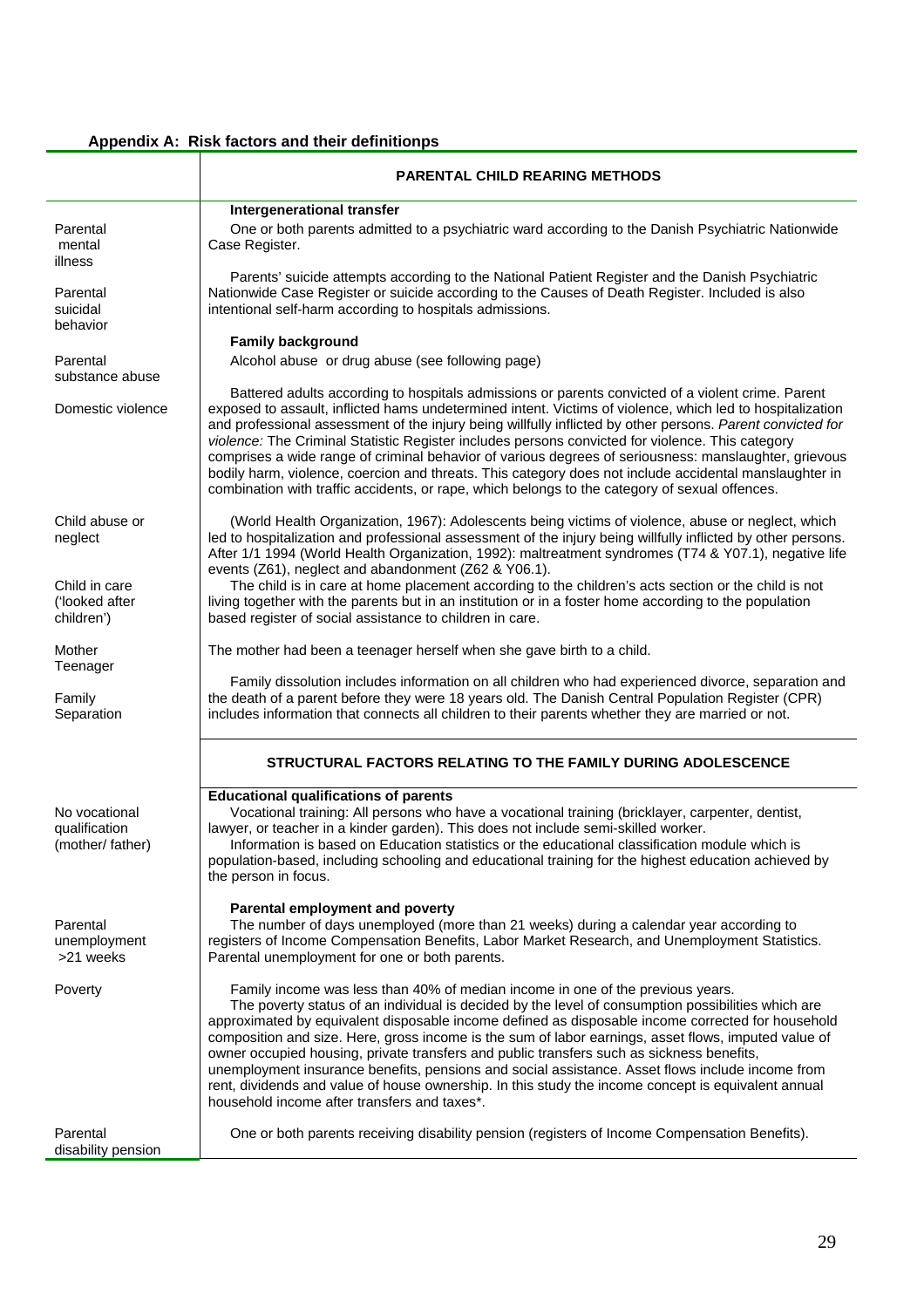**Appendix A: Risk factors and their definitionps**

| | **PARENTAL CHILD REARING METHODS** |
|---|---|
| | **Intergenerational transfer** |
| Parental mental illness | One or both parents admitted to a psychiatric ward according to the Danish Psychiatric Nationwide Case Register. |
| Parental suicidal behavior | Parents' suicide attempts according to the National Patient Register and the Danish Psychiatric Nationwide Case Register or suicide according to the Causes of Death Register. Included is also intentional self-harm according to hospitals admissions. |
| | **Family background** |
| Parental substance abuse | Alcohol abuse or drug abuse (see following page) |
| Domestic violence | Battered adults according to hospitals admissions or parents convicted of a violent crime. Parent exposed to assault, inflicted hams undetermined intent. Victims of violence, which led to hospitalization and professional assessment of the injury being willfully inflicted by other persons. *Parent convicted for violence:* The Criminal Statistic Register includes persons convicted for violence. This category comprises a wide range of criminal behavior of various degrees of seriousness: manslaughter, grievous bodily harm, violence, coercion and threats. This category does not include accidental manslaughter in combination with traffic accidents, or rape, which belongs to the category of sexual offences. |
| Child abuse or neglect | (World Health Organization, 1967): Adolescents being victims of violence, abuse or neglect, which led to hospitalization and professional assessment of the injury being willfully inflicted by other persons. After 1/1 1994 (World Health Organization, 1992): maltreatment syndromes (T74 & Y07.1), negative life events (Z61), neglect and abandonment (Z62 & Y06.1). |
| Child in care ('looked after children') | The child is in care at home placement according to the children's acts section or the child is not living together with the parents but in an institution or in a foster home according to the population based register of social assistance to children in care. |
| Mother Teenager | The mother had been a teenager herself when she gave birth to a child. |
| Family Separation | Family dissolution includes information on all children who had experienced divorce, separation and the death of a parent before they were 18 years old. The Danish Central Population Register (CPR) includes information that connects all children to their parents whether they are married or not. |
| | **STRUCTURAL FACTORS RELATING TO THE FAMILY DURING ADOLESCENCE** |
| | **Educational qualifications of parents** |
| No vocational qualification (mother/ father) | Vocational training: All persons who have a vocational training (bricklayer, carpenter, dentist, lawyer, or teacher in a kinder garden). This does not include semi-skilled worker. Information is based on Education statistics or the educational classification module which is population-based, including schooling and educational training for the highest education achieved by the person in focus. |
| | **Parental employment and poverty** |
| Parental unemployment >21 weeks | The number of days unemployed (more than 21 weeks) during a calendar year according to registers of Income Compensation Benefits, Labor Market Research, and Unemployment Statistics. Parental unemployment for one or both parents. |
| Poverty | Family income was less than 40% of median income in one of the previous years. The poverty status of an individual is decided by the level of consumption possibilities which are approximated by equivalent disposable income defined as disposable income corrected for household composition and size. Here, gross income is the sum of labor earnings, asset flows, imputed value of owner occupied housing, private transfers and public transfers such as sickness benefits, unemployment insurance benefits, pensions and social assistance. Asset flows include income from rent, dividends and value of house ownership. In this study the income concept is equivalent annual household income after transfers and taxes*. |
| Parental disability pension | One or both parents receiving disability pension (registers of Income Compensation Benefits). |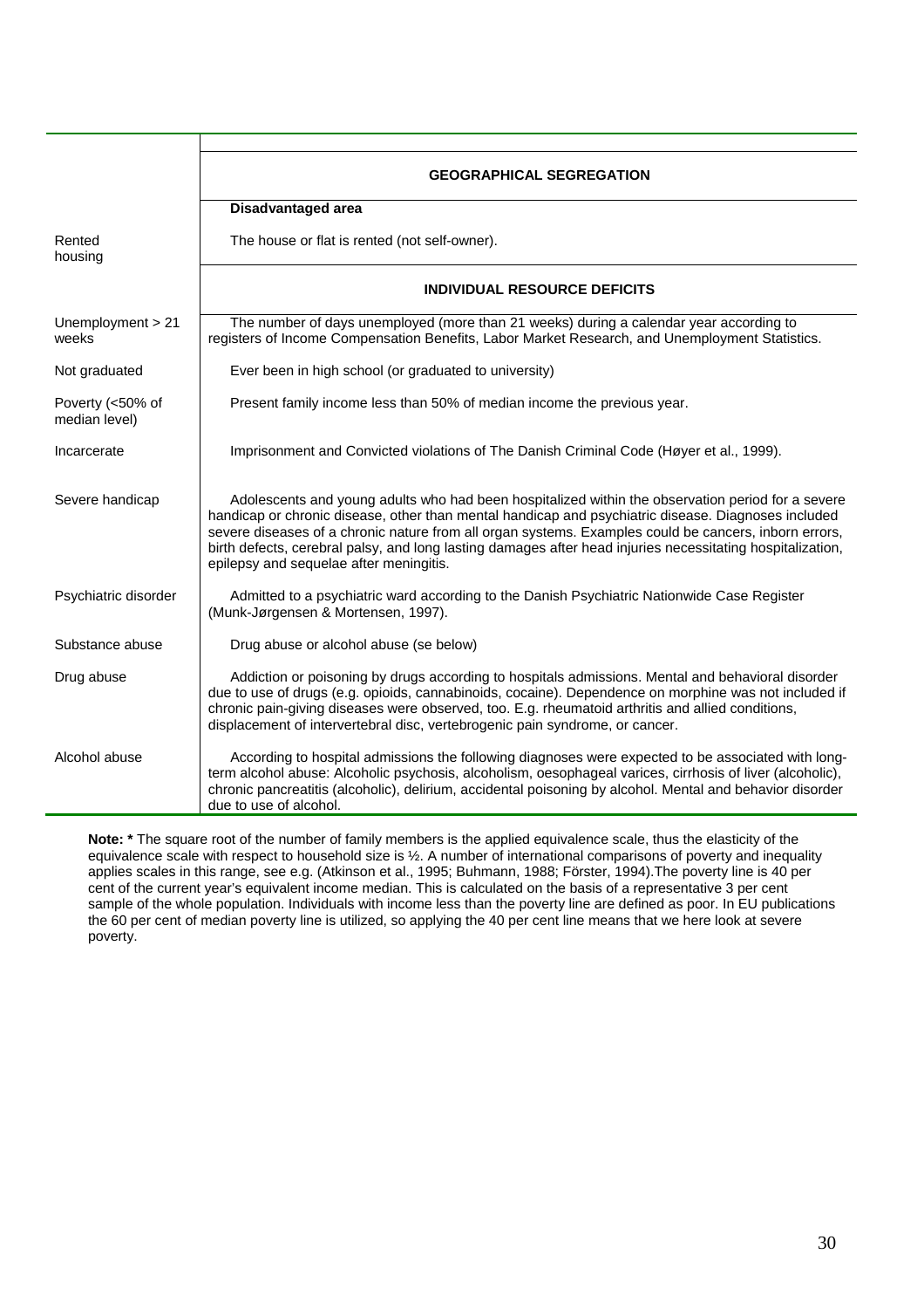| | |
|---|---|
| | **GEOGRAPHICAL SEGREGATION** |
| | **Disadvantaged area** |
| Rented housing | The house or flat is rented (not self-owner). |
| | **INDIVIDUAL RESOURCE DEFICITS** |
| Unemployment > 21 weeks | The number of days unemployed (more than 21 weeks) during a calendar year according to registers of Income Compensation Benefits, Labor Market Research, and Unemployment Statistics. |
| Not graduated | Ever been in high school (or graduated to university) |
| Poverty (<50% of median level) | Present family income less than 50% of median income the previous year. |
| Incarcerate | Imprisonment and Convicted violations of The Danish Criminal Code (Høyer et al., 1999). |
| Severe handicap | Adolescents and young adults who had been hospitalized within the observation period for a severe handicap or chronic disease, other than mental handicap and psychiatric disease. Diagnoses included severe diseases of a chronic nature from all organ systems. Examples could be cancers, inborn errors, birth defects, cerebral palsy, and long lasting damages after head injuries necessitating hospitalization, epilepsy and sequelae after meningitis. |
| Psychiatric disorder | Admitted to a psychiatric ward according to the Danish Psychiatric Nationwide Case Register (Munk-Jørgensen & Mortensen, 1997). |
| Substance abuse | Drug abuse or alcohol abuse (se below) |
| Drug abuse | Addiction or poisoning by drugs according to hospitals admissions. Mental and behavioral disorder due to use of drugs (e.g. opioids, cannabinoids, cocaine). Dependence on morphine was not included if chronic pain-giving diseases were observed, too. E.g. rheumatoid arthritis and allied conditions, displacement of intervertebral disc, vertebrogenic pain syndrome, or cancer. |
| Alcohol abuse | According to hospital admissions the following diagnoses were expected to be associated with long-term alcohol abuse: Alcoholic psychosis, alcoholism, oesophageal varices, cirrhosis of liver (alcoholic), chronic pancreatitis (alcoholic), delirium, accidental poisoning by alcohol. Mental and behavior disorder due to use of alcohol. |

**Note: *** The square root of the number of family members is the applied equivalence scale, thus the elasticity of the equivalence scale with respect to household size is ½. A number of international comparisons of poverty and inequality applies scales in this range, see e.g. (Atkinson et al., 1995; Buhmann, 1988; Förster, 1994).The poverty line is 40 per cent of the current year's equivalent income median. This is calculated on the basis of a representative 3 per cent sample of the whole population. Individuals with income less than the poverty line are defined as poor. In EU publications the 60 per cent of median poverty line is utilized, so applying the 40 per cent line means that we here look at severe poverty.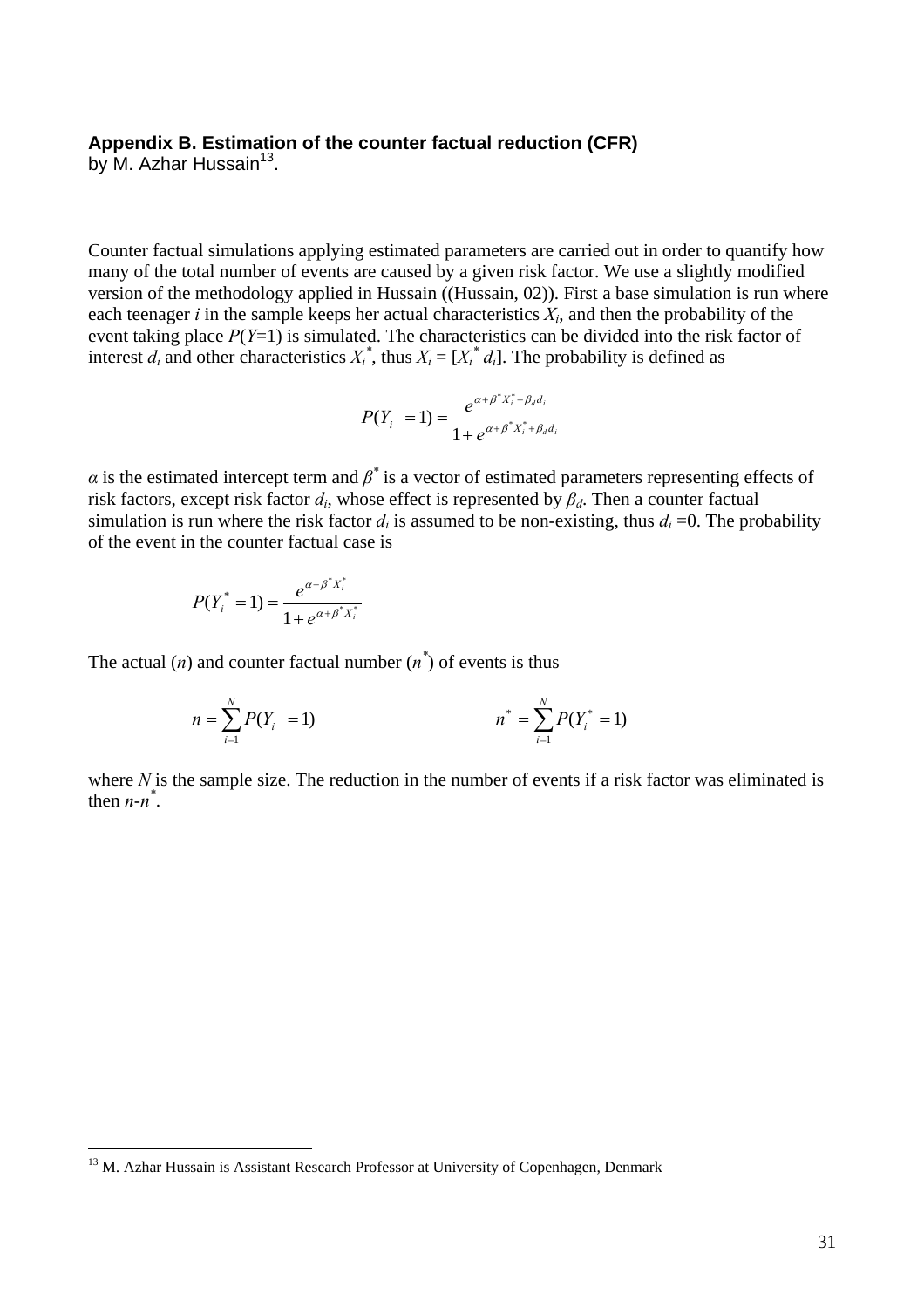### Appendix B. Estimation of the counter factual reduction (CFR)

by M. Azhar Hussain[13].

Counter factual simulations applying estimated parameters are carried out in order to quantify how many of the total number of events are caused by a given risk factor. We use a slightly modified version of the methodology applied in Hussain ((Hussain, 02)). First a base simulation is run where each teenager $i$ in the sample keeps her actual characteristics $X_i$, and then the probability of the event taking place $P(Y=1)$ is simulated. The characteristics can be divided into the risk factor of interest $d_i$ and other characteristics $X_i^*$, thus $X_i = [X_i^* \; d_i]$. The probability is defined as

$$P(Y_i = 1) = \frac{e^{\alpha + \beta^* X_i^* + \beta_d d_i}}{1 + e^{\alpha + \beta^* X_i^* + \beta_d d_i}}$$

$\alpha$ is the estimated intercept term and $\beta^*$ is a vector of estimated parameters representing effects of risk factors, except risk factor $d_i$, whose effect is represented by $\beta_d$. Then a counter factual simulation is run where the risk factor $d_i$ is assumed to be non-existing, thus $d_i = 0$. The probability of the event in the counter factual case is

$$P(Y_i^* = 1) = \frac{e^{\alpha + \beta^* X_i^*}}{1 + e^{\alpha + \beta^* X_i^*}}$$

The actual ($n$) and counter factual number ($n^*$) of events is thus

$$n = \sum_{i=1}^{N} P(Y_i = 1) \qquad\qquad n^* = \sum_{i=1}^{N} P(Y_i^* = 1)$$

where $N$ is the sample size. The reduction in the number of events if a risk factor was eliminated is then $n\text{-}n^*$.

[13] M. Azhar Hussain is Assistant Research Professor at University of Copenhagen, Denmark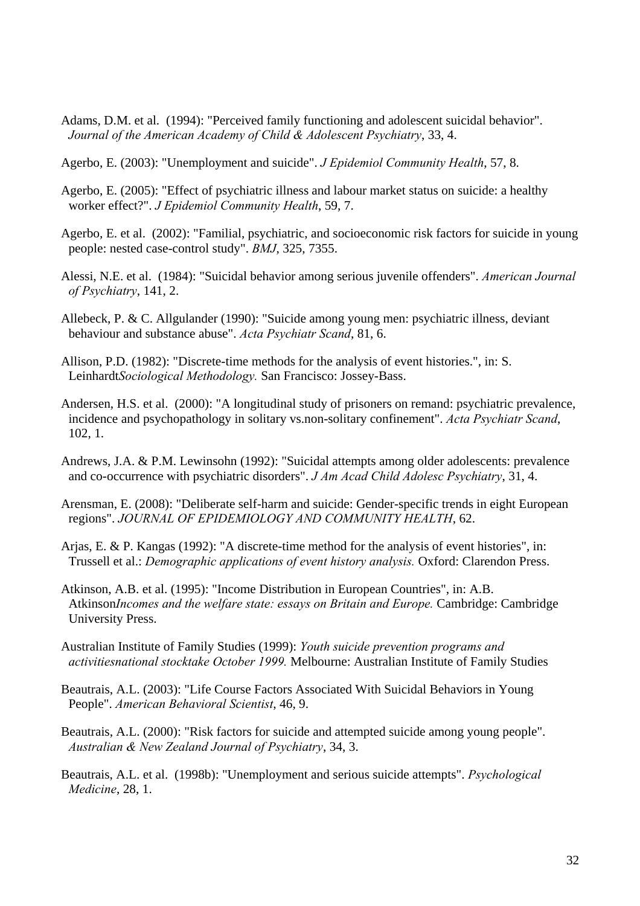Adams, D.M. et al. (1994): "Perceived family functioning and adolescent suicidal behavior". *Journal of the American Academy of Child & Adolescent Psychiatry*, 33, 4.

Agerbo, E. (2003): "Unemployment and suicide". *J Epidemiol Community Health*, 57, 8.

Agerbo, E. (2005): "Effect of psychiatric illness and labour market status on suicide: a healthy worker effect?". *J Epidemiol Community Health*, 59, 7.

Agerbo, E. et al. (2002): "Familial, psychiatric, and socioeconomic risk factors for suicide in young people: nested case-control study". *BMJ*, 325, 7355.

Alessi, N.E. et al. (1984): "Suicidal behavior among serious juvenile offenders". *American Journal of Psychiatry*, 141, 2.

Allebeck, P. & C. Allgulander (1990): "Suicide among young men: psychiatric illness, deviant behaviour and substance abuse". *Acta Psychiatr Scand*, 81, 6.

Allison, P.D. (1982): "Discrete-time methods for the analysis of event histories.", in: S. Leinhardt*Sociological Methodology.* San Francisco: Jossey-Bass.

Andersen, H.S. et al. (2000): "A longitudinal study of prisoners on remand: psychiatric prevalence, incidence and psychopathology in solitary vs.non-solitary confinement". *Acta Psychiatr Scand*, 102, 1.

Andrews, J.A. & P.M. Lewinsohn (1992): "Suicidal attempts among older adolescents: prevalence and co-occurrence with psychiatric disorders". *J Am Acad Child Adolesc Psychiatry*, 31, 4.

Arensman, E. (2008): "Deliberate self-harm and suicide: Gender-specific trends in eight European regions". *JOURNAL OF EPIDEMIOLOGY AND COMMUNITY HEALTH*, 62.

Arjas, E. & P. Kangas (1992): "A discrete-time method for the analysis of event histories", in: Trussell et al.: *Demographic applications of event history analysis.* Oxford: Clarendon Press.

Atkinson, A.B. et al. (1995): "Income Distribution in European Countries", in: A.B. Atkinson*Incomes and the welfare state: essays on Britain and Europe.* Cambridge: Cambridge University Press.

Australian Institute of Family Studies (1999): *Youth suicide prevention programs and activitiesnational stocktake October 1999.* Melbourne: Australian Institute of Family Studies

Beautrais, A.L. (2003): "Life Course Factors Associated With Suicidal Behaviors in Young People". *American Behavioral Scientist*, 46, 9.

Beautrais, A.L. (2000): "Risk factors for suicide and attempted suicide among young people". *Australian & New Zealand Journal of Psychiatry*, 34, 3.

Beautrais, A.L. et al. (1998b): "Unemployment and serious suicide attempts". *Psychological Medicine*, 28, 1.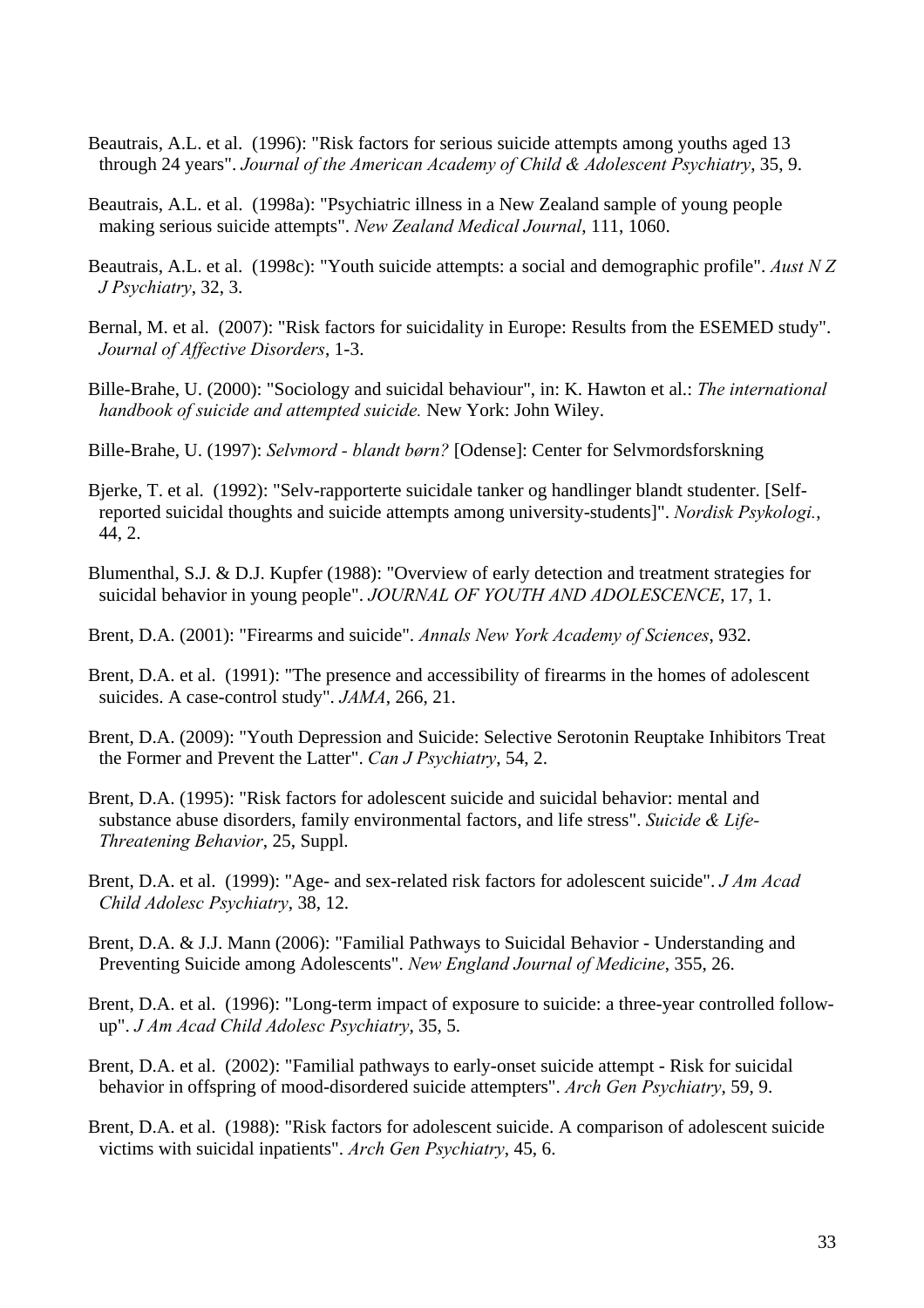Beautrais, A.L. et al. (1996): "Risk factors for serious suicide attempts among youths aged 13 through 24 years". *Journal of the American Academy of Child & Adolescent Psychiatry*, 35, 9.

Beautrais, A.L. et al. (1998a): "Psychiatric illness in a New Zealand sample of young people making serious suicide attempts". *New Zealand Medical Journal*, 111, 1060.

Beautrais, A.L. et al. (1998c): "Youth suicide attempts: a social and demographic profile". *Aust N Z J Psychiatry*, 32, 3.

Bernal, M. et al. (2007): "Risk factors for suicidality in Europe: Results from the ESEMED study". *Journal of Affective Disorders*, 1-3.

Bille-Brahe, U. (2000): "Sociology and suicidal behaviour", in: K. Hawton et al.: *The international handbook of suicide and attempted suicide.* New York: John Wiley.

Bille-Brahe, U. (1997): *Selvmord - blandt børn?* [Odense]: Center for Selvmordsforskning

Bjerke, T. et al. (1992): "Selv-rapporterte suicidale tanker og handlinger blandt studenter. [Self-reported suicidal thoughts and suicide attempts among university-students]". *Nordisk Psykologi.*, 44, 2.

Blumenthal, S.J. & D.J. Kupfer (1988): "Overview of early detection and treatment strategies for suicidal behavior in young people". *JOURNAL OF YOUTH AND ADOLESCENCE*, 17, 1.

Brent, D.A. (2001): "Firearms and suicide". *Annals New York Academy of Sciences*, 932.

Brent, D.A. et al. (1991): "The presence and accessibility of firearms in the homes of adolescent suicides. A case-control study". *JAMA*, 266, 21.

Brent, D.A. (2009): "Youth Depression and Suicide: Selective Serotonin Reuptake Inhibitors Treat the Former and Prevent the Latter". *Can J Psychiatry*, 54, 2.

Brent, D.A. (1995): "Risk factors for adolescent suicide and suicidal behavior: mental and substance abuse disorders, family environmental factors, and life stress". *Suicide & Life-Threatening Behavior*, 25, Suppl.

Brent, D.A. et al. (1999): "Age- and sex-related risk factors for adolescent suicide". *J Am Acad Child Adolesc Psychiatry*, 38, 12.

Brent, D.A. & J.J. Mann (2006): "Familial Pathways to Suicidal Behavior - Understanding and Preventing Suicide among Adolescents". *New England Journal of Medicine*, 355, 26.

Brent, D.A. et al. (1996): "Long-term impact of exposure to suicide: a three-year controlled follow-up". *J Am Acad Child Adolesc Psychiatry*, 35, 5.

Brent, D.A. et al. (2002): "Familial pathways to early-onset suicide attempt - Risk for suicidal behavior in offspring of mood-disordered suicide attempters". *Arch Gen Psychiatry*, 59, 9.

Brent, D.A. et al. (1988): "Risk factors for adolescent suicide. A comparison of adolescent suicide victims with suicidal inpatients". *Arch Gen Psychiatry*, 45, 6.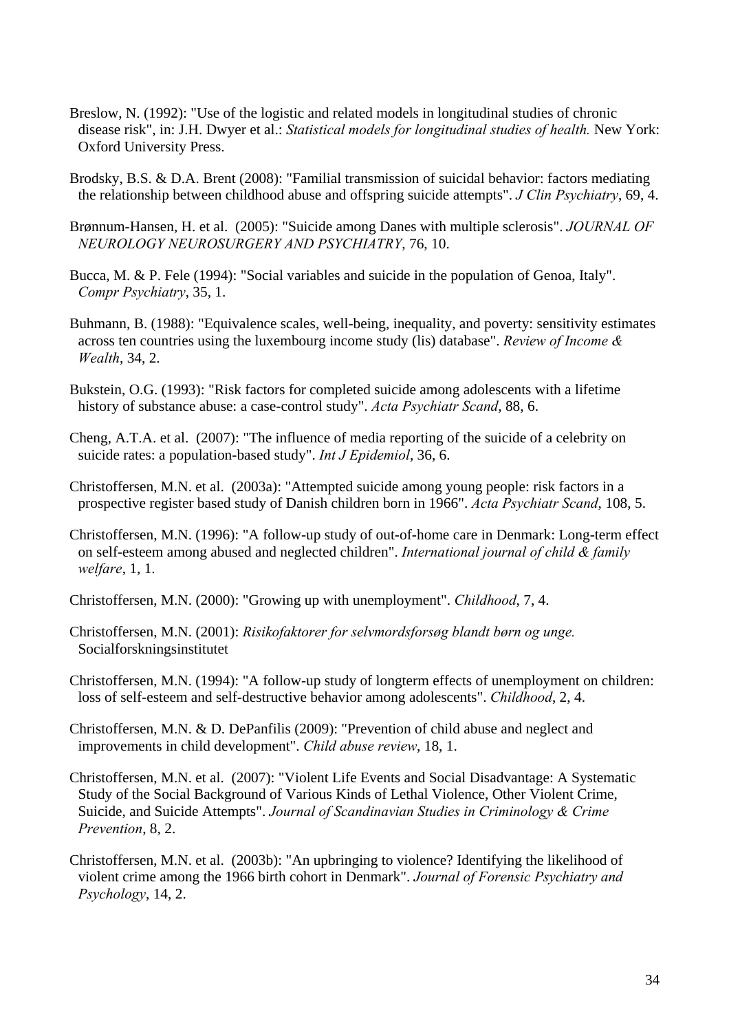Breslow, N. (1992): "Use of the logistic and related models in longitudinal studies of chronic disease risk", in: J.H. Dwyer et al.: *Statistical models for longitudinal studies of health.* New York: Oxford University Press.

Brodsky, B.S. & D.A. Brent (2008): "Familial transmission of suicidal behavior: factors mediating the relationship between childhood abuse and offspring suicide attempts". *J Clin Psychiatry*, 69, 4.

Brønnum-Hansen, H. et al. (2005): "Suicide among Danes with multiple sclerosis". *JOURNAL OF NEUROLOGY NEUROSURGERY AND PSYCHIATRY*, 76, 10.

Bucca, M. & P. Fele (1994): "Social variables and suicide in the population of Genoa, Italy". *Compr Psychiatry*, 35, 1.

Buhmann, B. (1988): "Equivalence scales, well-being, inequality, and poverty: sensitivity estimates across ten countries using the luxembourg income study (lis) database". *Review of Income & Wealth*, 34, 2.

Bukstein, O.G. (1993): "Risk factors for completed suicide among adolescents with a lifetime history of substance abuse: a case-control study". *Acta Psychiatr Scand*, 88, 6.

Cheng, A.T.A. et al. (2007): "The influence of media reporting of the suicide of a celebrity on suicide rates: a population-based study". *Int J Epidemiol*, 36, 6.

Christoffersen, M.N. et al. (2003a): "Attempted suicide among young people: risk factors in a prospective register based study of Danish children born in 1966". *Acta Psychiatr Scand*, 108, 5.

Christoffersen, M.N. (1996): "A follow-up study of out-of-home care in Denmark: Long-term effect on self-esteem among abused and neglected children". *International journal of child & family welfare*, 1, 1.

Christoffersen, M.N. (2000): "Growing up with unemployment". *Childhood*, 7, 4.

Christoffersen, M.N. (2001): *Risikofaktorer for selvmordsforsøg blandt børn og unge.* Socialforskningsinstitutet

Christoffersen, M.N. (1994): "A follow-up study of longterm effects of unemployment on children: loss of self-esteem and self-destructive behavior among adolescents". *Childhood*, 2, 4.

Christoffersen, M.N. & D. DePanfilis (2009): "Prevention of child abuse and neglect and improvements in child development". *Child abuse review*, 18, 1.

Christoffersen, M.N. et al. (2007): "Violent Life Events and Social Disadvantage: A Systematic Study of the Social Background of Various Kinds of Lethal Violence, Other Violent Crime, Suicide, and Suicide Attempts". *Journal of Scandinavian Studies in Criminology & Crime Prevention*, 8, 2.

Christoffersen, M.N. et al. (2003b): "An upbringing to violence? Identifying the likelihood of violent crime among the 1966 birth cohort in Denmark". *Journal of Forensic Psychiatry and Psychology*, 14, 2.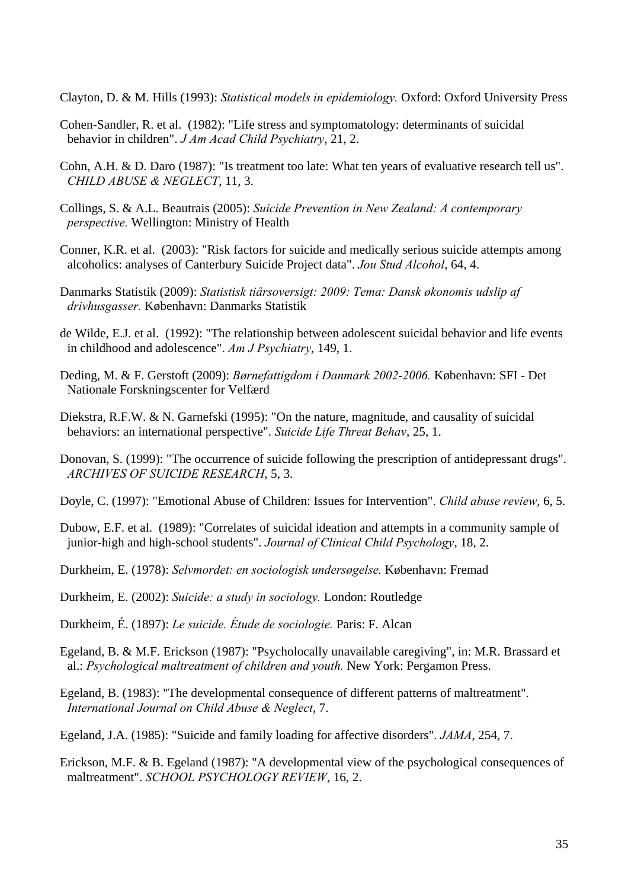Clayton, D. & M. Hills (1993): *Statistical models in epidemiology.* Oxford: Oxford University Press

Cohen-Sandler, R. et al. (1982): "Life stress and symptomatology: determinants of suicidal behavior in children". *J Am Acad Child Psychiatry*, 21, 2.

Cohn, A.H. & D. Daro (1987): "Is treatment too late: What ten years of evaluative research tell us". *CHILD ABUSE & NEGLECT*, 11, 3.

Collings, S. & A.L. Beautrais (2005): *Suicide Prevention in New Zealand: A contemporary perspective.* Wellington: Ministry of Health

Conner, K.R. et al. (2003): "Risk factors for suicide and medically serious suicide attempts among alcoholics: analyses of Canterbury Suicide Project data". *Jou Stud Alcohol*, 64, 4.

Danmarks Statistik (2009): *Statistisk tiårsoversigt: 2009: Tema: Dansk økonomis udslip af drivhusgasser.* København: Danmarks Statistik

de Wilde, E.J. et al. (1992): "The relationship between adolescent suicidal behavior and life events in childhood and adolescence". *Am J Psychiatry*, 149, 1.

Deding, M. & F. Gerstoft (2009): *Børnefattigdom i Danmark 2002-2006.* København: SFI - Det Nationale Forskningscenter for Velfærd

Diekstra, R.F.W. & N. Garnefski (1995): "On the nature, magnitude, and causality of suicidal behaviors: an international perspective". *Suicide Life Threat Behav*, 25, 1.

Donovan, S. (1999): "The occurrence of suicide following the prescription of antidepressant drugs". *ARCHIVES OF SUICIDE RESEARCH*, 5, 3.

Doyle, C. (1997): "Emotional Abuse of Children: Issues for Intervention". *Child abuse review*, 6, 5.

Dubow, E.F. et al. (1989): "Correlates of suicidal ideation and attempts in a community sample of junior-high and high-school students". *Journal of Clinical Child Psychology*, 18, 2.

Durkheim, E. (1978): *Selvmordet: en sociologisk undersøgelse.* København: Fremad

Durkheim, E. (2002): *Suicide: a study in sociology.* London: Routledge

Durkheim, É. (1897): *Le suicide. Étude de sociologie.* Paris: F. Alcan

Egeland, B. & M.F. Erickson (1987): "Psycholocally unavailable caregiving", in: M.R. Brassard et al.: *Psychological maltreatment of children and youth.* New York: Pergamon Press.

Egeland, B. (1983): "The developmental consequence of different patterns of maltreatment". *International Journal on Child Abuse & Neglect*, 7.

Egeland, J.A. (1985): "Suicide and family loading for affective disorders". *JAMA*, 254, 7.

Erickson, M.F. & B. Egeland (1987): "A developmental view of the psychological consequences of maltreatment". *SCHOOL PSYCHOLOGY REVIEW*, 16, 2.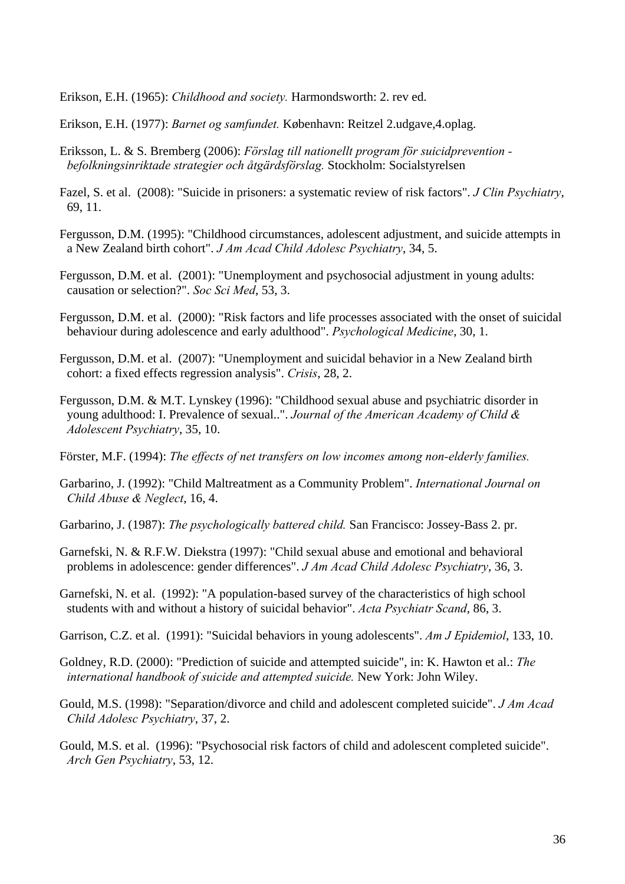Erikson, E.H. (1965): *Childhood and society.* Harmondsworth: 2. rev ed.

Erikson, E.H. (1977): *Barnet og samfundet.* København: Reitzel 2.udgave,4.oplag.

Eriksson, L. & S. Bremberg (2006): *Förslag till nationellt program för suicidprevention - befolkningsinriktade strategier och åtgärdsförslag.* Stockholm: Socialstyrelsen

Fazel, S. et al. (2008): "Suicide in prisoners: a systematic review of risk factors". *J Clin Psychiatry*, 69, 11.

Fergusson, D.M. (1995): "Childhood circumstances, adolescent adjustment, and suicide attempts in a New Zealand birth cohort". *J Am Acad Child Adolesc Psychiatry*, 34, 5.

Fergusson, D.M. et al. (2001): "Unemployment and psychosocial adjustment in young adults: causation or selection?". *Soc Sci Med*, 53, 3.

Fergusson, D.M. et al. (2000): "Risk factors and life processes associated with the onset of suicidal behaviour during adolescence and early adulthood". *Psychological Medicine*, 30, 1.

Fergusson, D.M. et al. (2007): "Unemployment and suicidal behavior in a New Zealand birth cohort: a fixed effects regression analysis". *Crisis*, 28, 2.

Fergusson, D.M. & M.T. Lynskey (1996): "Childhood sexual abuse and psychiatric disorder in young adulthood: I. Prevalence of sexual..". *Journal of the American Academy of Child & Adolescent Psychiatry*, 35, 10.

Förster, M.F. (1994): *The effects of net transfers on low incomes among non-elderly families.*

Garbarino, J. (1992): "Child Maltreatment as a Community Problem". *International Journal on Child Abuse & Neglect*, 16, 4.

Garbarino, J. (1987): *The psychologically battered child.* San Francisco: Jossey-Bass 2. pr.

Garnefski, N. & R.F.W. Diekstra (1997): "Child sexual abuse and emotional and behavioral problems in adolescence: gender differences". *J Am Acad Child Adolesc Psychiatry*, 36, 3.

Garnefski, N. et al. (1992): "A population-based survey of the characteristics of high school students with and without a history of suicidal behavior". *Acta Psychiatr Scand*, 86, 3.

Garrison, C.Z. et al. (1991): "Suicidal behaviors in young adolescents". *Am J Epidemiol*, 133, 10.

Goldney, R.D. (2000): "Prediction of suicide and attempted suicide", in: K. Hawton et al.: *The international handbook of suicide and attempted suicide.* New York: John Wiley.

Gould, M.S. (1998): "Separation/divorce and child and adolescent completed suicide". *J Am Acad Child Adolesc Psychiatry*, 37, 2.

Gould, M.S. et al. (1996): "Psychosocial risk factors of child and adolescent completed suicide". *Arch Gen Psychiatry*, 53, 12.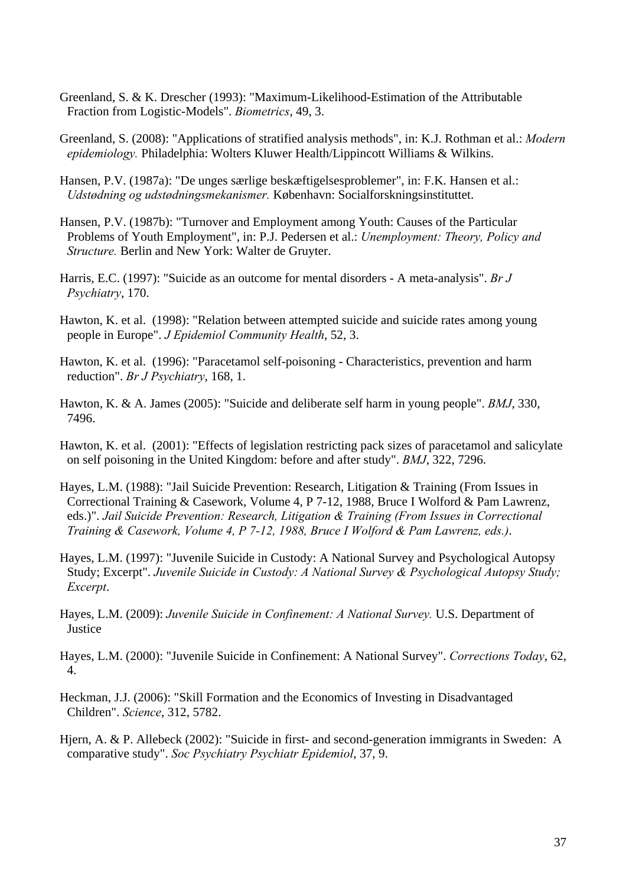Greenland, S. & K. Drescher (1993): "Maximum-Likelihood-Estimation of the Attributable Fraction from Logistic-Models". *Biometrics*, 49, 3.

Greenland, S. (2008): "Applications of stratified analysis methods", in: K.J. Rothman et al.: *Modern epidemiology.* Philadelphia: Wolters Kluwer Health/Lippincott Williams & Wilkins.

Hansen, P.V. (1987a): "De unges særlige beskæftigelsesproblemer", in: F.K. Hansen et al.: *Udstødning og udstødningsmekanismer.* København: Socialforskningsinstituttet.

Hansen, P.V. (1987b): "Turnover and Employment among Youth: Causes of the Particular Problems of Youth Employment", in: P.J. Pedersen et al.: *Unemployment: Theory, Policy and Structure.* Berlin and New York: Walter de Gruyter.

Harris, E.C. (1997): "Suicide as an outcome for mental disorders - A meta-analysis". *Br J Psychiatry*, 170.

Hawton, K. et al. (1998): "Relation between attempted suicide and suicide rates among young people in Europe". *J Epidemiol Community Health*, 52, 3.

Hawton, K. et al. (1996): "Paracetamol self-poisoning - Characteristics, prevention and harm reduction". *Br J Psychiatry*, 168, 1.

Hawton, K. & A. James (2005): "Suicide and deliberate self harm in young people". *BMJ*, 330, 7496.

Hawton, K. et al. (2001): "Effects of legislation restricting pack sizes of paracetamol and salicylate on self poisoning in the United Kingdom: before and after study". *BMJ*, 322, 7296.

Hayes, L.M. (1988): "Jail Suicide Prevention: Research, Litigation & Training (From Issues in Correctional Training & Casework, Volume 4, P 7-12, 1988, Bruce I Wolford & Pam Lawrenz, eds.)". *Jail Suicide Prevention: Research, Litigation & Training (From Issues in Correctional Training & Casework, Volume 4, P 7-12, 1988, Bruce I Wolford & Pam Lawrenz, eds.)*.

Hayes, L.M. (1997): "Juvenile Suicide in Custody: A National Survey and Psychological Autopsy Study; Excerpt". *Juvenile Suicide in Custody: A National Survey & Psychological Autopsy Study; Excerpt*.

Hayes, L.M. (2009): *Juvenile Suicide in Confinement: A National Survey.* U.S. Department of Justice

Hayes, L.M. (2000): "Juvenile Suicide in Confinement: A National Survey". *Corrections Today*, 62, 4.

Heckman, J.J. (2006): "Skill Formation and the Economics of Investing in Disadvantaged Children". *Science*, 312, 5782.

Hjern, A. & P. Allebeck (2002): "Suicide in first- and second-generation immigrants in Sweden: A comparative study". *Soc Psychiatry Psychiatr Epidemiol*, 37, 9.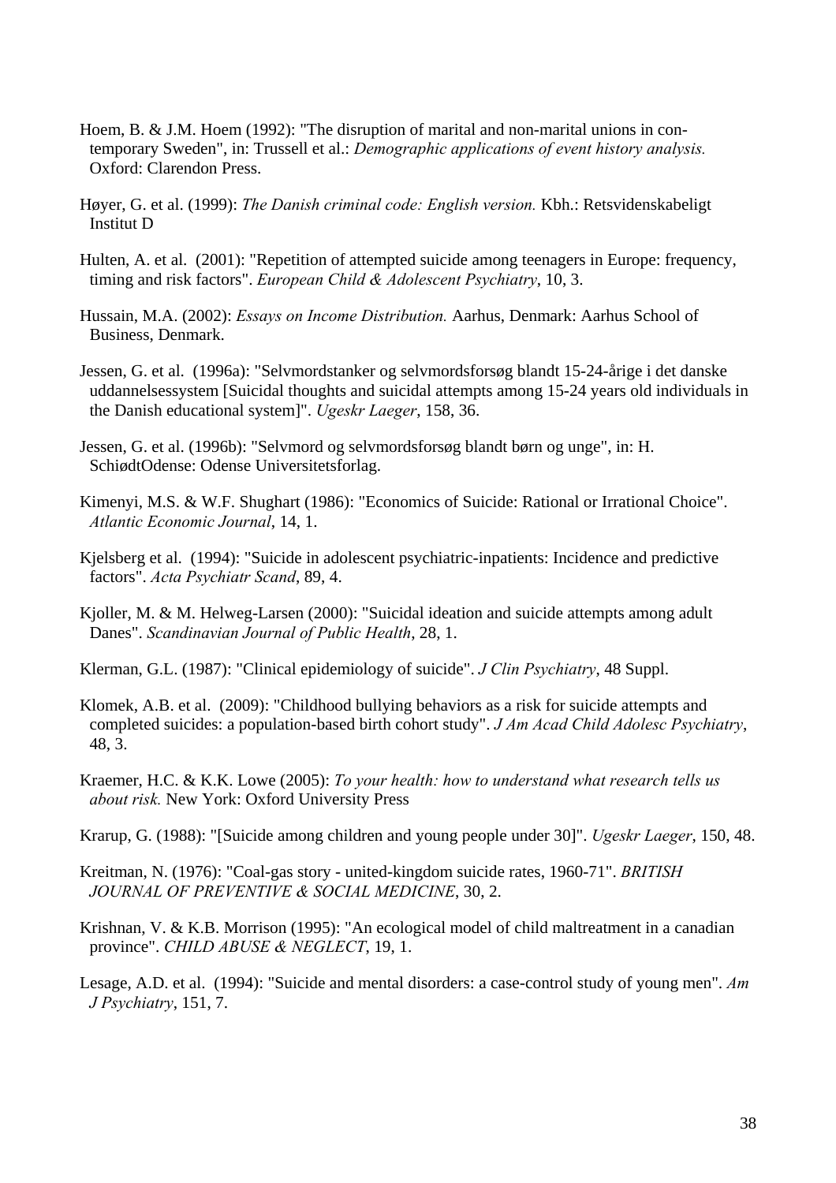Hoem, B. & J.M. Hoem (1992): "The disruption of marital and non-marital unions in contemporary Sweden", in: Trussell et al.: *Demographic applications of event history analysis.* Oxford: Clarendon Press.

Høyer, G. et al. (1999): *The Danish criminal code: English version.* Kbh.: Retsvidenskabeligt Institut D

Hulten, A. et al. (2001): "Repetition of attempted suicide among teenagers in Europe: frequency, timing and risk factors". *European Child & Adolescent Psychiatry*, 10, 3.

Hussain, M.A. (2002): *Essays on Income Distribution.* Aarhus, Denmark: Aarhus School of Business, Denmark.

Jessen, G. et al. (1996a): "Selvmordstanker og selvmordsforsøg blandt 15-24-årige i det danske uddannelsessystem [Suicidal thoughts and suicidal attempts among 15-24 years old individuals in the Danish educational system]". *Ugeskr Laeger*, 158, 36.

Jessen, G. et al. (1996b): "Selvmord og selvmordsforsøg blandt børn og unge", in: H. SchiødtOdense: Odense Universitetsforlag.

Kimenyi, M.S. & W.F. Shughart (1986): "Economics of Suicide: Rational or Irrational Choice". *Atlantic Economic Journal*, 14, 1.

Kjelsberg et al. (1994): "Suicide in adolescent psychiatric-inpatients: Incidence and predictive factors". *Acta Psychiatr Scand*, 89, 4.

Kjoller, M. & M. Helweg-Larsen (2000): "Suicidal ideation and suicide attempts among adult Danes". *Scandinavian Journal of Public Health*, 28, 1.

Klerman, G.L. (1987): "Clinical epidemiology of suicide". *J Clin Psychiatry*, 48 Suppl.

Klomek, A.B. et al. (2009): "Childhood bullying behaviors as a risk for suicide attempts and completed suicides: a population-based birth cohort study". *J Am Acad Child Adolesc Psychiatry*, 48, 3.

Kraemer, H.C. & K.K. Lowe (2005): *To your health: how to understand what research tells us about risk.* New York: Oxford University Press

Krarup, G. (1988): "[Suicide among children and young people under 30]". *Ugeskr Laeger*, 150, 48.

Kreitman, N. (1976): "Coal-gas story - united-kingdom suicide rates, 1960-71". *BRITISH JOURNAL OF PREVENTIVE & SOCIAL MEDICINE*, 30, 2.

Krishnan, V. & K.B. Morrison (1995): "An ecological model of child maltreatment in a canadian province". *CHILD ABUSE & NEGLECT*, 19, 1.

Lesage, A.D. et al. (1994): "Suicide and mental disorders: a case-control study of young men". *Am J Psychiatry*, 151, 7.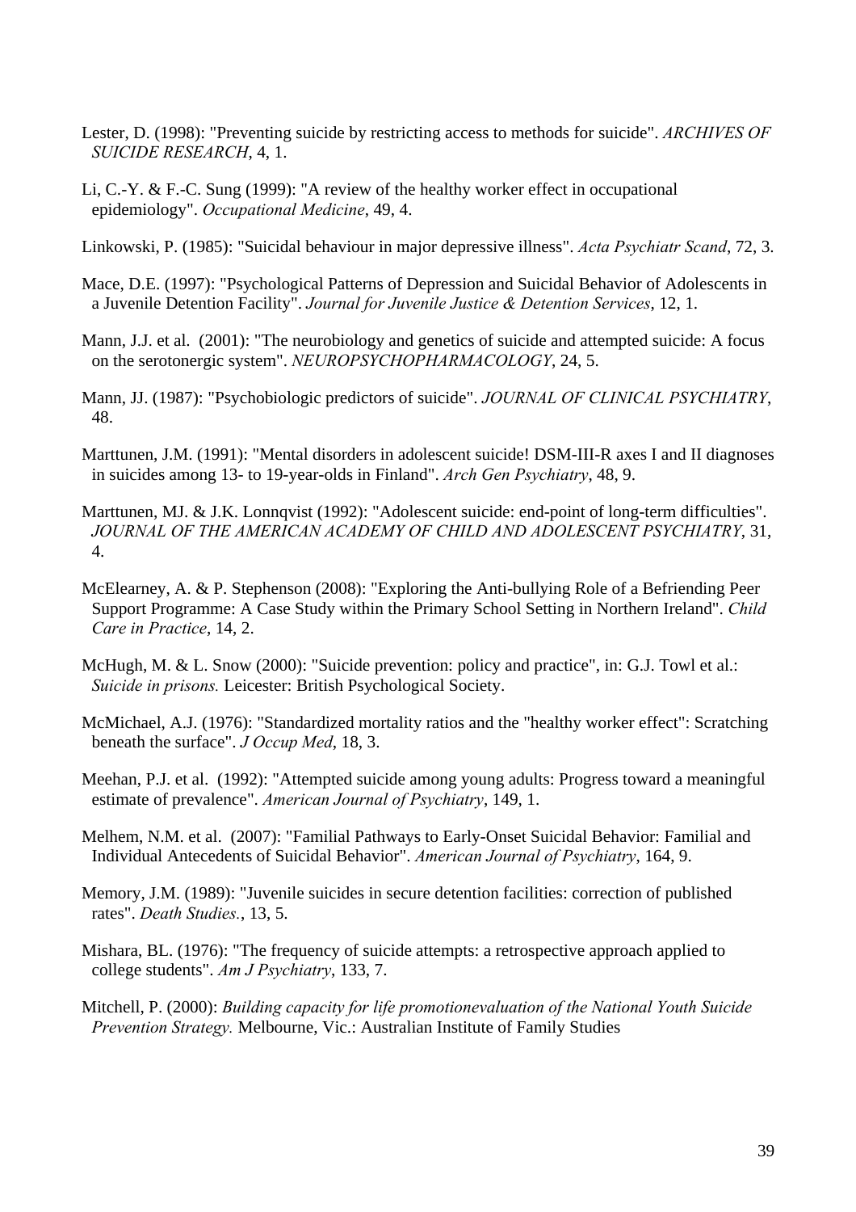Lester, D. (1998): "Preventing suicide by restricting access to methods for suicide". *ARCHIVES OF SUICIDE RESEARCH*, 4, 1.

Li, C.-Y. & F.-C. Sung (1999): "A review of the healthy worker effect in occupational epidemiology". *Occupational Medicine*, 49, 4.

Linkowski, P. (1985): "Suicidal behaviour in major depressive illness". *Acta Psychiatr Scand*, 72, 3.

Mace, D.E. (1997): "Psychological Patterns of Depression and Suicidal Behavior of Adolescents in a Juvenile Detention Facility". *Journal for Juvenile Justice & Detention Services*, 12, 1.

Mann, J.J. et al. (2001): "The neurobiology and genetics of suicide and attempted suicide: A focus on the serotonergic system". *NEUROPSYCHOPHARMACOLOGY*, 24, 5.

Mann, JJ. (1987): "Psychobiologic predictors of suicide". *JOURNAL OF CLINICAL PSYCHIATRY*, 48.

Marttunen, J.M. (1991): "Mental disorders in adolescent suicide! DSM-III-R axes I and II diagnoses in suicides among 13- to 19-year-olds in Finland". *Arch Gen Psychiatry*, 48, 9.

Marttunen, MJ. & J.K. Lonnqvist (1992): "Adolescent suicide: end-point of long-term difficulties". *JOURNAL OF THE AMERICAN ACADEMY OF CHILD AND ADOLESCENT PSYCHIATRY*, 31, 4.

McElearney, A. & P. Stephenson (2008): "Exploring the Anti-bullying Role of a Befriending Peer Support Programme: A Case Study within the Primary School Setting in Northern Ireland". *Child Care in Practice*, 14, 2.

McHugh, M. & L. Snow (2000): "Suicide prevention: policy and practice", in: G.J. Towl et al.: *Suicide in prisons.* Leicester: British Psychological Society.

McMichael, A.J. (1976): "Standardized mortality ratios and the "healthy worker effect": Scratching beneath the surface". *J Occup Med*, 18, 3.

Meehan, P.J. et al. (1992): "Attempted suicide among young adults: Progress toward a meaningful estimate of prevalence". *American Journal of Psychiatry*, 149, 1.

Melhem, N.M. et al. (2007): "Familial Pathways to Early-Onset Suicidal Behavior: Familial and Individual Antecedents of Suicidal Behavior". *American Journal of Psychiatry*, 164, 9.

Memory, J.M. (1989): "Juvenile suicides in secure detention facilities: correction of published rates". *Death Studies.*, 13, 5.

Mishara, BL. (1976): "The frequency of suicide attempts: a retrospective approach applied to college students". *Am J Psychiatry*, 133, 7.

Mitchell, P. (2000): *Building capacity for life promotionevaluation of the National Youth Suicide Prevention Strategy.* Melbourne, Vic.: Australian Institute of Family Studies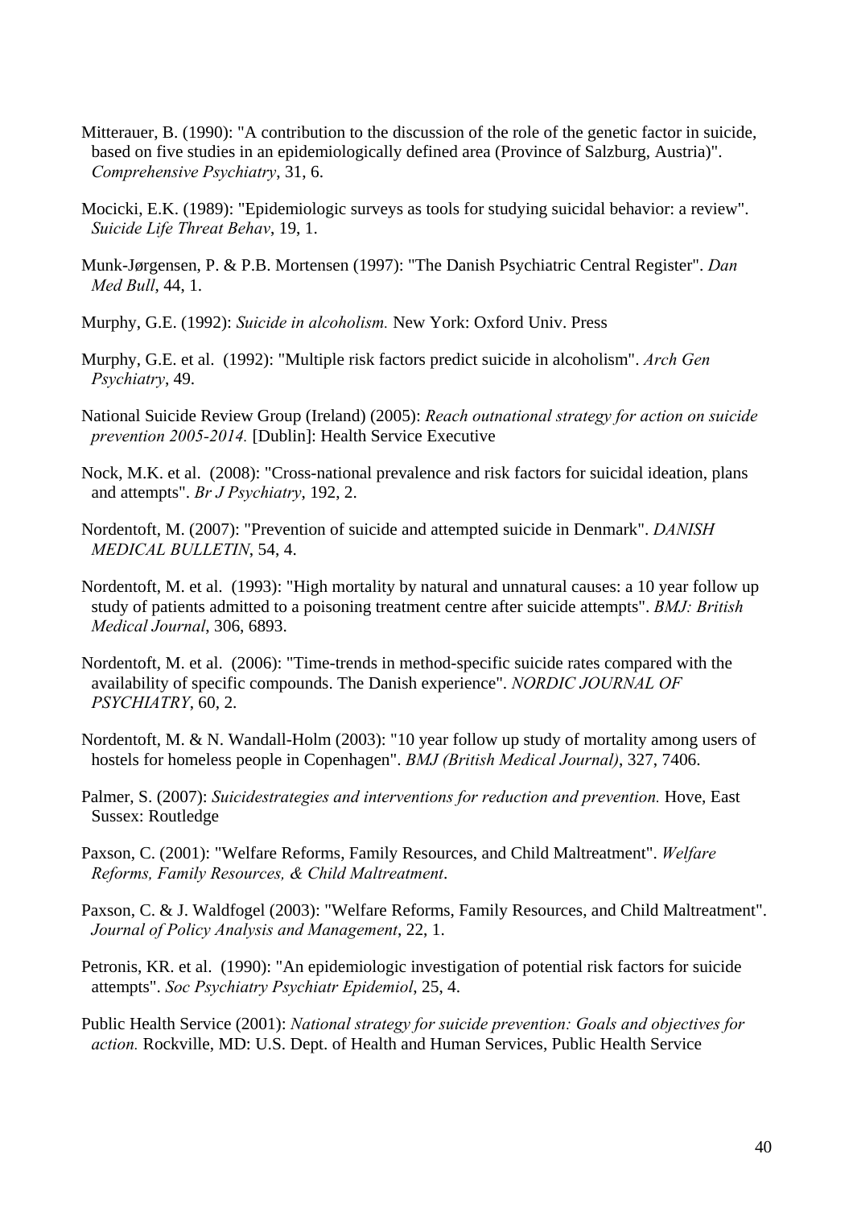Mitterauer, B. (1990): "A contribution to the discussion of the role of the genetic factor in suicide, based on five studies in an epidemiologically defined area (Province of Salzburg, Austria)". *Comprehensive Psychiatry*, 31, 6.

Mocicki, E.K. (1989): "Epidemiologic surveys as tools for studying suicidal behavior: a review". *Suicide Life Threat Behav*, 19, 1.

Munk-Jørgensen, P. & P.B. Mortensen (1997): "The Danish Psychiatric Central Register". *Dan Med Bull*, 44, 1.

Murphy, G.E. (1992): *Suicide in alcoholism.* New York: Oxford Univ. Press

Murphy, G.E. et al. (1992): "Multiple risk factors predict suicide in alcoholism". *Arch Gen Psychiatry*, 49.

National Suicide Review Group (Ireland) (2005): *Reach outnational strategy for action on suicide prevention 2005-2014.* [Dublin]: Health Service Executive

Nock, M.K. et al. (2008): "Cross-national prevalence and risk factors for suicidal ideation, plans and attempts". *Br J Psychiatry*, 192, 2.

Nordentoft, M. (2007): "Prevention of suicide and attempted suicide in Denmark". *DANISH MEDICAL BULLETIN*, 54, 4.

Nordentoft, M. et al. (1993): "High mortality by natural and unnatural causes: a 10 year follow up study of patients admitted to a poisoning treatment centre after suicide attempts". *BMJ: British Medical Journal*, 306, 6893.

Nordentoft, M. et al. (2006): "Time-trends in method-specific suicide rates compared with the availability of specific compounds. The Danish experience". *NORDIC JOURNAL OF PSYCHIATRY*, 60, 2.

Nordentoft, M. & N. Wandall-Holm (2003): "10 year follow up study of mortality among users of hostels for homeless people in Copenhagen". *BMJ (British Medical Journal)*, 327, 7406.

Palmer, S. (2007): *Suicidestrategies and interventions for reduction and prevention.* Hove, East Sussex: Routledge

Paxson, C. (2001): "Welfare Reforms, Family Resources, and Child Maltreatment". *Welfare Reforms, Family Resources, & Child Maltreatment*.

Paxson, C. & J. Waldfogel (2003): "Welfare Reforms, Family Resources, and Child Maltreatment". *Journal of Policy Analysis and Management*, 22, 1.

Petronis, KR. et al. (1990): "An epidemiologic investigation of potential risk factors for suicide attempts". *Soc Psychiatry Psychiatr Epidemiol*, 25, 4.

Public Health Service (2001): *National strategy for suicide prevention: Goals and objectives for action.* Rockville, MD: U.S. Dept. of Health and Human Services, Public Health Service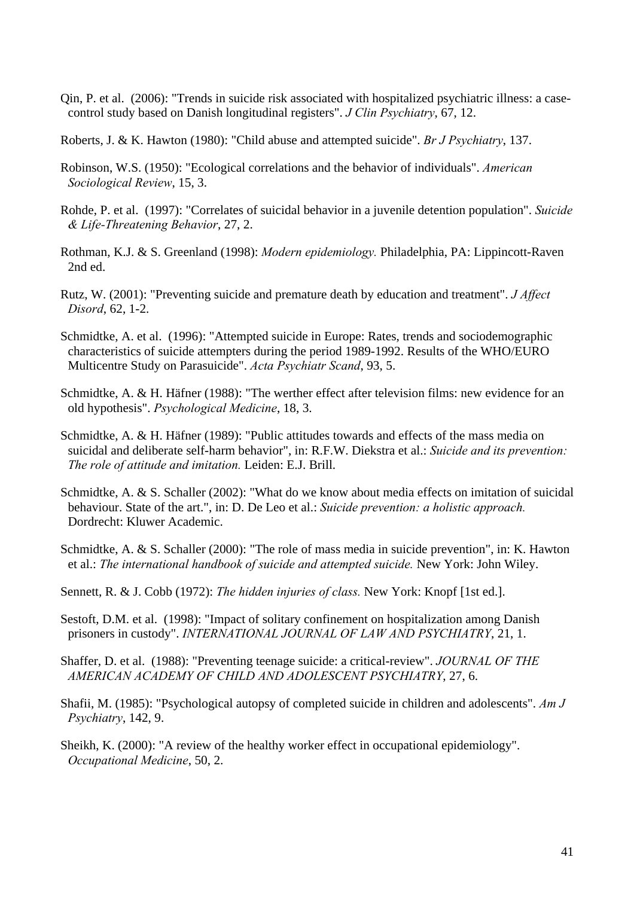Qin, P. et al. (2006): "Trends in suicide risk associated with hospitalized psychiatric illness: a case-control study based on Danish longitudinal registers". *J Clin Psychiatry*, 67, 12.

Roberts, J. & K. Hawton (1980): "Child abuse and attempted suicide". *Br J Psychiatry*, 137.

Robinson, W.S. (1950): "Ecological correlations and the behavior of individuals". *American Sociological Review*, 15, 3.

Rohde, P. et al. (1997): "Correlates of suicidal behavior in a juvenile detention population". *Suicide & Life-Threatening Behavior*, 27, 2.

Rothman, K.J. & S. Greenland (1998): *Modern epidemiology.* Philadelphia, PA: Lippincott-Raven 2nd ed.

Rutz, W. (2001): "Preventing suicide and premature death by education and treatment". *J Affect Disord*, 62, 1-2.

Schmidtke, A. et al. (1996): "Attempted suicide in Europe: Rates, trends and sociodemographic characteristics of suicide attempters during the period 1989-1992. Results of the WHO/EURO Multicentre Study on Parasuicide". *Acta Psychiatr Scand*, 93, 5.

Schmidtke, A. & H. Häfner (1988): "The werther effect after television films: new evidence for an old hypothesis". *Psychological Medicine*, 18, 3.

Schmidtke, A. & H. Häfner (1989): "Public attitudes towards and effects of the mass media on suicidal and deliberate self-harm behavior", in: R.F.W. Diekstra et al.: *Suicide and its prevention: The role of attitude and imitation.* Leiden: E.J. Brill.

Schmidtke, A. & S. Schaller (2002): "What do we know about media effects on imitation of suicidal behaviour. State of the art.", in: D. De Leo et al.: *Suicide prevention: a holistic approach.* Dordrecht: Kluwer Academic.

Schmidtke, A. & S. Schaller (2000): "The role of mass media in suicide prevention", in: K. Hawton et al.: *The international handbook of suicide and attempted suicide.* New York: John Wiley.

Sennett, R. & J. Cobb (1972): *The hidden injuries of class.* New York: Knopf [1st ed.].

Sestoft, D.M. et al. (1998): "Impact of solitary confinement on hospitalization among Danish prisoners in custody". *INTERNATIONAL JOURNAL OF LAW AND PSYCHIATRY*, 21, 1.

Shaffer, D. et al. (1988): "Preventing teenage suicide: a critical-review". *JOURNAL OF THE AMERICAN ACADEMY OF CHILD AND ADOLESCENT PSYCHIATRY*, 27, 6.

Shafii, M. (1985): "Psychological autopsy of completed suicide in children and adolescents". *Am J Psychiatry*, 142, 9.

Sheikh, K. (2000): "A review of the healthy worker effect in occupational epidemiology". *Occupational Medicine*, 50, 2.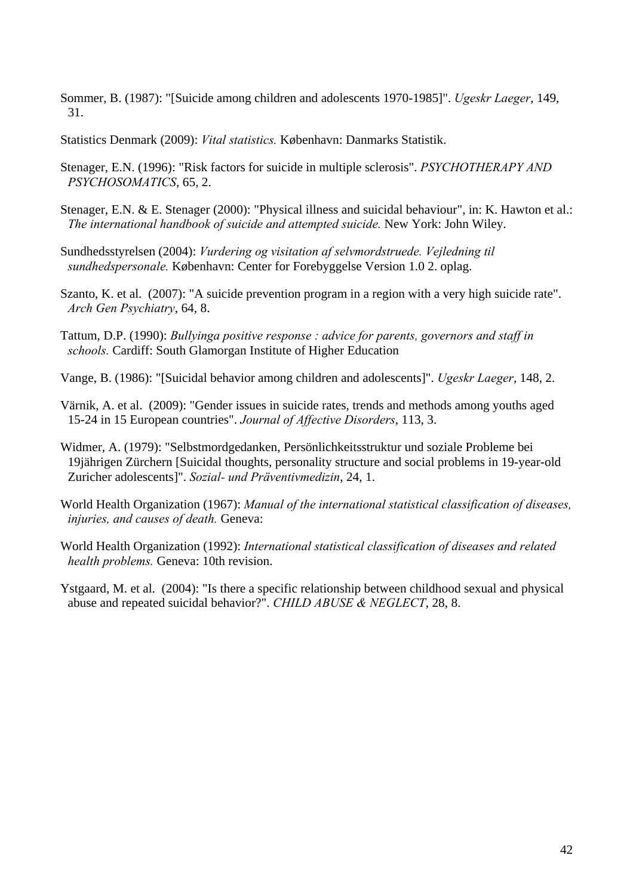Sommer, B. (1987): "[Suicide among children and adolescents 1970-1985]". *Ugeskr Laeger*, 149, 31.

Statistics Denmark (2009): *Vital statistics.* København: Danmarks Statistik.

Stenager, E.N. (1996): "Risk factors for suicide in multiple sclerosis". *PSYCHOTHERAPY AND PSYCHOSOMATICS*, 65, 2.

Stenager, E.N. & E. Stenager (2000): "Physical illness and suicidal behaviour", in: K. Hawton et al.: *The international handbook of suicide and attempted suicide.* New York: John Wiley.

Sundhedsstyrelsen (2004): *Vurdering og visitation af selvmordstruede. Vejledning til sundhedspersonale.* København: Center for Forebyggelse Version 1.0 2. oplag.

Szanto, K. et al. (2007): "A suicide prevention program in a region with a very high suicide rate". *Arch Gen Psychiatry*, 64, 8.

Tattum, D.P. (1990): *Bullyinga positive response : advice for parents, governors and staff in schools.* Cardiff: South Glamorgan Institute of Higher Education

Vange, B. (1986): "[Suicidal behavior among children and adolescents]". *Ugeskr Laeger*, 148, 2.

Värnik, A. et al. (2009): "Gender issues in suicide rates, trends and methods among youths aged 15-24 in 15 European countries". *Journal of Affective Disorders*, 113, 3.

Widmer, A. (1979): "Selbstmordgedanken, Persönlichkeitsstruktur und soziale Probleme bei 19jährigen Zürchern [Suicidal thoughts, personality structure and social problems in 19-year-old Zuricher adolescents]". *Sozial- und Präventivmedizin*, 24, 1.

World Health Organization (1967): *Manual of the international statistical classification of diseases, injuries, and causes of death.* Geneva:

World Health Organization (1992): *International statistical classification of diseases and related health problems.* Geneva: 10th revision.

Ystgaard, M. et al. (2004): "Is there a specific relationship between childhood sexual and physical abuse and repeated suicidal behavior?". *CHILD ABUSE & NEGLECT*, 28, 8.